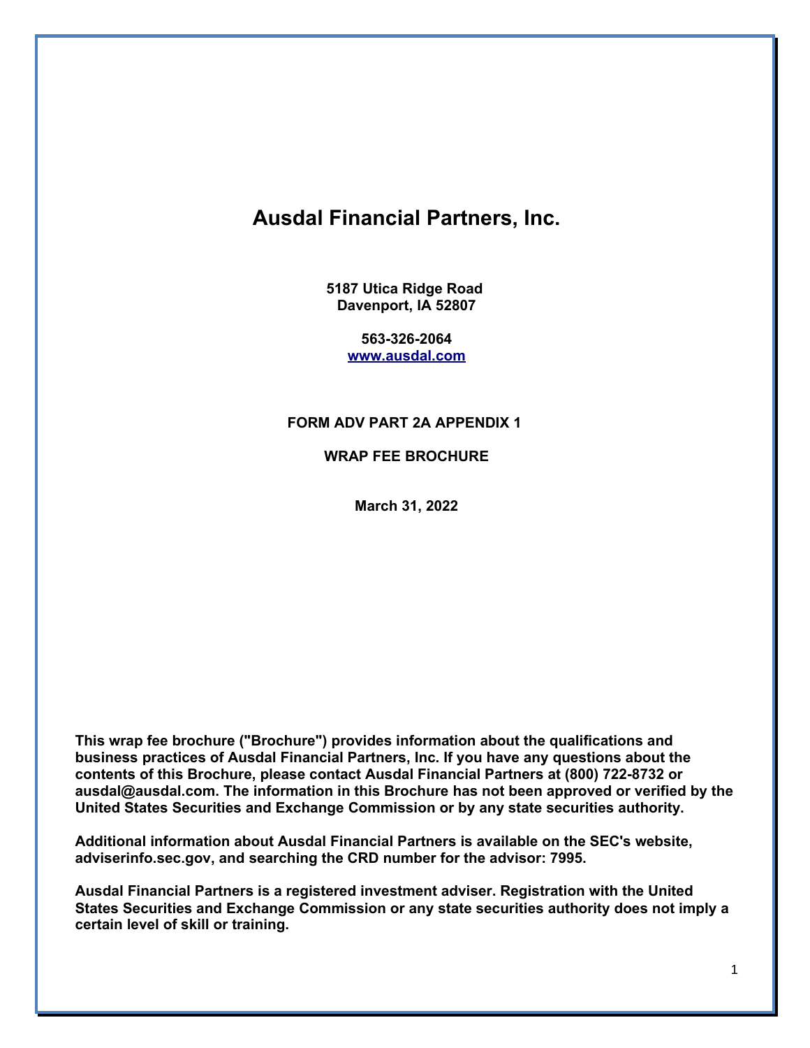# Ausdal Financial Partners, Inc.

**5187 Utica Ridge Road**
**Davenport, IA 52807**

**563-326-2064**
**[www.ausdal.com](http://www.ausdal.com)**

**FORM ADV PART 2A APPENDIX 1**

**WRAP FEE BROCHURE**

**March 31, 2022**

**This wrap fee brochure ("Brochure") provides information about the qualifications and business practices of Ausdal Financial Partners, Inc. If you have any questions about the contents of this Brochure, please contact Ausdal Financial Partners at (800) 722-8732 or ausdal@ausdal.com. The information in this Brochure has not been approved or verified by the United States Securities and Exchange Commission or by any state securities authority.**

**Additional information about Ausdal Financial Partners is available on the SEC's website, adviserinfo.sec.gov, and searching the CRD number for the advisor: 7995.**

**Ausdal Financial Partners is a registered investment adviser. Registration with the United States Securities and Exchange Commission or any state securities authority does not imply a certain level of skill or training.**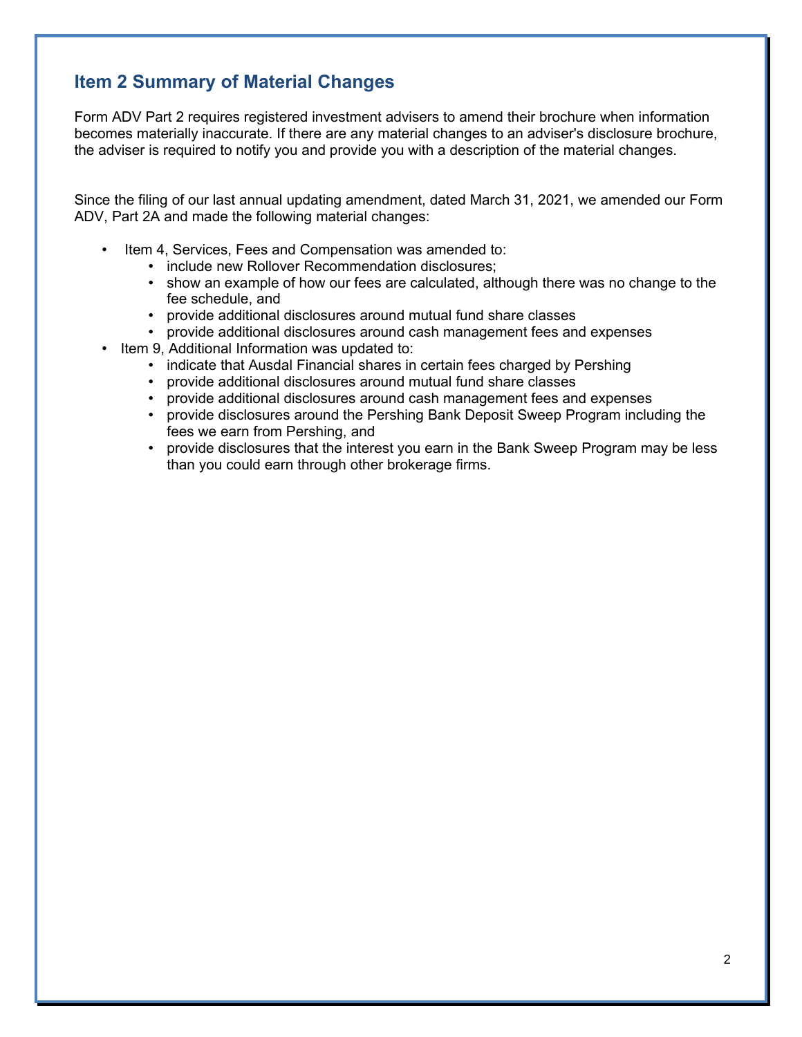## Item 2 Summary of Material Changes

Form ADV Part 2 requires registered investment advisers to amend their brochure when information becomes materially inaccurate. If there are any material changes to an adviser's disclosure brochure, the adviser is required to notify you and provide you with a description of the material changes.

Since the filing of our last annual updating amendment, dated March 31, 2021, we amended our Form ADV, Part 2A and made the following material changes:

- Item 4, Services, Fees and Compensation was amended to:
  - include new Rollover Recommendation disclosures;
  - show an example of how our fees are calculated, although there was no change to the fee schedule, and
  - provide additional disclosures around mutual fund share classes
  - provide additional disclosures around cash management fees and expenses
- Item 9, Additional Information was updated to:
  - indicate that Ausdal Financial shares in certain fees charged by Pershing
  - provide additional disclosures around mutual fund share classes
  - provide additional disclosures around cash management fees and expenses
  - provide disclosures around the Pershing Bank Deposit Sweep Program including the fees we earn from Pershing, and
  - provide disclosures that the interest you earn in the Bank Sweep Program may be less than you could earn through other brokerage firms.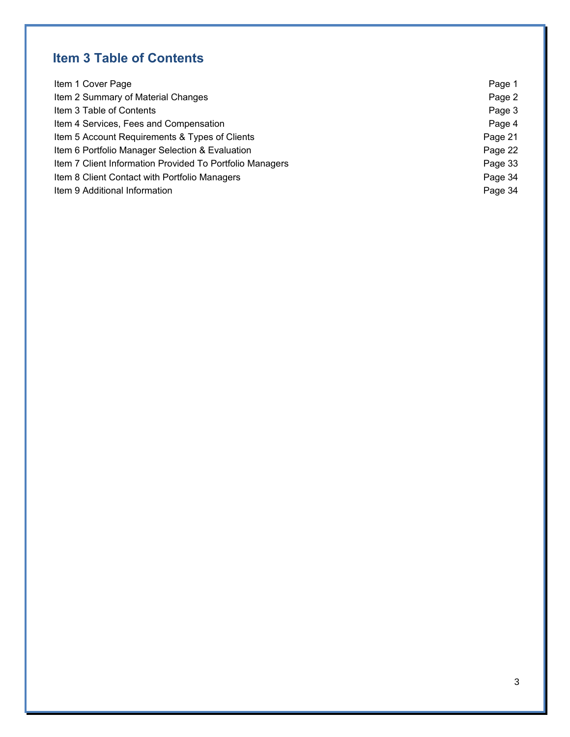## Item 3 Table of Contents

| | |
|---|---|
| Item 1 Cover Page | Page 1 |
| Item 2 Summary of Material Changes | Page 2 |
| Item 3 Table of Contents | Page 3 |
| Item 4 Services, Fees and Compensation | Page 4 |
| Item 5 Account Requirements & Types of Clients | Page 21 |
| Item 6 Portfolio Manager Selection & Evaluation | Page 22 |
| Item 7 Client Information Provided To Portfolio Managers | Page 33 |
| Item 8 Client Contact with Portfolio Managers | Page 34 |
| Item 9 Additional Information | Page 34 |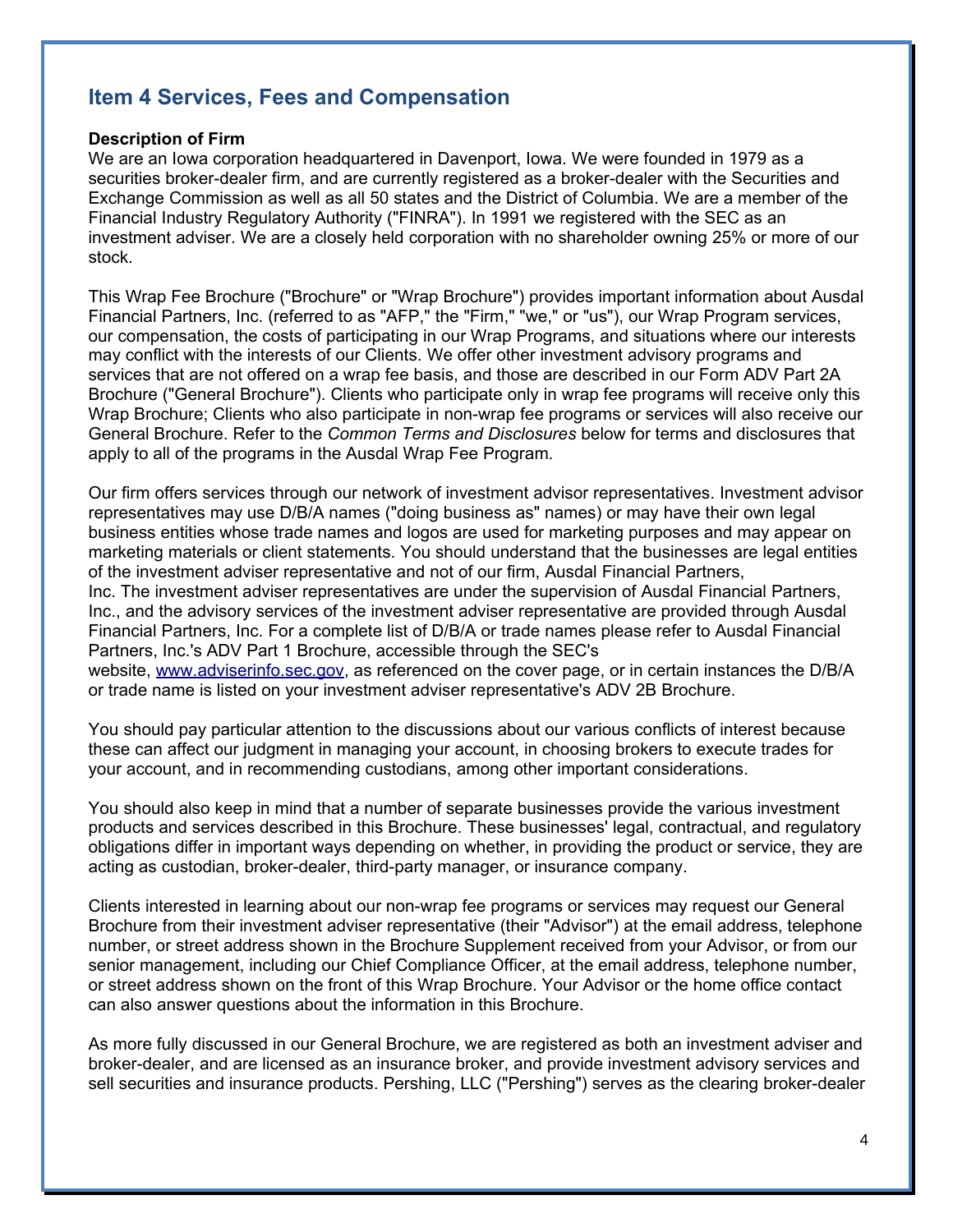## Item 4 Services, Fees and Compensation

**Description of Firm**

We are an Iowa corporation headquartered in Davenport, Iowa. We were founded in 1979 as a securities broker-dealer firm, and are currently registered as a broker-dealer with the Securities and Exchange Commission as well as all 50 states and the District of Columbia. We are a member of the Financial Industry Regulatory Authority ("FINRA"). In 1991 we registered with the SEC as an investment adviser. We are a closely held corporation with no shareholder owning 25% or more of our stock.

This Wrap Fee Brochure ("Brochure" or "Wrap Brochure") provides important information about Ausdal Financial Partners, Inc. (referred to as "AFP," the "Firm," "we," or "us"), our Wrap Program services, our compensation, the costs of participating in our Wrap Programs, and situations where our interests may conflict with the interests of our Clients. We offer other investment advisory programs and services that are not offered on a wrap fee basis, and those are described in our Form ADV Part 2A Brochure ("General Brochure"). Clients who participate only in wrap fee programs will receive only this Wrap Brochure; Clients who also participate in non-wrap fee programs or services will also receive our General Brochure. Refer to the *Common Terms and Disclosures* below for terms and disclosures that apply to all of the programs in the Ausdal Wrap Fee Program.

Our firm offers services through our network of investment advisor representatives. Investment advisor representatives may use D/B/A names ("doing business as" names) or may have their own legal business entities whose trade names and logos are used for marketing purposes and may appear on marketing materials or client statements. You should understand that the businesses are legal entities of the investment adviser representative and not of our firm, Ausdal Financial Partners, Inc. The investment adviser representatives are under the supervision of Ausdal Financial Partners, Inc., and the advisory services of the investment adviser representative are provided through Ausdal Financial Partners, Inc. For a complete list of D/B/A or trade names please refer to Ausdal Financial Partners, Inc.'s ADV Part 1 Brochure, accessible through the SEC's website, www.adviserinfo.sec.gov, as referenced on the cover page, or in certain instances the D/B/A or trade name is listed on your investment adviser representative's ADV 2B Brochure.

You should pay particular attention to the discussions about our various conflicts of interest because these can affect our judgment in managing your account, in choosing brokers to execute trades for your account, and in recommending custodians, among other important considerations.

You should also keep in mind that a number of separate businesses provide the various investment products and services described in this Brochure. These businesses' legal, contractual, and regulatory obligations differ in important ways depending on whether, in providing the product or service, they are acting as custodian, broker-dealer, third-party manager, or insurance company.

Clients interested in learning about our non-wrap fee programs or services may request our General Brochure from their investment adviser representative (their "Advisor") at the email address, telephone number, or street address shown in the Brochure Supplement received from your Advisor, or from our senior management, including our Chief Compliance Officer, at the email address, telephone number, or street address shown on the front of this Wrap Brochure. Your Advisor or the home office contact can also answer questions about the information in this Brochure.

As more fully discussed in our General Brochure, we are registered as both an investment adviser and broker-dealer, and are licensed as an insurance broker, and provide investment advisory services and sell securities and insurance products. Pershing, LLC ("Pershing") serves as the clearing broker-dealer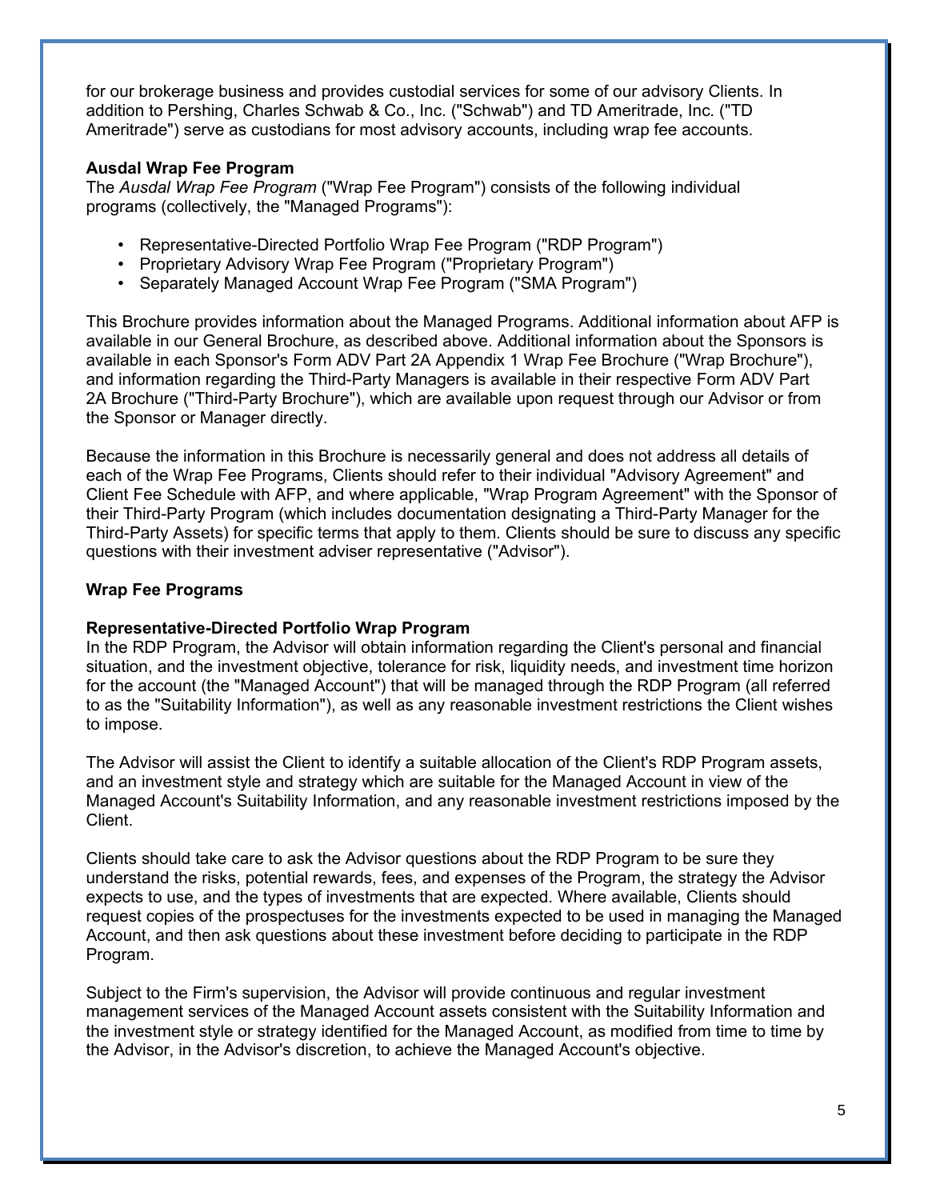for our brokerage business and provides custodial services for some of our advisory Clients. In addition to Pershing, Charles Schwab & Co., Inc. ("Schwab") and TD Ameritrade, Inc. ("TD Ameritrade") serve as custodians for most advisory accounts, including wrap fee accounts.

**Ausdal Wrap Fee Program**

The *Ausdal Wrap Fee Program* ("Wrap Fee Program") consists of the following individual programs (collectively, the "Managed Programs"):

- Representative-Directed Portfolio Wrap Fee Program ("RDP Program")
- Proprietary Advisory Wrap Fee Program ("Proprietary Program")
- Separately Managed Account Wrap Fee Program ("SMA Program")

This Brochure provides information about the Managed Programs. Additional information about AFP is available in our General Brochure, as described above. Additional information about the Sponsors is available in each Sponsor's Form ADV Part 2A Appendix 1 Wrap Fee Brochure ("Wrap Brochure"), and information regarding the Third-Party Managers is available in their respective Form ADV Part 2A Brochure ("Third-Party Brochure"), which are available upon request through our Advisor or from the Sponsor or Manager directly.

Because the information in this Brochure is necessarily general and does not address all details of each of the Wrap Fee Programs, Clients should refer to their individual "Advisory Agreement" and Client Fee Schedule with AFP, and where applicable, "Wrap Program Agreement" with the Sponsor of their Third-Party Program (which includes documentation designating a Third-Party Manager for the Third-Party Assets) for specific terms that apply to them. Clients should be sure to discuss any specific questions with their investment adviser representative ("Advisor").

**Wrap Fee Programs**

**Representative-Directed Portfolio Wrap Program**

In the RDP Program, the Advisor will obtain information regarding the Client's personal and financial situation, and the investment objective, tolerance for risk, liquidity needs, and investment time horizon for the account (the "Managed Account") that will be managed through the RDP Program (all referred to as the "Suitability Information"), as well as any reasonable investment restrictions the Client wishes to impose.

The Advisor will assist the Client to identify a suitable allocation of the Client's RDP Program assets, and an investment style and strategy which are suitable for the Managed Account in view of the Managed Account's Suitability Information, and any reasonable investment restrictions imposed by the Client.

Clients should take care to ask the Advisor questions about the RDP Program to be sure they understand the risks, potential rewards, fees, and expenses of the Program, the strategy the Advisor expects to use, and the types of investments that are expected. Where available, Clients should request copies of the prospectuses for the investments expected to be used in managing the Managed Account, and then ask questions about these investment before deciding to participate in the RDP Program.

Subject to the Firm's supervision, the Advisor will provide continuous and regular investment management services of the Managed Account assets consistent with the Suitability Information and the investment style or strategy identified for the Managed Account, as modified from time to time by the Advisor, in the Advisor's discretion, to achieve the Managed Account's objective.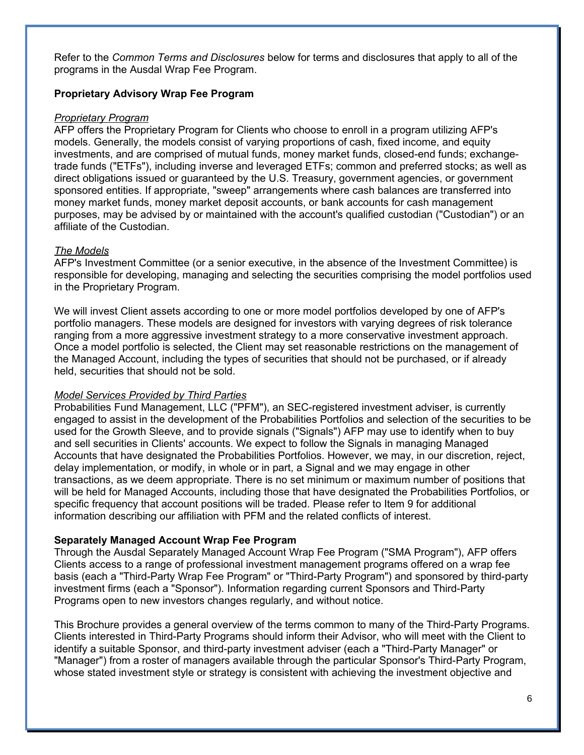Refer to the *Common Terms and Disclosures* below for terms and disclosures that apply to all of the programs in the Ausdal Wrap Fee Program.

**Proprietary Advisory Wrap Fee Program**

*Proprietary Program*

AFP offers the Proprietary Program for Clients who choose to enroll in a program utilizing AFP's models. Generally, the models consist of varying proportions of cash, fixed income, and equity investments, and are comprised of mutual funds, money market funds, closed-end funds; exchange-trade funds ("ETFs"), including inverse and leveraged ETFs; common and preferred stocks; as well as direct obligations issued or guaranteed by the U.S. Treasury, government agencies, or government sponsored entities. If appropriate, "sweep" arrangements where cash balances are transferred into money market funds, money market deposit accounts, or bank accounts for cash management purposes, may be advised by or maintained with the account's qualified custodian ("Custodian") or an affiliate of the Custodian.

*The Models*

AFP's Investment Committee (or a senior executive, in the absence of the Investment Committee) is responsible for developing, managing and selecting the securities comprising the model portfolios used in the Proprietary Program.

We will invest Client assets according to one or more model portfolios developed by one of AFP's portfolio managers. These models are designed for investors with varying degrees of risk tolerance ranging from a more aggressive investment strategy to a more conservative investment approach. Once a model portfolio is selected, the Client may set reasonable restrictions on the management of the Managed Account, including the types of securities that should not be purchased, or if already held, securities that should not be sold.

*Model Services Provided by Third Parties*

Probabilities Fund Management, LLC ("PFM"), an SEC-registered investment adviser, is currently engaged to assist in the development of the Probabilities Portfolios and selection of the securities to be used for the Growth Sleeve, and to provide signals ("Signals") AFP may use to identify when to buy and sell securities in Clients' accounts. We expect to follow the Signals in managing Managed Accounts that have designated the Probabilities Portfolios. However, we may, in our discretion, reject, delay implementation, or modify, in whole or in part, a Signal and we may engage in other transactions, as we deem appropriate. There is no set minimum or maximum number of positions that will be held for Managed Accounts, including those that have designated the Probabilities Portfolios, or specific frequency that account positions will be traded. Please refer to Item 9 for additional information describing our affiliation with PFM and the related conflicts of interest.

**Separately Managed Account Wrap Fee Program**

Through the Ausdal Separately Managed Account Wrap Fee Program ("SMA Program"), AFP offers Clients access to a range of professional investment management programs offered on a wrap fee basis (each a "Third-Party Wrap Fee Program" or "Third-Party Program") and sponsored by third-party investment firms (each a "Sponsor"). Information regarding current Sponsors and Third-Party Programs open to new investors changes regularly, and without notice.

This Brochure provides a general overview of the terms common to many of the Third-Party Programs. Clients interested in Third-Party Programs should inform their Advisor, who will meet with the Client to identify a suitable Sponsor, and third-party investment adviser (each a "Third-Party Manager" or "Manager") from a roster of managers available through the particular Sponsor's Third-Party Program, whose stated investment style or strategy is consistent with achieving the investment objective and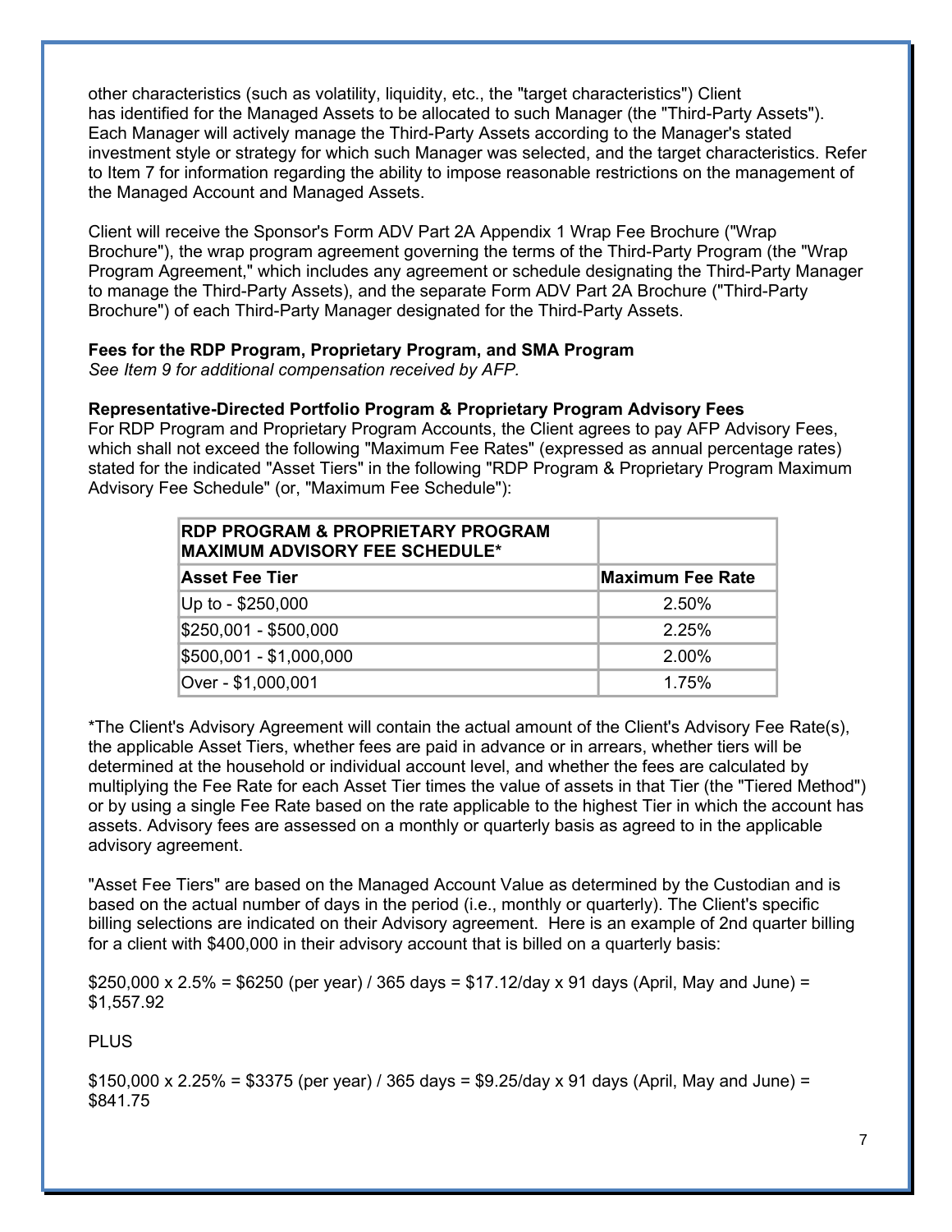other characteristics (such as volatility, liquidity, etc., the "target characteristics") Client has identified for the Managed Assets to be allocated to such Manager (the "Third-Party Assets"). Each Manager will actively manage the Third-Party Assets according to the Manager's stated investment style or strategy for which such Manager was selected, and the target characteristics. Refer to Item 7 for information regarding the ability to impose reasonable restrictions on the management of the Managed Account and Managed Assets.

Client will receive the Sponsor's Form ADV Part 2A Appendix 1 Wrap Fee Brochure ("Wrap Brochure"), the wrap program agreement governing the terms of the Third-Party Program (the "Wrap Program Agreement," which includes any agreement or schedule designating the Third-Party Manager to manage the Third-Party Assets), and the separate Form ADV Part 2A Brochure ("Third-Party Brochure") of each Third-Party Manager designated for the Third-Party Assets.

**Fees for the RDP Program, Proprietary Program, and SMA Program**
*See Item 9 for additional compensation received by AFP.*

**Representative-Directed Portfolio Program & Proprietary Program Advisory Fees**
For RDP Program and Proprietary Program Accounts, the Client agrees to pay AFP Advisory Fees, which shall not exceed the following "Maximum Fee Rates" (expressed as annual percentage rates) stated for the indicated "Asset Tiers" in the following "RDP Program & Proprietary Program Maximum Advisory Fee Schedule" (or, "Maximum Fee Schedule"):

| RDP PROGRAM & PROPRIETARY PROGRAM MAXIMUM ADVISORY FEE SCHEDULE* | |
|---|---|
| **Asset Fee Tier** | **Maximum Fee Rate** |
| Up to - $250,000 | 2.50% |
| $250,001 - $500,000 | 2.25% |
| $500,001 - $1,000,000 | 2.00% |
| Over - $1,000,001 | 1.75% |

*The Client's Advisory Agreement will contain the actual amount of the Client's Advisory Fee Rate(s), the applicable Asset Tiers, whether fees are paid in advance or in arrears, whether tiers will be determined at the household or individual account level, and whether the fees are calculated by multiplying the Fee Rate for each Asset Tier times the value of assets in that Tier (the "Tiered Method") or by using a single Fee Rate based on the rate applicable to the highest Tier in which the account has assets. Advisory fees are assessed on a monthly or quarterly basis as agreed to in the applicable advisory agreement.

"Asset Fee Tiers" are based on the Managed Account Value as determined by the Custodian and is based on the actual number of days in the period (i.e., monthly or quarterly). The Client's specific billing selections are indicated on their Advisory agreement. Here is an example of 2nd quarter billing for a client with $400,000 in their advisory account that is billed on a quarterly basis:

$250,000 x 2.5% = $6250 (per year) / 365 days = $17.12/day x 91 days (April, May and June) = $1,557.92

PLUS

$150,000 x 2.25% = $3375 (per year) / 365 days = $9.25/day x 91 days (April, May and June) = $841.75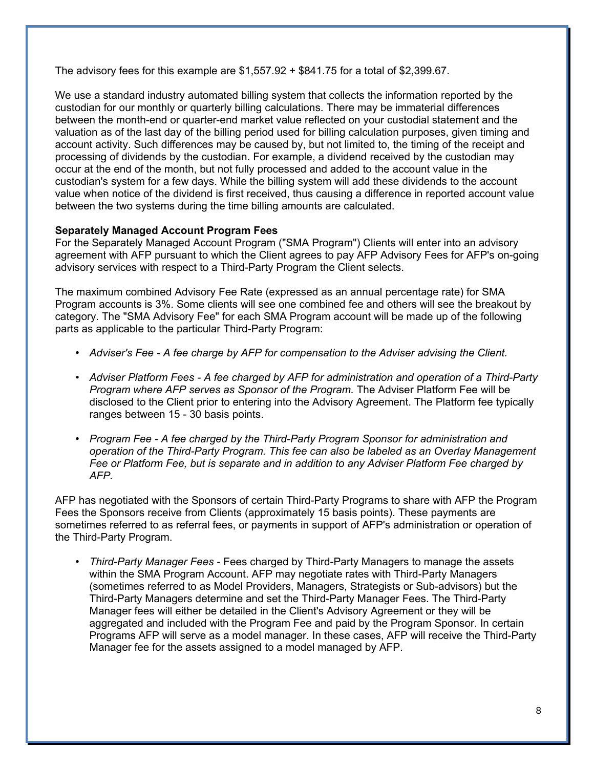The advisory fees for this example are $1,557.92 + $841.75 for a total of $2,399.67.

We use a standard industry automated billing system that collects the information reported by the custodian for our monthly or quarterly billing calculations. There may be immaterial differences between the month-end or quarter-end market value reflected on your custodial statement and the valuation as of the last day of the billing period used for billing calculation purposes, given timing and account activity. Such differences may be caused by, but not limited to, the timing of the receipt and processing of dividends by the custodian. For example, a dividend received by the custodian may occur at the end of the month, but not fully processed and added to the account value in the custodian's system for a few days. While the billing system will add these dividends to the account value when notice of the dividend is first received, thus causing a difference in reported account value between the two systems during the time billing amounts are calculated.

**Separately Managed Account Program Fees**

For the Separately Managed Account Program ("SMA Program") Clients will enter into an advisory agreement with AFP pursuant to which the Client agrees to pay AFP Advisory Fees for AFP's on-going advisory services with respect to a Third-Party Program the Client selects.

The maximum combined Advisory Fee Rate (expressed as an annual percentage rate) for SMA Program accounts is 3%. Some clients will see one combined fee and others will see the breakout by category. The "SMA Advisory Fee" for each SMA Program account will be made up of the following parts as applicable to the particular Third-Party Program:

- *Adviser's Fee - A fee charge by AFP for compensation to the Adviser advising the Client.*
- *Adviser Platform Fees - A fee charged by AFP for administration and operation of a Third-Party Program where AFP serves as Sponsor of the Program.* The Adviser Platform Fee will be disclosed to the Client prior to entering into the Advisory Agreement. The Platform fee typically ranges between 15 - 30 basis points.
- *Program Fee - A fee charged by the Third-Party Program Sponsor for administration and operation of the Third-Party Program. This fee can also be labeled as an Overlay Management Fee or Platform Fee, but is separate and in addition to any Adviser Platform Fee charged by AFP.*

AFP has negotiated with the Sponsors of certain Third-Party Programs to share with AFP the Program Fees the Sponsors receive from Clients (approximately 15 basis points). These payments are sometimes referred to as referral fees, or payments in support of AFP's administration or operation of the Third-Party Program.

- *Third-Party Manager Fees* - Fees charged by Third-Party Managers to manage the assets within the SMA Program Account. AFP may negotiate rates with Third-Party Managers (sometimes referred to as Model Providers, Managers, Strategists or Sub-advisors) but the Third-Party Managers determine and set the Third-Party Manager Fees. The Third-Party Manager fees will either be detailed in the Client's Advisory Agreement or they will be aggregated and included with the Program Fee and paid by the Program Sponsor. In certain Programs AFP will serve as a model manager. In these cases, AFP will receive the Third-Party Manager fee for the assets assigned to a model managed by AFP.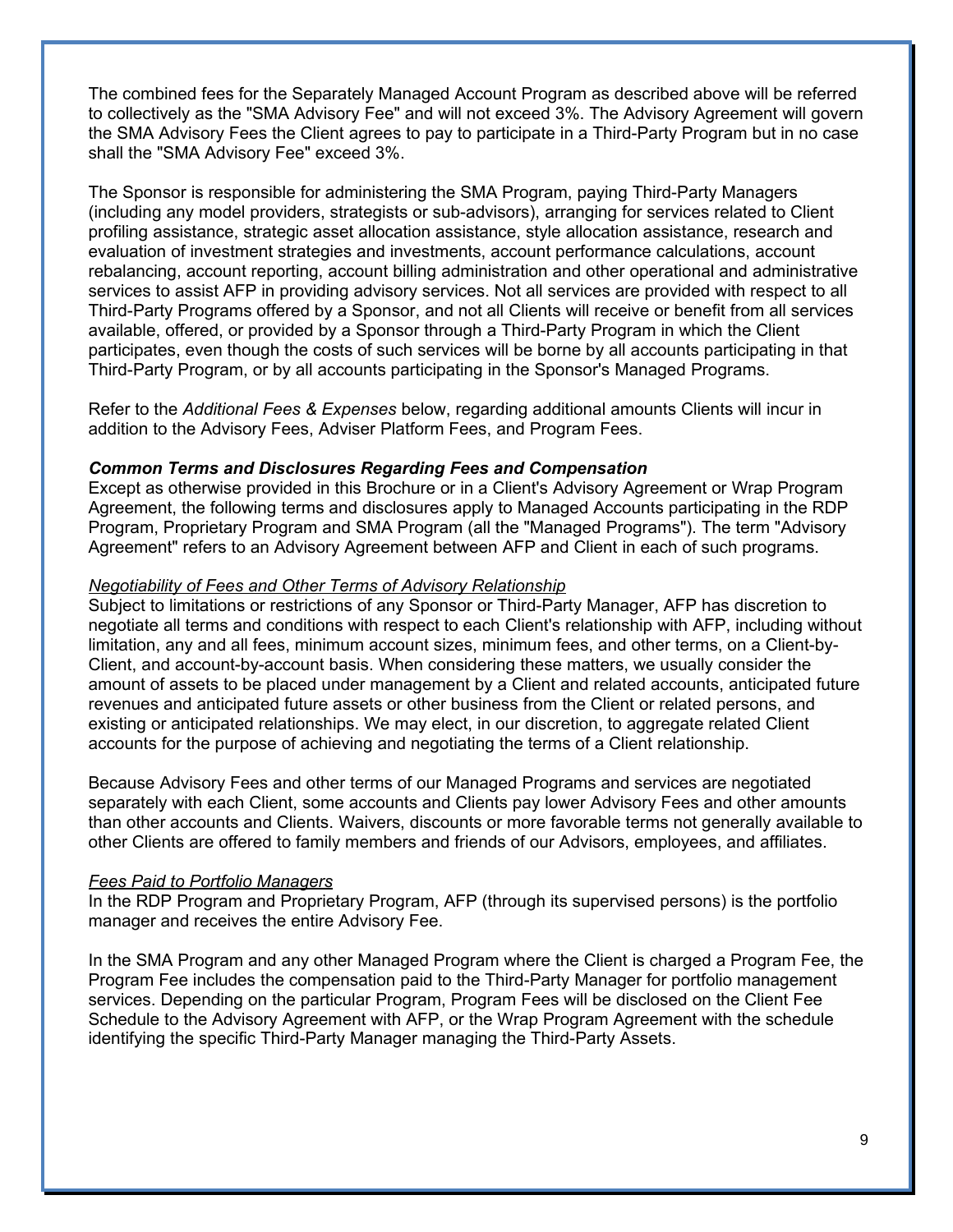The combined fees for the Separately Managed Account Program as described above will be referred to collectively as the "SMA Advisory Fee" and will not exceed 3%. The Advisory Agreement will govern the SMA Advisory Fees the Client agrees to pay to participate in a Third-Party Program but in no case shall the "SMA Advisory Fee" exceed 3%.

The Sponsor is responsible for administering the SMA Program, paying Third-Party Managers (including any model providers, strategists or sub-advisors), arranging for services related to Client profiling assistance, strategic asset allocation assistance, style allocation assistance, research and evaluation of investment strategies and investments, account performance calculations, account rebalancing, account reporting, account billing administration and other operational and administrative services to assist AFP in providing advisory services. Not all services are provided with respect to all Third-Party Programs offered by a Sponsor, and not all Clients will receive or benefit from all services available, offered, or provided by a Sponsor through a Third-Party Program in which the Client participates, even though the costs of such services will be borne by all accounts participating in that Third-Party Program, or by all accounts participating in the Sponsor's Managed Programs.

Refer to the *Additional Fees & Expenses* below, regarding additional amounts Clients will incur in addition to the Advisory Fees, Adviser Platform Fees, and Program Fees.

***Common Terms and Disclosures Regarding Fees and Compensation***

Except as otherwise provided in this Brochure or in a Client's Advisory Agreement or Wrap Program Agreement, the following terms and disclosures apply to Managed Accounts participating in the RDP Program, Proprietary Program and SMA Program (all the "Managed Programs"). The term "Advisory Agreement" refers to an Advisory Agreement between AFP and Client in each of such programs.

*Negotiability of Fees and Other Terms of Advisory Relationship*

Subject to limitations or restrictions of any Sponsor or Third-Party Manager, AFP has discretion to negotiate all terms and conditions with respect to each Client's relationship with AFP, including without limitation, any and all fees, minimum account sizes, minimum fees, and other terms, on a Client-by-Client, and account-by-account basis. When considering these matters, we usually consider the amount of assets to be placed under management by a Client and related accounts, anticipated future revenues and anticipated future assets or other business from the Client or related persons, and existing or anticipated relationships. We may elect, in our discretion, to aggregate related Client accounts for the purpose of achieving and negotiating the terms of a Client relationship.

Because Advisory Fees and other terms of our Managed Programs and services are negotiated separately with each Client, some accounts and Clients pay lower Advisory Fees and other amounts than other accounts and Clients. Waivers, discounts or more favorable terms not generally available to other Clients are offered to family members and friends of our Advisors, employees, and affiliates.

*Fees Paid to Portfolio Managers*

In the RDP Program and Proprietary Program, AFP (through its supervised persons) is the portfolio manager and receives the entire Advisory Fee.

In the SMA Program and any other Managed Program where the Client is charged a Program Fee, the Program Fee includes the compensation paid to the Third-Party Manager for portfolio management services. Depending on the particular Program, Program Fees will be disclosed on the Client Fee Schedule to the Advisory Agreement with AFP, or the Wrap Program Agreement with the schedule identifying the specific Third-Party Manager managing the Third-Party Assets.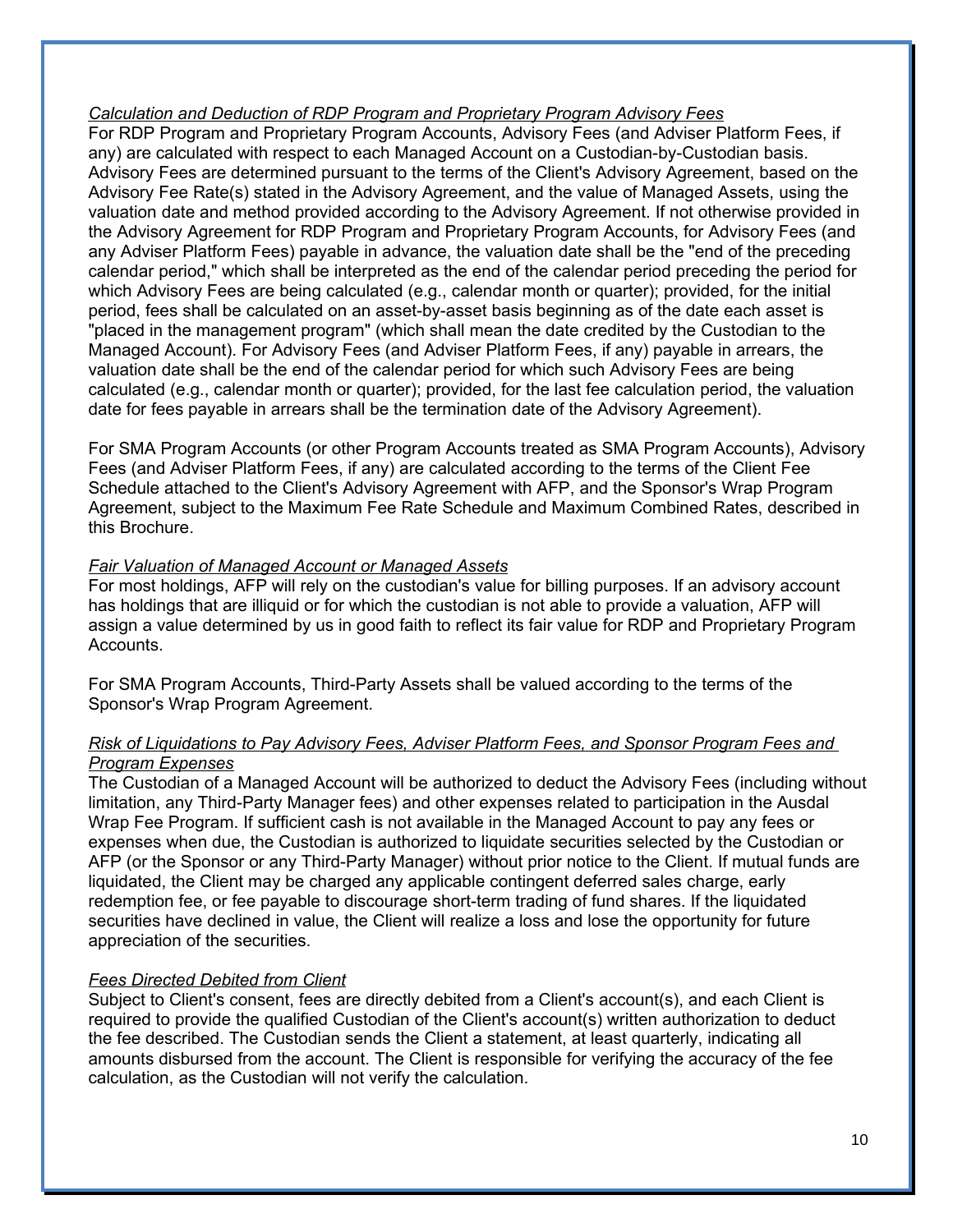*Calculation and Deduction of RDP Program and Proprietary Program Advisory Fees*

For RDP Program and Proprietary Program Accounts, Advisory Fees (and Adviser Platform Fees, if any) are calculated with respect to each Managed Account on a Custodian-by-Custodian basis. Advisory Fees are determined pursuant to the terms of the Client's Advisory Agreement, based on the Advisory Fee Rate(s) stated in the Advisory Agreement, and the value of Managed Assets, using the valuation date and method provided according to the Advisory Agreement. If not otherwise provided in the Advisory Agreement for RDP Program and Proprietary Program Accounts, for Advisory Fees (and any Adviser Platform Fees) payable in advance, the valuation date shall be the "end of the preceding calendar period," which shall be interpreted as the end of the calendar period preceding the period for which Advisory Fees are being calculated (e.g., calendar month or quarter); provided, for the initial period, fees shall be calculated on an asset-by-asset basis beginning as of the date each asset is "placed in the management program" (which shall mean the date credited by the Custodian to the Managed Account). For Advisory Fees (and Adviser Platform Fees, if any) payable in arrears, the valuation date shall be the end of the calendar period for which such Advisory Fees are being calculated (e.g., calendar month or quarter); provided, for the last fee calculation period, the valuation date for fees payable in arrears shall be the termination date of the Advisory Agreement).

For SMA Program Accounts (or other Program Accounts treated as SMA Program Accounts), Advisory Fees (and Adviser Platform Fees, if any) are calculated according to the terms of the Client Fee Schedule attached to the Client's Advisory Agreement with AFP, and the Sponsor's Wrap Program Agreement, subject to the Maximum Fee Rate Schedule and Maximum Combined Rates, described in this Brochure.

*Fair Valuation of Managed Account or Managed Assets*

For most holdings, AFP will rely on the custodian's value for billing purposes. If an advisory account has holdings that are illiquid or for which the custodian is not able to provide a valuation, AFP will assign a value determined by us in good faith to reflect its fair value for RDP and Proprietary Program Accounts.

For SMA Program Accounts, Third-Party Assets shall be valued according to the terms of the Sponsor's Wrap Program Agreement.

*Risk of Liquidations to Pay Advisory Fees, Adviser Platform Fees, and Sponsor Program Fees and Program Expenses*

The Custodian of a Managed Account will be authorized to deduct the Advisory Fees (including without limitation, any Third-Party Manager fees) and other expenses related to participation in the Ausdal Wrap Fee Program. If sufficient cash is not available in the Managed Account to pay any fees or expenses when due, the Custodian is authorized to liquidate securities selected by the Custodian or AFP (or the Sponsor or any Third-Party Manager) without prior notice to the Client. If mutual funds are liquidated, the Client may be charged any applicable contingent deferred sales charge, early redemption fee, or fee payable to discourage short-term trading of fund shares. If the liquidated securities have declined in value, the Client will realize a loss and lose the opportunity for future appreciation of the securities.

*Fees Directed Debited from Client*

Subject to Client's consent, fees are directly debited from a Client's account(s), and each Client is required to provide the qualified Custodian of the Client's account(s) written authorization to deduct the fee described. The Custodian sends the Client a statement, at least quarterly, indicating all amounts disbursed from the account. The Client is responsible for verifying the accuracy of the fee calculation, as the Custodian will not verify the calculation.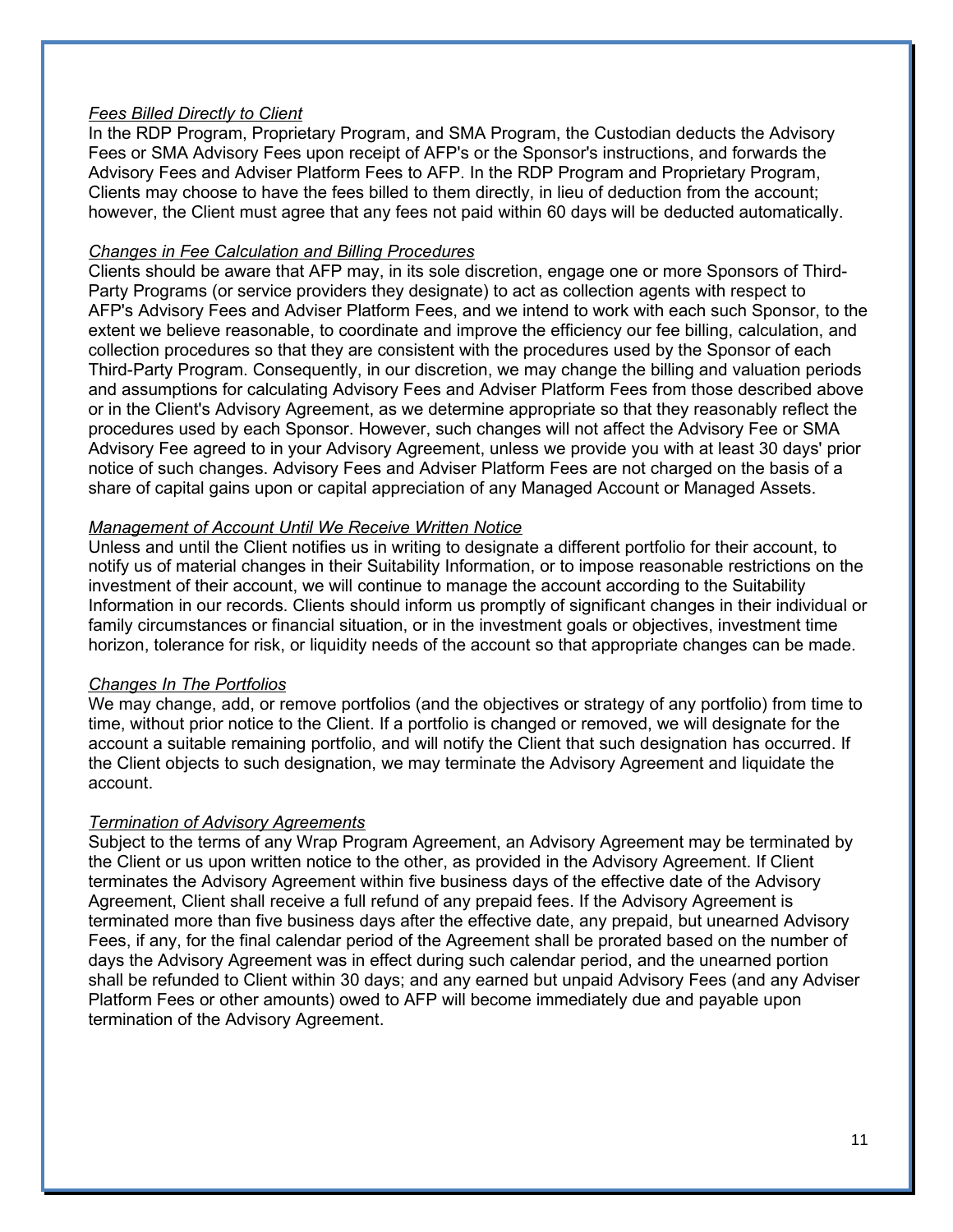*Fees Billed Directly to Client*
In the RDP Program, Proprietary Program, and SMA Program, the Custodian deducts the Advisory Fees or SMA Advisory Fees upon receipt of AFP's or the Sponsor's instructions, and forwards the Advisory Fees and Adviser Platform Fees to AFP. In the RDP Program and Proprietary Program, Clients may choose to have the fees billed to them directly, in lieu of deduction from the account; however, the Client must agree that any fees not paid within 60 days will be deducted automatically.

*Changes in Fee Calculation and Billing Procedures*
Clients should be aware that AFP may, in its sole discretion, engage one or more Sponsors of Third-Party Programs (or service providers they designate) to act as collection agents with respect to AFP's Advisory Fees and Adviser Platform Fees, and we intend to work with each such Sponsor, to the extent we believe reasonable, to coordinate and improve the efficiency our fee billing, calculation, and collection procedures so that they are consistent with the procedures used by the Sponsor of each Third-Party Program. Consequently, in our discretion, we may change the billing and valuation periods and assumptions for calculating Advisory Fees and Adviser Platform Fees from those described above or in the Client's Advisory Agreement, as we determine appropriate so that they reasonably reflect the procedures used by each Sponsor. However, such changes will not affect the Advisory Fee or SMA Advisory Fee agreed to in your Advisory Agreement, unless we provide you with at least 30 days' prior notice of such changes. Advisory Fees and Adviser Platform Fees are not charged on the basis of a share of capital gains upon or capital appreciation of any Managed Account or Managed Assets.

*Management of Account Until We Receive Written Notice*
Unless and until the Client notifies us in writing to designate a different portfolio for their account, to notify us of material changes in their Suitability Information, or to impose reasonable restrictions on the investment of their account, we will continue to manage the account according to the Suitability Information in our records. Clients should inform us promptly of significant changes in their individual or family circumstances or financial situation, or in the investment goals or objectives, investment time horizon, tolerance for risk, or liquidity needs of the account so that appropriate changes can be made.

*Changes In The Portfolios*
We may change, add, or remove portfolios (and the objectives or strategy of any portfolio) from time to time, without prior notice to the Client. If a portfolio is changed or removed, we will designate for the account a suitable remaining portfolio, and will notify the Client that such designation has occurred. If the Client objects to such designation, we may terminate the Advisory Agreement and liquidate the account.

*Termination of Advisory Agreements*
Subject to the terms of any Wrap Program Agreement, an Advisory Agreement may be terminated by the Client or us upon written notice to the other, as provided in the Advisory Agreement. If Client terminates the Advisory Agreement within five business days of the effective date of the Advisory Agreement, Client shall receive a full refund of any prepaid fees. If the Advisory Agreement is terminated more than five business days after the effective date, any prepaid, but unearned Advisory Fees, if any, for the final calendar period of the Agreement shall be prorated based on the number of days the Advisory Agreement was in effect during such calendar period, and the unearned portion shall be refunded to Client within 30 days; and any earned but unpaid Advisory Fees (and any Adviser Platform Fees or other amounts) owed to AFP will become immediately due and payable upon termination of the Advisory Agreement.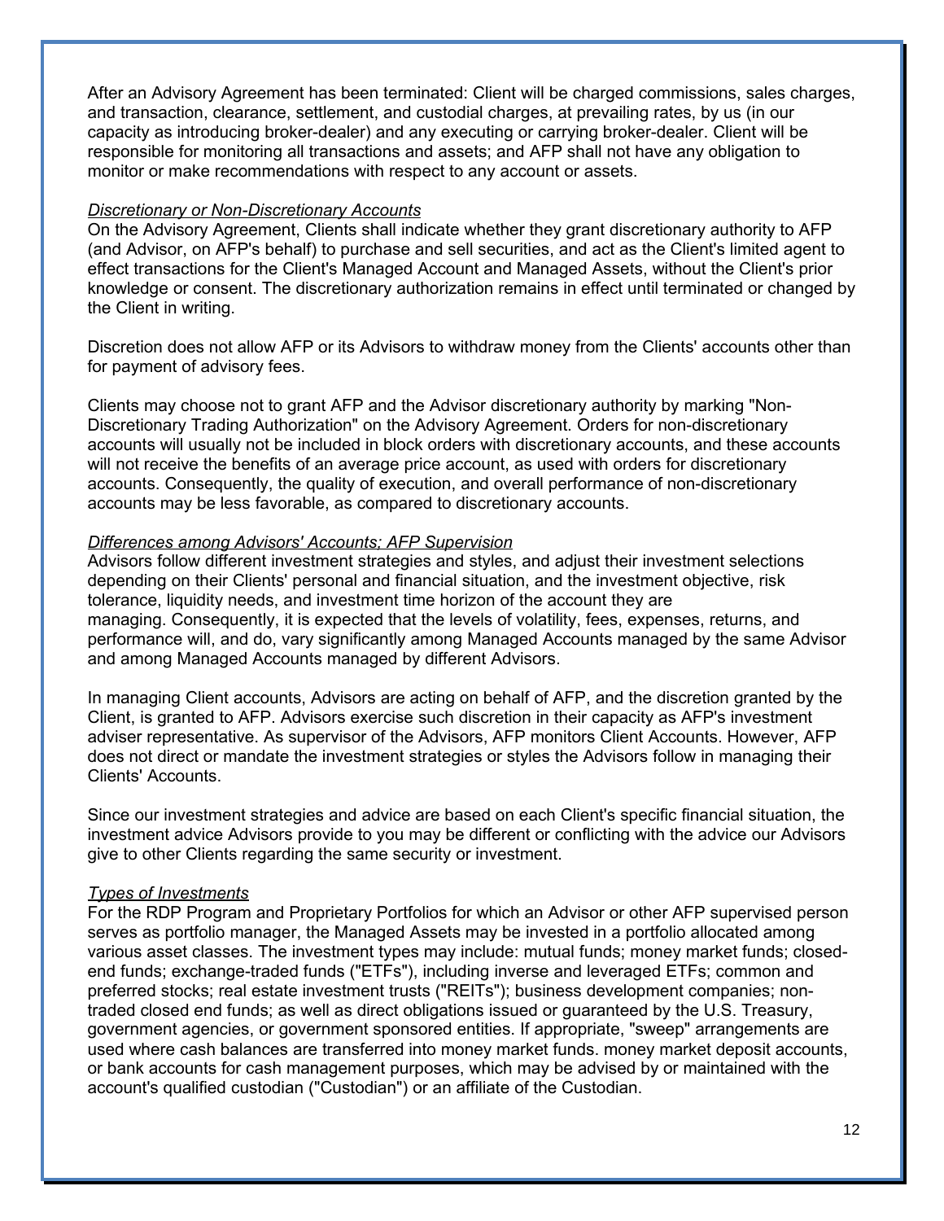After an Advisory Agreement has been terminated: Client will be charged commissions, sales charges, and transaction, clearance, settlement, and custodial charges, at prevailing rates, by us (in our capacity as introducing broker-dealer) and any executing or carrying broker-dealer. Client will be responsible for monitoring all transactions and assets; and AFP shall not have any obligation to monitor or make recommendations with respect to any account or assets.

*Discretionary or Non-Discretionary Accounts*

On the Advisory Agreement, Clients shall indicate whether they grant discretionary authority to AFP (and Advisor, on AFP's behalf) to purchase and sell securities, and act as the Client's limited agent to effect transactions for the Client's Managed Account and Managed Assets, without the Client's prior knowledge or consent. The discretionary authorization remains in effect until terminated or changed by the Client in writing.

Discretion does not allow AFP or its Advisors to withdraw money from the Clients' accounts other than for payment of advisory fees.

Clients may choose not to grant AFP and the Advisor discretionary authority by marking "Non-Discretionary Trading Authorization" on the Advisory Agreement. Orders for non-discretionary accounts will usually not be included in block orders with discretionary accounts, and these accounts will not receive the benefits of an average price account, as used with orders for discretionary accounts. Consequently, the quality of execution, and overall performance of non-discretionary accounts may be less favorable, as compared to discretionary accounts.

*Differences among Advisors' Accounts; AFP Supervision*

Advisors follow different investment strategies and styles, and adjust their investment selections depending on their Clients' personal and financial situation, and the investment objective, risk tolerance, liquidity needs, and investment time horizon of the account they are managing. Consequently, it is expected that the levels of volatility, fees, expenses, returns, and performance will, and do, vary significantly among Managed Accounts managed by the same Advisor and among Managed Accounts managed by different Advisors.

In managing Client accounts, Advisors are acting on behalf of AFP, and the discretion granted by the Client, is granted to AFP. Advisors exercise such discretion in their capacity as AFP's investment adviser representative. As supervisor of the Advisors, AFP monitors Client Accounts. However, AFP does not direct or mandate the investment strategies or styles the Advisors follow in managing their Clients' Accounts.

Since our investment strategies and advice are based on each Client's specific financial situation, the investment advice Advisors provide to you may be different or conflicting with the advice our Advisors give to other Clients regarding the same security or investment.

*Types of Investments*

For the RDP Program and Proprietary Portfolios for which an Advisor or other AFP supervised person serves as portfolio manager, the Managed Assets may be invested in a portfolio allocated among various asset classes. The investment types may include: mutual funds; money market funds; closed-end funds; exchange-traded funds ("ETFs"), including inverse and leveraged ETFs; common and preferred stocks; real estate investment trusts ("REITs"); business development companies; non-traded closed end funds; as well as direct obligations issued or guaranteed by the U.S. Treasury, government agencies, or government sponsored entities. If appropriate, "sweep" arrangements are used where cash balances are transferred into money market funds. money market deposit accounts, or bank accounts for cash management purposes, which may be advised by or maintained with the account's qualified custodian ("Custodian") or an affiliate of the Custodian.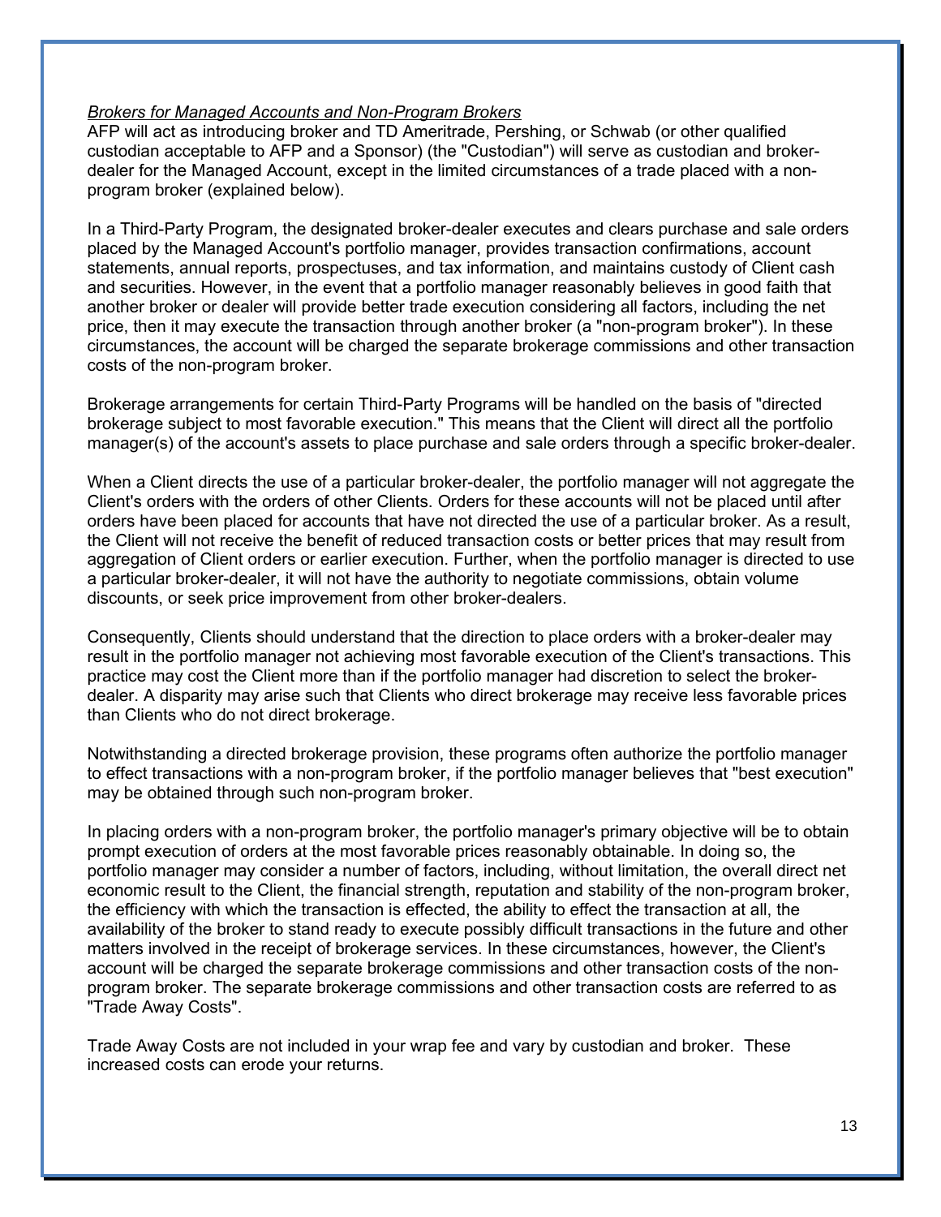*Brokers for Managed Accounts and Non-Program Brokers*
AFP will act as introducing broker and TD Ameritrade, Pershing, or Schwab (or other qualified custodian acceptable to AFP and a Sponsor) (the "Custodian") will serve as custodian and broker-dealer for the Managed Account, except in the limited circumstances of a trade placed with a non-program broker (explained below).

In a Third-Party Program, the designated broker-dealer executes and clears purchase and sale orders placed by the Managed Account's portfolio manager, provides transaction confirmations, account statements, annual reports, prospectuses, and tax information, and maintains custody of Client cash and securities. However, in the event that a portfolio manager reasonably believes in good faith that another broker or dealer will provide better trade execution considering all factors, including the net price, then it may execute the transaction through another broker (a "non-program broker"). In these circumstances, the account will be charged the separate brokerage commissions and other transaction costs of the non-program broker.

Brokerage arrangements for certain Third-Party Programs will be handled on the basis of "directed brokerage subject to most favorable execution." This means that the Client will direct all the portfolio manager(s) of the account's assets to place purchase and sale orders through a specific broker-dealer.

When a Client directs the use of a particular broker-dealer, the portfolio manager will not aggregate the Client's orders with the orders of other Clients. Orders for these accounts will not be placed until after orders have been placed for accounts that have not directed the use of a particular broker. As a result, the Client will not receive the benefit of reduced transaction costs or better prices that may result from aggregation of Client orders or earlier execution. Further, when the portfolio manager is directed to use a particular broker-dealer, it will not have the authority to negotiate commissions, obtain volume discounts, or seek price improvement from other broker-dealers.

Consequently, Clients should understand that the direction to place orders with a broker-dealer may result in the portfolio manager not achieving most favorable execution of the Client's transactions. This practice may cost the Client more than if the portfolio manager had discretion to select the broker-dealer. A disparity may arise such that Clients who direct brokerage may receive less favorable prices than Clients who do not direct brokerage.

Notwithstanding a directed brokerage provision, these programs often authorize the portfolio manager to effect transactions with a non-program broker, if the portfolio manager believes that "best execution" may be obtained through such non-program broker.

In placing orders with a non-program broker, the portfolio manager's primary objective will be to obtain prompt execution of orders at the most favorable prices reasonably obtainable. In doing so, the portfolio manager may consider a number of factors, including, without limitation, the overall direct net economic result to the Client, the financial strength, reputation and stability of the non-program broker, the efficiency with which the transaction is effected, the ability to effect the transaction at all, the availability of the broker to stand ready to execute possibly difficult transactions in the future and other matters involved in the receipt of brokerage services. In these circumstances, however, the Client's account will be charged the separate brokerage commissions and other transaction costs of the non-program broker. The separate brokerage commissions and other transaction costs are referred to as "Trade Away Costs".

Trade Away Costs are not included in your wrap fee and vary by custodian and broker. These increased costs can erode your returns.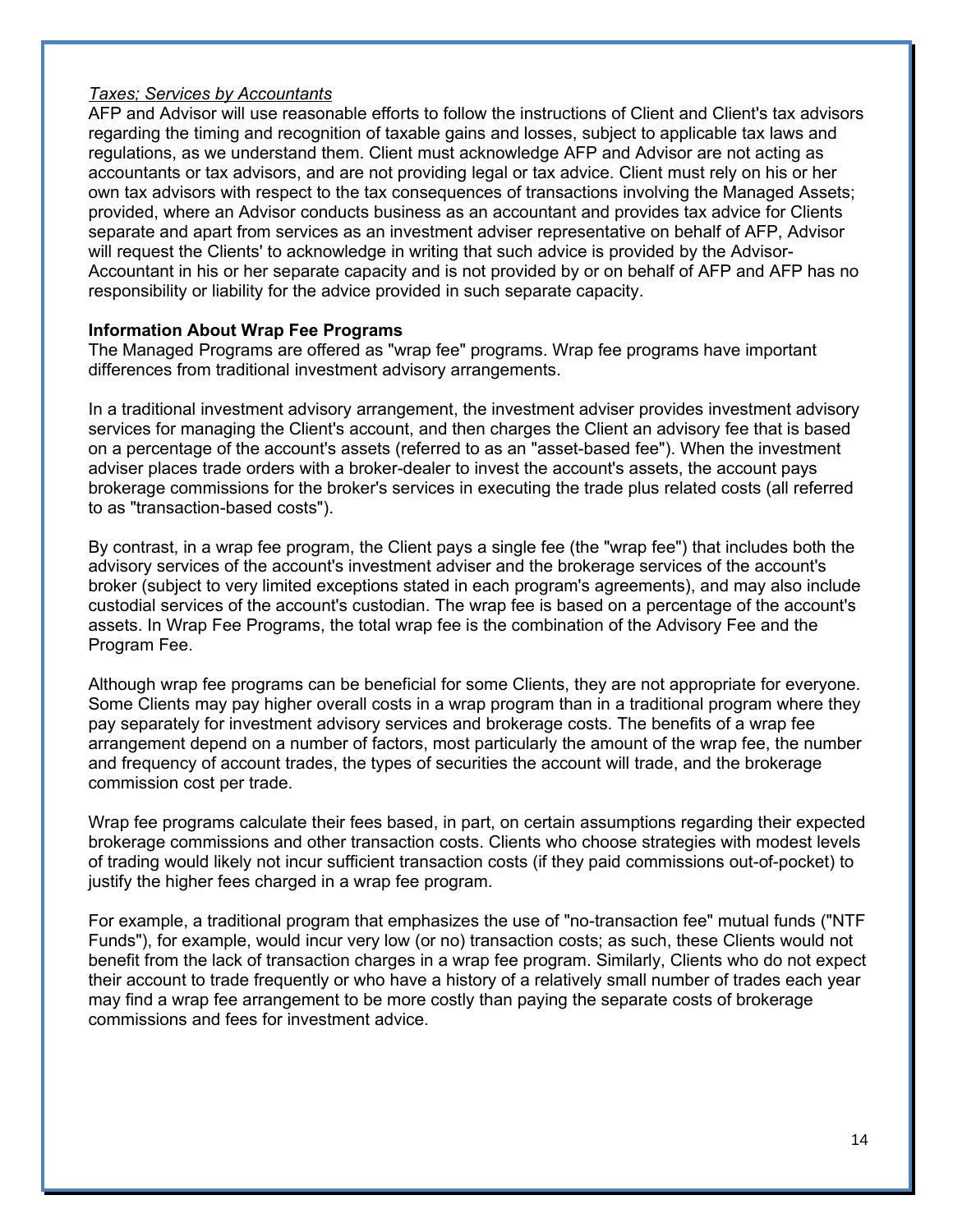*Taxes; Services by Accountants*
AFP and Advisor will use reasonable efforts to follow the instructions of Client and Client's tax advisors regarding the timing and recognition of taxable gains and losses, subject to applicable tax laws and regulations, as we understand them. Client must acknowledge AFP and Advisor are not acting as accountants or tax advisors, and are not providing legal or tax advice. Client must rely on his or her own tax advisors with respect to the tax consequences of transactions involving the Managed Assets; provided, where an Advisor conducts business as an accountant and provides tax advice for Clients separate and apart from services as an investment adviser representative on behalf of AFP, Advisor will request the Clients' to acknowledge in writing that such advice is provided by the Advisor-Accountant in his or her separate capacity and is not provided by or on behalf of AFP and AFP has no responsibility or liability for the advice provided in such separate capacity.

**Information About Wrap Fee Programs**
The Managed Programs are offered as "wrap fee" programs. Wrap fee programs have important differences from traditional investment advisory arrangements.

In a traditional investment advisory arrangement, the investment adviser provides investment advisory services for managing the Client's account, and then charges the Client an advisory fee that is based on a percentage of the account's assets (referred to as an "asset-based fee"). When the investment adviser places trade orders with a broker-dealer to invest the account's assets, the account pays brokerage commissions for the broker's services in executing the trade plus related costs (all referred to as "transaction-based costs").

By contrast, in a wrap fee program, the Client pays a single fee (the "wrap fee") that includes both the advisory services of the account's investment adviser and the brokerage services of the account's broker (subject to very limited exceptions stated in each program's agreements), and may also include custodial services of the account's custodian. The wrap fee is based on a percentage of the account's assets. In Wrap Fee Programs, the total wrap fee is the combination of the Advisory Fee and the Program Fee.

Although wrap fee programs can be beneficial for some Clients, they are not appropriate for everyone. Some Clients may pay higher overall costs in a wrap program than in a traditional program where they pay separately for investment advisory services and brokerage costs. The benefits of a wrap fee arrangement depend on a number of factors, most particularly the amount of the wrap fee, the number and frequency of account trades, the types of securities the account will trade, and the brokerage commission cost per trade.

Wrap fee programs calculate their fees based, in part, on certain assumptions regarding their expected brokerage commissions and other transaction costs. Clients who choose strategies with modest levels of trading would likely not incur sufficient transaction costs (if they paid commissions out-of-pocket) to justify the higher fees charged in a wrap fee program.

For example, a traditional program that emphasizes the use of "no-transaction fee" mutual funds ("NTF Funds"), for example, would incur very low (or no) transaction costs; as such, these Clients would not benefit from the lack of transaction charges in a wrap fee program. Similarly, Clients who do not expect their account to trade frequently or who have a history of a relatively small number of trades each year may find a wrap fee arrangement to be more costly than paying the separate costs of brokerage commissions and fees for investment advice.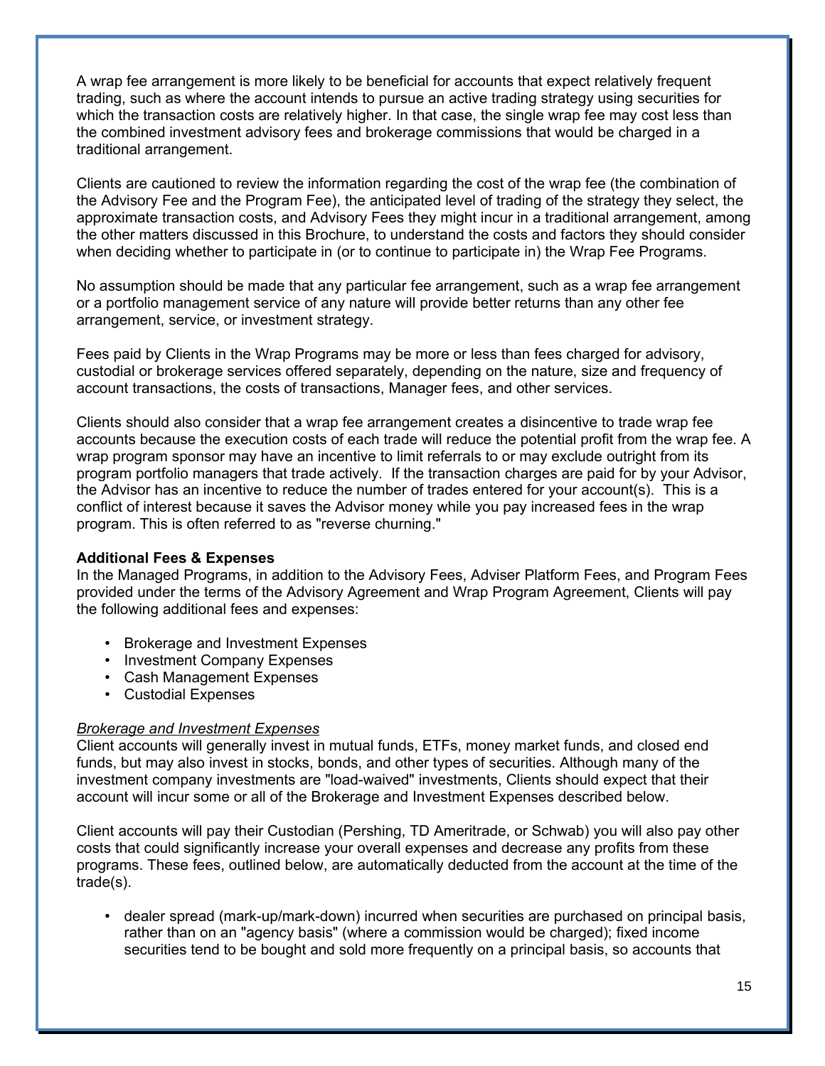A wrap fee arrangement is more likely to be beneficial for accounts that expect relatively frequent trading, such as where the account intends to pursue an active trading strategy using securities for which the transaction costs are relatively higher. In that case, the single wrap fee may cost less than the combined investment advisory fees and brokerage commissions that would be charged in a traditional arrangement.

Clients are cautioned to review the information regarding the cost of the wrap fee (the combination of the Advisory Fee and the Program Fee), the anticipated level of trading of the strategy they select, the approximate transaction costs, and Advisory Fees they might incur in a traditional arrangement, among the other matters discussed in this Brochure, to understand the costs and factors they should consider when deciding whether to participate in (or to continue to participate in) the Wrap Fee Programs.

No assumption should be made that any particular fee arrangement, such as a wrap fee arrangement or a portfolio management service of any nature will provide better returns than any other fee arrangement, service, or investment strategy.

Fees paid by Clients in the Wrap Programs may be more or less than fees charged for advisory, custodial or brokerage services offered separately, depending on the nature, size and frequency of account transactions, the costs of transactions, Manager fees, and other services.

Clients should also consider that a wrap fee arrangement creates a disincentive to trade wrap fee accounts because the execution costs of each trade will reduce the potential profit from the wrap fee. A wrap program sponsor may have an incentive to limit referrals to or may exclude outright from its program portfolio managers that trade actively. If the transaction charges are paid for by your Advisor, the Advisor has an incentive to reduce the number of trades entered for your account(s). This is a conflict of interest because it saves the Advisor money while you pay increased fees in the wrap program. This is often referred to as "reverse churning."

**Additional Fees & Expenses**

In the Managed Programs, in addition to the Advisory Fees, Adviser Platform Fees, and Program Fees provided under the terms of the Advisory Agreement and Wrap Program Agreement, Clients will pay the following additional fees and expenses:

- Brokerage and Investment Expenses
- Investment Company Expenses
- Cash Management Expenses
- Custodial Expenses

*Brokerage and Investment Expenses*

Client accounts will generally invest in mutual funds, ETFs, money market funds, and closed end funds, but may also invest in stocks, bonds, and other types of securities. Although many of the investment company investments are "load-waived" investments, Clients should expect that their account will incur some or all of the Brokerage and Investment Expenses described below.

Client accounts will pay their Custodian (Pershing, TD Ameritrade, or Schwab) you will also pay other costs that could significantly increase your overall expenses and decrease any profits from these programs. These fees, outlined below, are automatically deducted from the account at the time of the trade(s).

- dealer spread (mark-up/mark-down) incurred when securities are purchased on principal basis, rather than on an "agency basis" (where a commission would be charged); fixed income securities tend to be bought and sold more frequently on a principal basis, so accounts that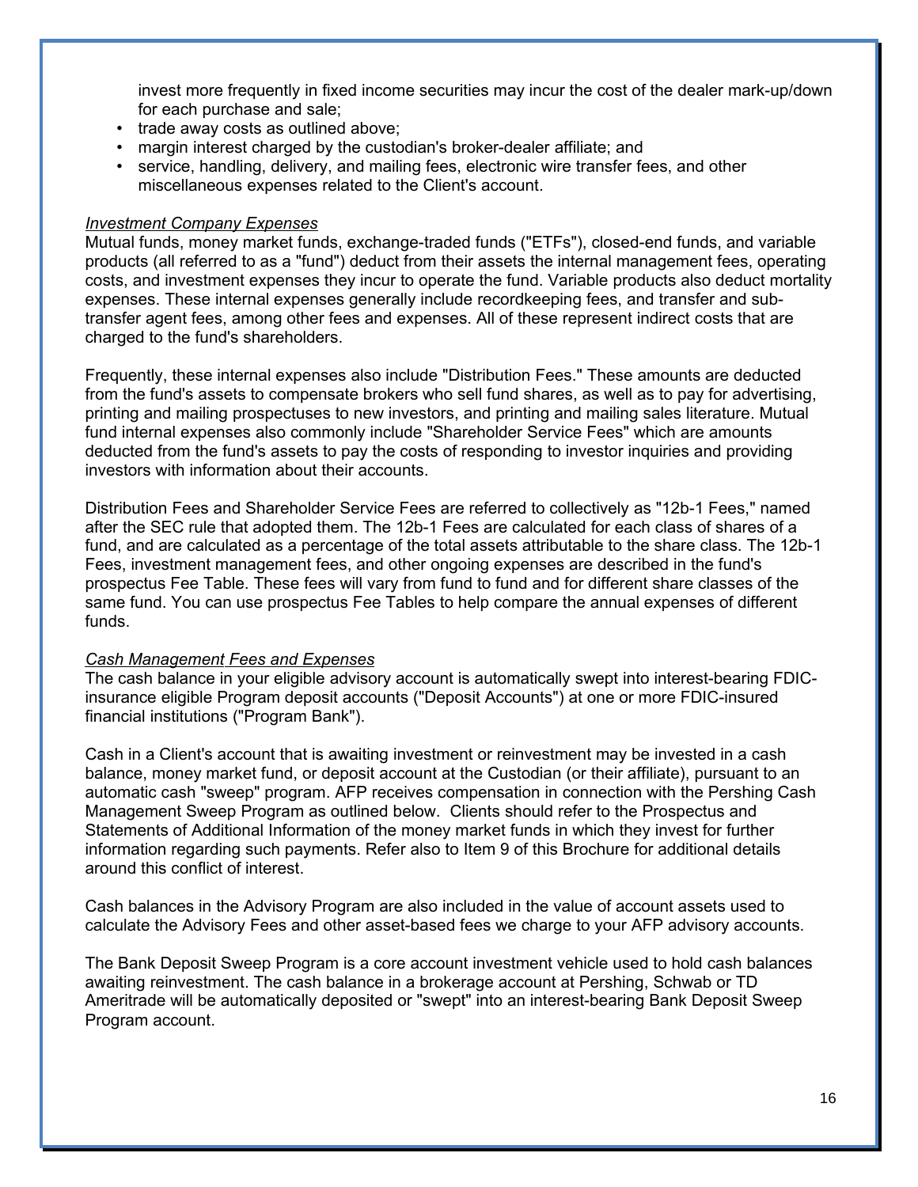invest more frequently in fixed income securities may incur the cost of the dealer mark-up/down for each purchase and sale;

- trade away costs as outlined above;
- margin interest charged by the custodian's broker-dealer affiliate; and
- service, handling, delivery, and mailing fees, electronic wire transfer fees, and other miscellaneous expenses related to the Client's account.

*Investment Company Expenses*
Mutual funds, money market funds, exchange-traded funds ("ETFs"), closed-end funds, and variable products (all referred to as a "fund") deduct from their assets the internal management fees, operating costs, and investment expenses they incur to operate the fund. Variable products also deduct mortality expenses. These internal expenses generally include recordkeeping fees, and transfer and sub-transfer agent fees, among other fees and expenses. All of these represent indirect costs that are charged to the fund's shareholders.

Frequently, these internal expenses also include "Distribution Fees." These amounts are deducted from the fund's assets to compensate brokers who sell fund shares, as well as to pay for advertising, printing and mailing prospectuses to new investors, and printing and mailing sales literature. Mutual fund internal expenses also commonly include "Shareholder Service Fees" which are amounts deducted from the fund's assets to pay the costs of responding to investor inquiries and providing investors with information about their accounts.

Distribution Fees and Shareholder Service Fees are referred to collectively as "12b-1 Fees," named after the SEC rule that adopted them. The 12b-1 Fees are calculated for each class of shares of a fund, and are calculated as a percentage of the total assets attributable to the share class. The 12b-1 Fees, investment management fees, and other ongoing expenses are described in the fund's prospectus Fee Table. These fees will vary from fund to fund and for different share classes of the same fund. You can use prospectus Fee Tables to help compare the annual expenses of different funds.

*Cash Management Fees and Expenses*
The cash balance in your eligible advisory account is automatically swept into interest-bearing FDIC-insurance eligible Program deposit accounts ("Deposit Accounts") at one or more FDIC-insured financial institutions ("Program Bank").

Cash in a Client's account that is awaiting investment or reinvestment may be invested in a cash balance, money market fund, or deposit account at the Custodian (or their affiliate), pursuant to an automatic cash "sweep" program. AFP receives compensation in connection with the Pershing Cash Management Sweep Program as outlined below. Clients should refer to the Prospectus and Statements of Additional Information of the money market funds in which they invest for further information regarding such payments. Refer also to Item 9 of this Brochure for additional details around this conflict of interest.

Cash balances in the Advisory Program are also included in the value of account assets used to calculate the Advisory Fees and other asset-based fees we charge to your AFP advisory accounts.

The Bank Deposit Sweep Program is a core account investment vehicle used to hold cash balances awaiting reinvestment. The cash balance in a brokerage account at Pershing, Schwab or TD Ameritrade will be automatically deposited or "swept" into an interest-bearing Bank Deposit Sweep Program account.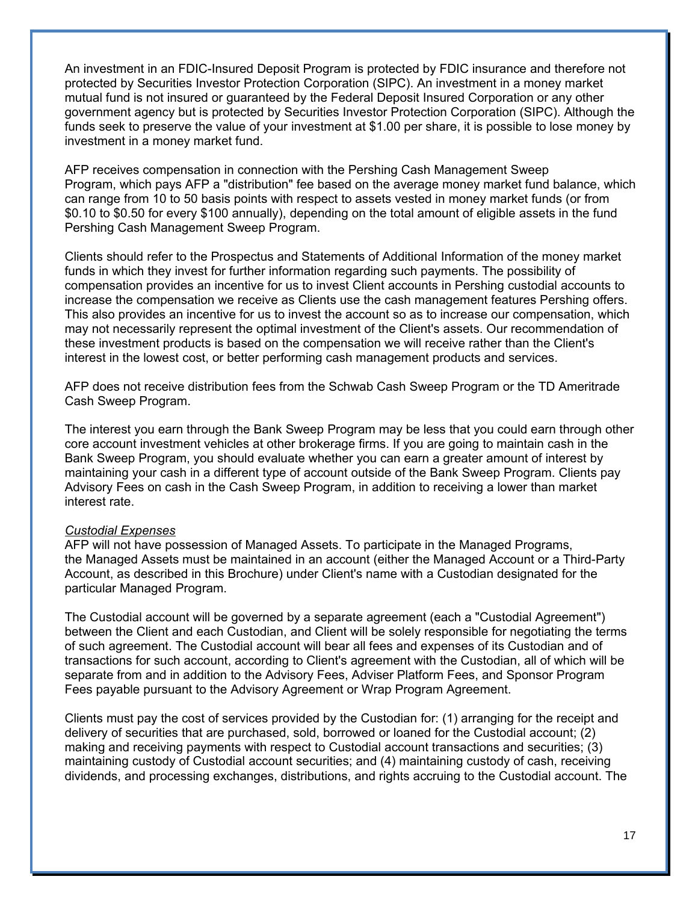An investment in an FDIC-Insured Deposit Program is protected by FDIC insurance and therefore not protected by Securities Investor Protection Corporation (SIPC). An investment in a money market mutual fund is not insured or guaranteed by the Federal Deposit Insured Corporation or any other government agency but is protected by Securities Investor Protection Corporation (SIPC). Although the funds seek to preserve the value of your investment at $1.00 per share, it is possible to lose money by investment in a money market fund.

AFP receives compensation in connection with the Pershing Cash Management Sweep Program, which pays AFP a "distribution" fee based on the average money market fund balance, which can range from 10 to 50 basis points with respect to assets vested in money market funds (or from $0.10 to $0.50 for every $100 annually), depending on the total amount of eligible assets in the fund Pershing Cash Management Sweep Program.

Clients should refer to the Prospectus and Statements of Additional Information of the money market funds in which they invest for further information regarding such payments. The possibility of compensation provides an incentive for us to invest Client accounts in Pershing custodial accounts to increase the compensation we receive as Clients use the cash management features Pershing offers. This also provides an incentive for us to invest the account so as to increase our compensation, which may not necessarily represent the optimal investment of the Client's assets. Our recommendation of these investment products is based on the compensation we will receive rather than the Client's interest in the lowest cost, or better performing cash management products and services.

AFP does not receive distribution fees from the Schwab Cash Sweep Program or the TD Ameritrade Cash Sweep Program.

The interest you earn through the Bank Sweep Program may be less that you could earn through other core account investment vehicles at other brokerage firms. If you are going to maintain cash in the Bank Sweep Program, you should evaluate whether you can earn a greater amount of interest by maintaining your cash in a different type of account outside of the Bank Sweep Program. Clients pay Advisory Fees on cash in the Cash Sweep Program, in addition to receiving a lower than market interest rate.

*Custodial Expenses*
AFP will not have possession of Managed Assets. To participate in the Managed Programs, the Managed Assets must be maintained in an account (either the Managed Account or a Third-Party Account, as described in this Brochure) under Client's name with a Custodian designated for the particular Managed Program.

The Custodial account will be governed by a separate agreement (each a "Custodial Agreement") between the Client and each Custodian, and Client will be solely responsible for negotiating the terms of such agreement. The Custodial account will bear all fees and expenses of its Custodian and of transactions for such account, according to Client's agreement with the Custodian, all of which will be separate from and in addition to the Advisory Fees, Adviser Platform Fees, and Sponsor Program Fees payable pursuant to the Advisory Agreement or Wrap Program Agreement.

Clients must pay the cost of services provided by the Custodian for: (1) arranging for the receipt and delivery of securities that are purchased, sold, borrowed or loaned for the Custodial account; (2) making and receiving payments with respect to Custodial account transactions and securities; (3) maintaining custody of Custodial account securities; and (4) maintaining custody of cash, receiving dividends, and processing exchanges, distributions, and rights accruing to the Custodial account. The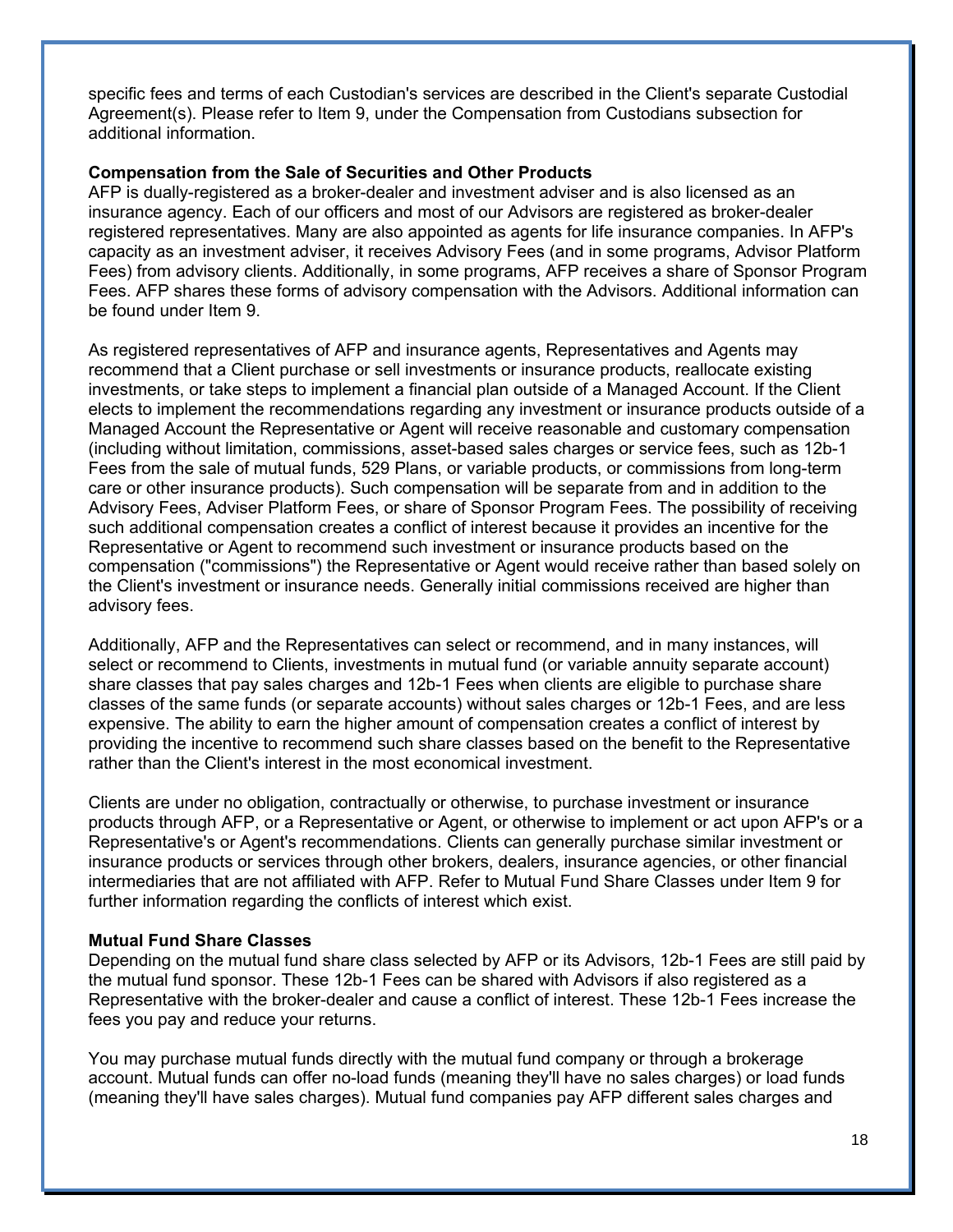specific fees and terms of each Custodian's services are described in the Client's separate Custodial Agreement(s). Please refer to Item 9, under the Compensation from Custodians subsection for additional information.

**Compensation from the Sale of Securities and Other Products**

AFP is dually-registered as a broker-dealer and investment adviser and is also licensed as an insurance agency. Each of our officers and most of our Advisors are registered as broker-dealer registered representatives. Many are also appointed as agents for life insurance companies. In AFP's capacity as an investment adviser, it receives Advisory Fees (and in some programs, Advisor Platform Fees) from advisory clients. Additionally, in some programs, AFP receives a share of Sponsor Program Fees. AFP shares these forms of advisory compensation with the Advisors. Additional information can be found under Item 9.

As registered representatives of AFP and insurance agents, Representatives and Agents may recommend that a Client purchase or sell investments or insurance products, reallocate existing investments, or take steps to implement a financial plan outside of a Managed Account. If the Client elects to implement the recommendations regarding any investment or insurance products outside of a Managed Account the Representative or Agent will receive reasonable and customary compensation (including without limitation, commissions, asset-based sales charges or service fees, such as 12b-1 Fees from the sale of mutual funds, 529 Plans, or variable products, or commissions from long-term care or other insurance products). Such compensation will be separate from and in addition to the Advisory Fees, Adviser Platform Fees, or share of Sponsor Program Fees. The possibility of receiving such additional compensation creates a conflict of interest because it provides an incentive for the Representative or Agent to recommend such investment or insurance products based on the compensation ("commissions") the Representative or Agent would receive rather than based solely on the Client's investment or insurance needs. Generally initial commissions received are higher than advisory fees.

Additionally, AFP and the Representatives can select or recommend, and in many instances, will select or recommend to Clients, investments in mutual fund (or variable annuity separate account) share classes that pay sales charges and 12b-1 Fees when clients are eligible to purchase share classes of the same funds (or separate accounts) without sales charges or 12b-1 Fees, and are less expensive. The ability to earn the higher amount of compensation creates a conflict of interest by providing the incentive to recommend such share classes based on the benefit to the Representative rather than the Client's interest in the most economical investment.

Clients are under no obligation, contractually or otherwise, to purchase investment or insurance products through AFP, or a Representative or Agent, or otherwise to implement or act upon AFP's or a Representative's or Agent's recommendations. Clients can generally purchase similar investment or insurance products or services through other brokers, dealers, insurance agencies, or other financial intermediaries that are not affiliated with AFP. Refer to Mutual Fund Share Classes under Item 9 for further information regarding the conflicts of interest which exist.

**Mutual Fund Share Classes**

Depending on the mutual fund share class selected by AFP or its Advisors, 12b-1 Fees are still paid by the mutual fund sponsor. These 12b-1 Fees can be shared with Advisors if also registered as a Representative with the broker-dealer and cause a conflict of interest. These 12b-1 Fees increase the fees you pay and reduce your returns.

You may purchase mutual funds directly with the mutual fund company or through a brokerage account. Mutual funds can offer no-load funds (meaning they'll have no sales charges) or load funds (meaning they'll have sales charges). Mutual fund companies pay AFP different sales charges and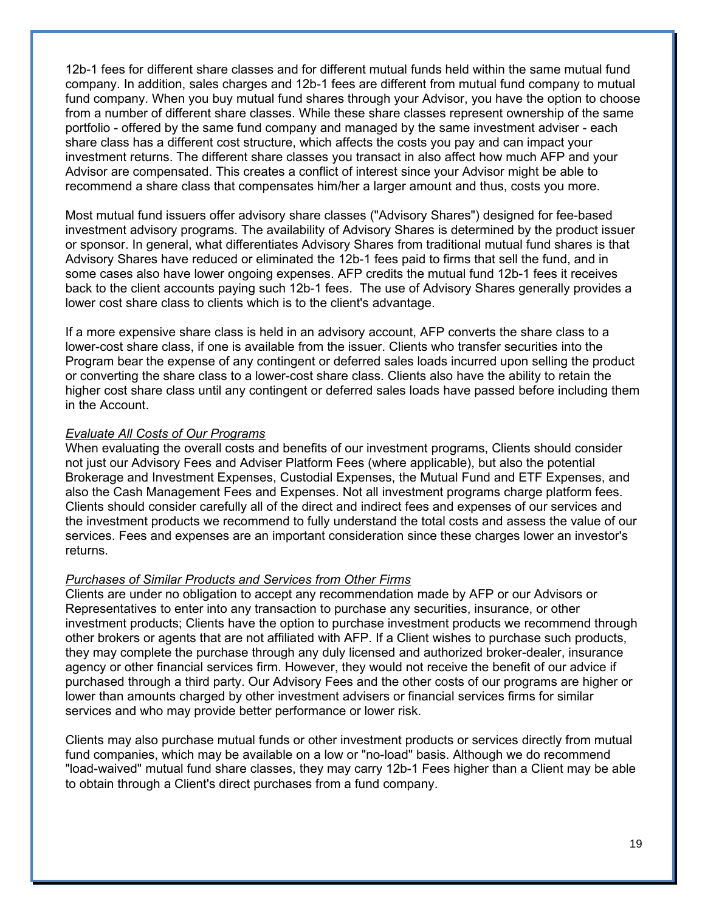12b-1 fees for different share classes and for different mutual funds held within the same mutual fund company. In addition, sales charges and 12b-1 fees are different from mutual fund company to mutual fund company. When you buy mutual fund shares through your Advisor, you have the option to choose from a number of different share classes. While these share classes represent ownership of the same portfolio - offered by the same fund company and managed by the same investment adviser - each share class has a different cost structure, which affects the costs you pay and can impact your investment returns. The different share classes you transact in also affect how much AFP and your Advisor are compensated. This creates a conflict of interest since your Advisor might be able to recommend a share class that compensates him/her a larger amount and thus, costs you more.

Most mutual fund issuers offer advisory share classes ("Advisory Shares") designed for fee-based investment advisory programs. The availability of Advisory Shares is determined by the product issuer or sponsor. In general, what differentiates Advisory Shares from traditional mutual fund shares is that Advisory Shares have reduced or eliminated the 12b-1 fees paid to firms that sell the fund, and in some cases also have lower ongoing expenses. AFP credits the mutual fund 12b-1 fees it receives back to the client accounts paying such 12b-1 fees. The use of Advisory Shares generally provides a lower cost share class to clients which is to the client's advantage.

If a more expensive share class is held in an advisory account, AFP converts the share class to a lower-cost share class, if one is available from the issuer. Clients who transfer securities into the Program bear the expense of any contingent or deferred sales loads incurred upon selling the product or converting the share class to a lower-cost share class. Clients also have the ability to retain the higher cost share class until any contingent or deferred sales loads have passed before including them in the Account.

*Evaluate All Costs of Our Programs*

When evaluating the overall costs and benefits of our investment programs, Clients should consider not just our Advisory Fees and Adviser Platform Fees (where applicable), but also the potential Brokerage and Investment Expenses, Custodial Expenses, the Mutual Fund and ETF Expenses, and also the Cash Management Fees and Expenses. Not all investment programs charge platform fees. Clients should consider carefully all of the direct and indirect fees and expenses of our services and the investment products we recommend to fully understand the total costs and assess the value of our services. Fees and expenses are an important consideration since these charges lower an investor's returns.

*Purchases of Similar Products and Services from Other Firms*

Clients are under no obligation to accept any recommendation made by AFP or our Advisors or Representatives to enter into any transaction to purchase any securities, insurance, or other investment products; Clients have the option to purchase investment products we recommend through other brokers or agents that are not affiliated with AFP. If a Client wishes to purchase such products, they may complete the purchase through any duly licensed and authorized broker-dealer, insurance agency or other financial services firm. However, they would not receive the benefit of our advice if purchased through a third party. Our Advisory Fees and the other costs of our programs are higher or lower than amounts charged by other investment advisers or financial services firms for similar services and who may provide better performance or lower risk.

Clients may also purchase mutual funds or other investment products or services directly from mutual fund companies, which may be available on a low or "no-load" basis. Although we do recommend "load-waived" mutual fund share classes, they may carry 12b-1 Fees higher than a Client may be able to obtain through a Client's direct purchases from a fund company.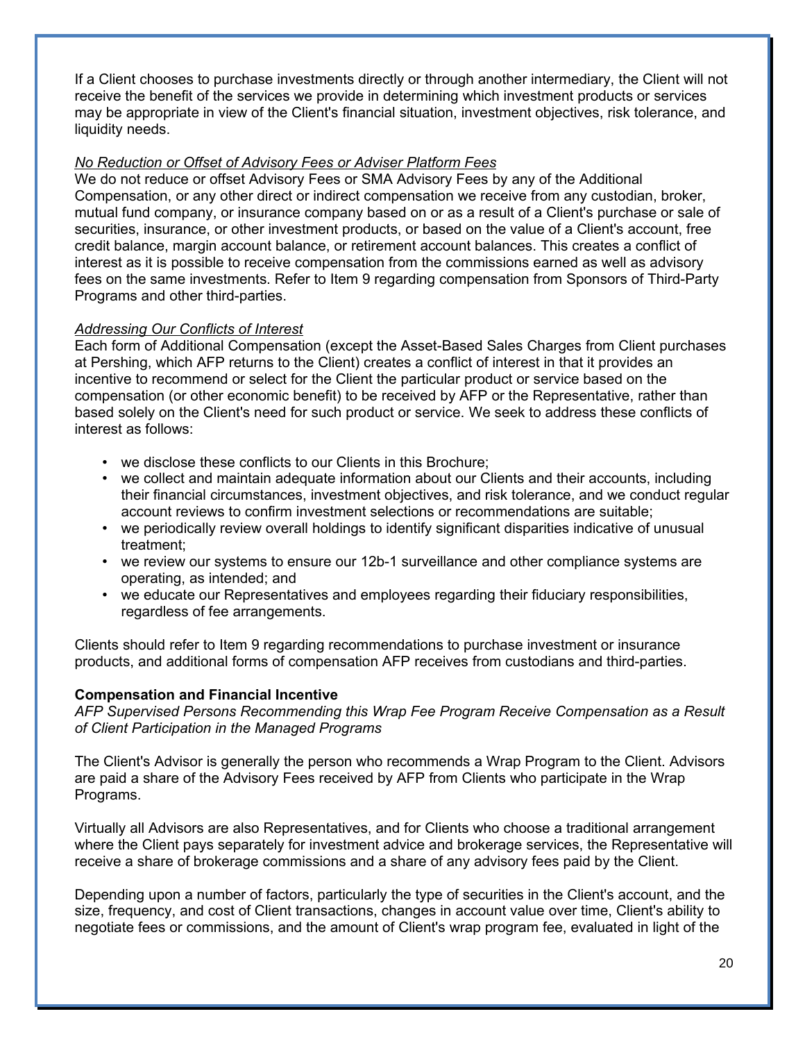If a Client chooses to purchase investments directly or through another intermediary, the Client will not receive the benefit of the services we provide in determining which investment products or services may be appropriate in view of the Client's financial situation, investment objectives, risk tolerance, and liquidity needs.

*No Reduction or Offset of Advisory Fees or Adviser Platform Fees*

We do not reduce or offset Advisory Fees or SMA Advisory Fees by any of the Additional Compensation, or any other direct or indirect compensation we receive from any custodian, broker, mutual fund company, or insurance company based on or as a result of a Client's purchase or sale of securities, insurance, or other investment products, or based on the value of a Client's account, free credit balance, margin account balance, or retirement account balances. This creates a conflict of interest as it is possible to receive compensation from the commissions earned as well as advisory fees on the same investments. Refer to Item 9 regarding compensation from Sponsors of Third-Party Programs and other third-parties.

*Addressing Our Conflicts of Interest*

Each form of Additional Compensation (except the Asset-Based Sales Charges from Client purchases at Pershing, which AFP returns to the Client) creates a conflict of interest in that it provides an incentive to recommend or select for the Client the particular product or service based on the compensation (or other economic benefit) to be received by AFP or the Representative, rather than based solely on the Client's need for such product or service. We seek to address these conflicts of interest as follows:

- we disclose these conflicts to our Clients in this Brochure;
- we collect and maintain adequate information about our Clients and their accounts, including their financial circumstances, investment objectives, and risk tolerance, and we conduct regular account reviews to confirm investment selections or recommendations are suitable;
- we periodically review overall holdings to identify significant disparities indicative of unusual treatment;
- we review our systems to ensure our 12b-1 surveillance and other compliance systems are operating, as intended; and
- we educate our Representatives and employees regarding their fiduciary responsibilities, regardless of fee arrangements.

Clients should refer to Item 9 regarding recommendations to purchase investment or insurance products, and additional forms of compensation AFP receives from custodians and third-parties.

**Compensation and Financial Incentive**

*AFP Supervised Persons Recommending this Wrap Fee Program Receive Compensation as a Result of Client Participation in the Managed Programs*

The Client's Advisor is generally the person who recommends a Wrap Program to the Client. Advisors are paid a share of the Advisory Fees received by AFP from Clients who participate in the Wrap Programs.

Virtually all Advisors are also Representatives, and for Clients who choose a traditional arrangement where the Client pays separately for investment advice and brokerage services, the Representative will receive a share of brokerage commissions and a share of any advisory fees paid by the Client.

Depending upon a number of factors, particularly the type of securities in the Client's account, and the size, frequency, and cost of Client transactions, changes in account value over time, Client's ability to negotiate fees or commissions, and the amount of Client's wrap program fee, evaluated in light of the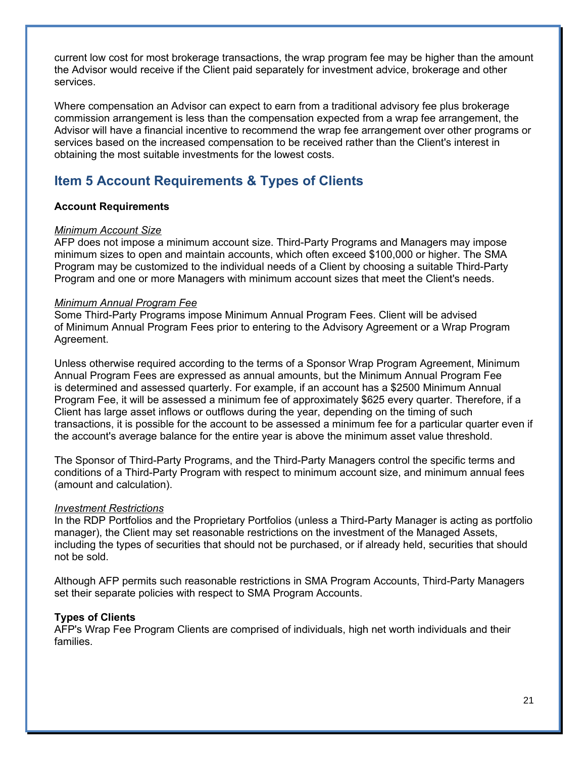current low cost for most brokerage transactions, the wrap program fee may be higher than the amount the Advisor would receive if the Client paid separately for investment advice, brokerage and other services.

Where compensation an Advisor can expect to earn from a traditional advisory fee plus brokerage commission arrangement is less than the compensation expected from a wrap fee arrangement, the Advisor will have a financial incentive to recommend the wrap fee arrangement over other programs or services based on the increased compensation to be received rather than the Client's interest in obtaining the most suitable investments for the lowest costs.

## Item 5 Account Requirements & Types of Clients

**Account Requirements**

*Minimum Account Size*
AFP does not impose a minimum account size. Third-Party Programs and Managers may impose minimum sizes to open and maintain accounts, which often exceed $100,000 or higher. The SMA Program may be customized to the individual needs of a Client by choosing a suitable Third-Party Program and one or more Managers with minimum account sizes that meet the Client's needs.

*Minimum Annual Program Fee*
Some Third-Party Programs impose Minimum Annual Program Fees. Client will be advised of Minimum Annual Program Fees prior to entering to the Advisory Agreement or a Wrap Program Agreement.

Unless otherwise required according to the terms of a Sponsor Wrap Program Agreement, Minimum Annual Program Fees are expressed as annual amounts, but the Minimum Annual Program Fee is determined and assessed quarterly. For example, if an account has a $2500 Minimum Annual Program Fee, it will be assessed a minimum fee of approximately $625 every quarter. Therefore, if a Client has large asset inflows or outflows during the year, depending on the timing of such transactions, it is possible for the account to be assessed a minimum fee for a particular quarter even if the account's average balance for the entire year is above the minimum asset value threshold.

The Sponsor of Third-Party Programs, and the Third-Party Managers control the specific terms and conditions of a Third-Party Program with respect to minimum account size, and minimum annual fees (amount and calculation).

*Investment Restrictions*
In the RDP Portfolios and the Proprietary Portfolios (unless a Third-Party Manager is acting as portfolio manager), the Client may set reasonable restrictions on the investment of the Managed Assets, including the types of securities that should not be purchased, or if already held, securities that should not be sold.

Although AFP permits such reasonable restrictions in SMA Program Accounts, Third-Party Managers set their separate policies with respect to SMA Program Accounts.

**Types of Clients**
AFP's Wrap Fee Program Clients are comprised of individuals, high net worth individuals and their families.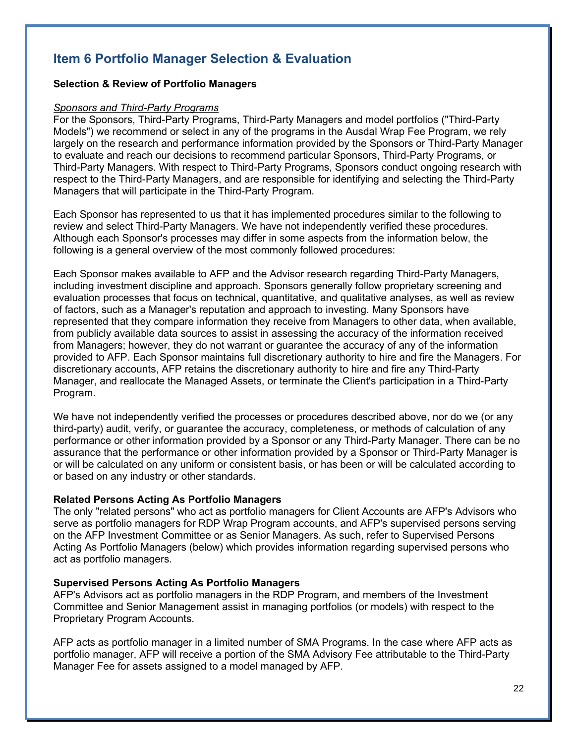## Item 6 Portfolio Manager Selection & Evaluation

**Selection & Review of Portfolio Managers**

*Sponsors and Third-Party Programs*

For the Sponsors, Third-Party Programs, Third-Party Managers and model portfolios ("Third-Party Models") we recommend or select in any of the programs in the Ausdal Wrap Fee Program, we rely largely on the research and performance information provided by the Sponsors or Third-Party Manager to evaluate and reach our decisions to recommend particular Sponsors, Third-Party Programs, or Third-Party Managers. With respect to Third-Party Programs, Sponsors conduct ongoing research with respect to the Third-Party Managers, and are responsible for identifying and selecting the Third-Party Managers that will participate in the Third-Party Program.

Each Sponsor has represented to us that it has implemented procedures similar to the following to review and select Third-Party Managers. We have not independently verified these procedures. Although each Sponsor's processes may differ in some aspects from the information below, the following is a general overview of the most commonly followed procedures:

Each Sponsor makes available to AFP and the Advisor research regarding Third-Party Managers, including investment discipline and approach. Sponsors generally follow proprietary screening and evaluation processes that focus on technical, quantitative, and qualitative analyses, as well as review of factors, such as a Manager's reputation and approach to investing. Many Sponsors have represented that they compare information they receive from Managers to other data, when available, from publicly available data sources to assist in assessing the accuracy of the information received from Managers; however, they do not warrant or guarantee the accuracy of any of the information provided to AFP. Each Sponsor maintains full discretionary authority to hire and fire the Managers. For discretionary accounts, AFP retains the discretionary authority to hire and fire any Third-Party Manager, and reallocate the Managed Assets, or terminate the Client's participation in a Third-Party Program.

We have not independently verified the processes or procedures described above, nor do we (or any third-party) audit, verify, or guarantee the accuracy, completeness, or methods of calculation of any performance or other information provided by a Sponsor or any Third-Party Manager. There can be no assurance that the performance or other information provided by a Sponsor or Third-Party Manager is or will be calculated on any uniform or consistent basis, or has been or will be calculated according to or based on any industry or other standards.

**Related Persons Acting As Portfolio Managers**

The only "related persons" who act as portfolio managers for Client Accounts are AFP's Advisors who serve as portfolio managers for RDP Wrap Program accounts, and AFP's supervised persons serving on the AFP Investment Committee or as Senior Managers. As such, refer to Supervised Persons Acting As Portfolio Managers (below) which provides information regarding supervised persons who act as portfolio managers.

**Supervised Persons Acting As Portfolio Managers**

AFP's Advisors act as portfolio managers in the RDP Program, and members of the Investment Committee and Senior Management assist in managing portfolios (or models) with respect to the Proprietary Program Accounts.

AFP acts as portfolio manager in a limited number of SMA Programs. In the case where AFP acts as portfolio manager, AFP will receive a portion of the SMA Advisory Fee attributable to the Third-Party Manager Fee for assets assigned to a model managed by AFP.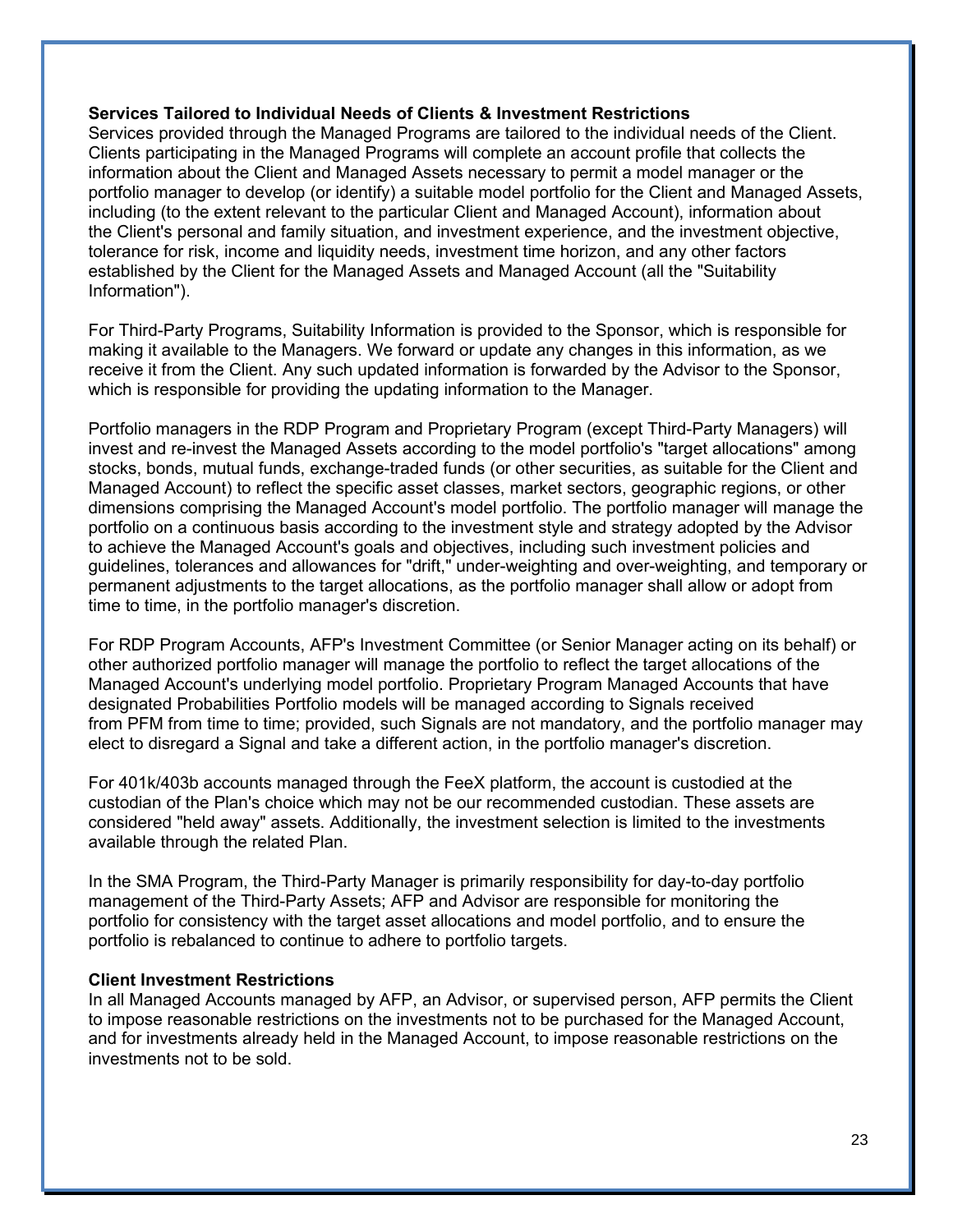**Services Tailored to Individual Needs of Clients & Investment Restrictions**

Services provided through the Managed Programs are tailored to the individual needs of the Client. Clients participating in the Managed Programs will complete an account profile that collects the information about the Client and Managed Assets necessary to permit a model manager or the portfolio manager to develop (or identify) a suitable model portfolio for the Client and Managed Assets, including (to the extent relevant to the particular Client and Managed Account), information about the Client's personal and family situation, and investment experience, and the investment objective, tolerance for risk, income and liquidity needs, investment time horizon, and any other factors established by the Client for the Managed Assets and Managed Account (all the "Suitability Information").

For Third-Party Programs, Suitability Information is provided to the Sponsor, which is responsible for making it available to the Managers. We forward or update any changes in this information, as we receive it from the Client. Any such updated information is forwarded by the Advisor to the Sponsor, which is responsible for providing the updating information to the Manager.

Portfolio managers in the RDP Program and Proprietary Program (except Third-Party Managers) will invest and re-invest the Managed Assets according to the model portfolio's "target allocations" among stocks, bonds, mutual funds, exchange-traded funds (or other securities, as suitable for the Client and Managed Account) to reflect the specific asset classes, market sectors, geographic regions, or other dimensions comprising the Managed Account's model portfolio. The portfolio manager will manage the portfolio on a continuous basis according to the investment style and strategy adopted by the Advisor to achieve the Managed Account's goals and objectives, including such investment policies and guidelines, tolerances and allowances for "drift," under-weighting and over-weighting, and temporary or permanent adjustments to the target allocations, as the portfolio manager shall allow or adopt from time to time, in the portfolio manager's discretion.

For RDP Program Accounts, AFP's Investment Committee (or Senior Manager acting on its behalf) or other authorized portfolio manager will manage the portfolio to reflect the target allocations of the Managed Account's underlying model portfolio. Proprietary Program Managed Accounts that have designated Probabilities Portfolio models will be managed according to Signals received from PFM from time to time; provided, such Signals are not mandatory, and the portfolio manager may elect to disregard a Signal and take a different action, in the portfolio manager's discretion.

For 401k/403b accounts managed through the FeeX platform, the account is custodied at the custodian of the Plan's choice which may not be our recommended custodian. These assets are considered "held away" assets. Additionally, the investment selection is limited to the investments available through the related Plan.

In the SMA Program, the Third-Party Manager is primarily responsibility for day-to-day portfolio management of the Third-Party Assets; AFP and Advisor are responsible for monitoring the portfolio for consistency with the target asset allocations and model portfolio, and to ensure the portfolio is rebalanced to continue to adhere to portfolio targets.

**Client Investment Restrictions**

In all Managed Accounts managed by AFP, an Advisor, or supervised person, AFP permits the Client to impose reasonable restrictions on the investments not to be purchased for the Managed Account, and for investments already held in the Managed Account, to impose reasonable restrictions on the investments not to be sold.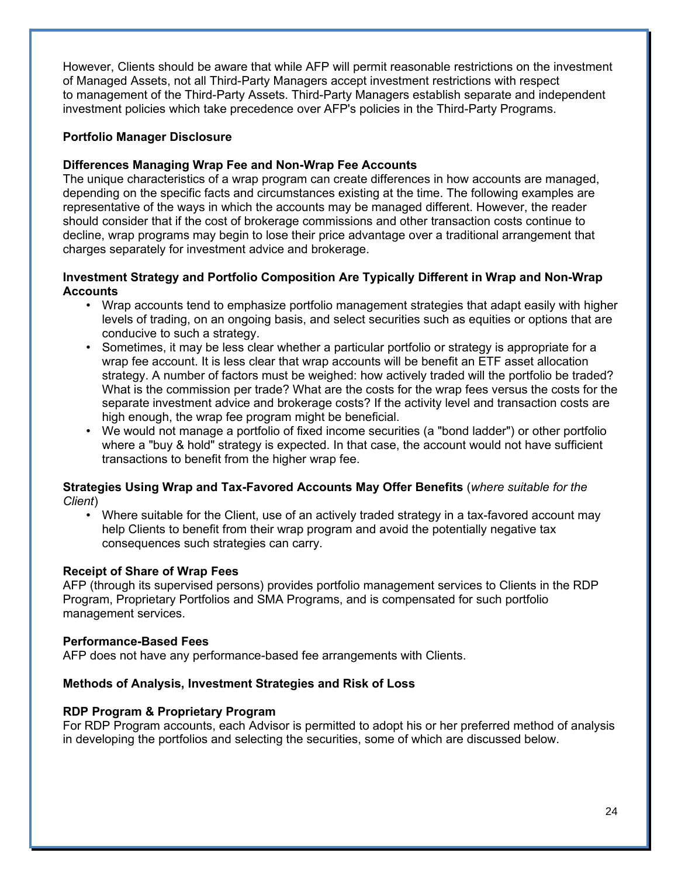However, Clients should be aware that while AFP will permit reasonable restrictions on the investment of Managed Assets, not all Third-Party Managers accept investment restrictions with respect to management of the Third-Party Assets. Third-Party Managers establish separate and independent investment policies which take precedence over AFP's policies in the Third-Party Programs.

**Portfolio Manager Disclosure**

**Differences Managing Wrap Fee and Non-Wrap Fee Accounts**

The unique characteristics of a wrap program can create differences in how accounts are managed, depending on the specific facts and circumstances existing at the time. The following examples are representative of the ways in which the accounts may be managed different. However, the reader should consider that if the cost of brokerage commissions and other transaction costs continue to decline, wrap programs may begin to lose their price advantage over a traditional arrangement that charges separately for investment advice and brokerage.

**Investment Strategy and Portfolio Composition Are Typically Different in Wrap and Non-Wrap Accounts**

- Wrap accounts tend to emphasize portfolio management strategies that adapt easily with higher levels of trading, on an ongoing basis, and select securities such as equities or options that are conducive to such a strategy.
- Sometimes, it may be less clear whether a particular portfolio or strategy is appropriate for a wrap fee account. It is less clear that wrap accounts will be benefit an ETF asset allocation strategy. A number of factors must be weighed: how actively traded will the portfolio be traded? What is the commission per trade? What are the costs for the wrap fees versus the costs for the separate investment advice and brokerage costs? If the activity level and transaction costs are high enough, the wrap fee program might be beneficial.
- We would not manage a portfolio of fixed income securities (a "bond ladder") or other portfolio where a "buy & hold" strategy is expected. In that case, the account would not have sufficient transactions to benefit from the higher wrap fee.

**Strategies Using Wrap and Tax-Favored Accounts May Offer Benefits** (*where suitable for the Client*)

- Where suitable for the Client, use of an actively traded strategy in a tax-favored account may help Clients to benefit from their wrap program and avoid the potentially negative tax consequences such strategies can carry.

**Receipt of Share of Wrap Fees**

AFP (through its supervised persons) provides portfolio management services to Clients in the RDP Program, Proprietary Portfolios and SMA Programs, and is compensated for such portfolio management services.

**Performance-Based Fees**

AFP does not have any performance-based fee arrangements with Clients.

**Methods of Analysis, Investment Strategies and Risk of Loss**

**RDP Program & Proprietary Program**

For RDP Program accounts, each Advisor is permitted to adopt his or her preferred method of analysis in developing the portfolios and selecting the securities, some of which are discussed below.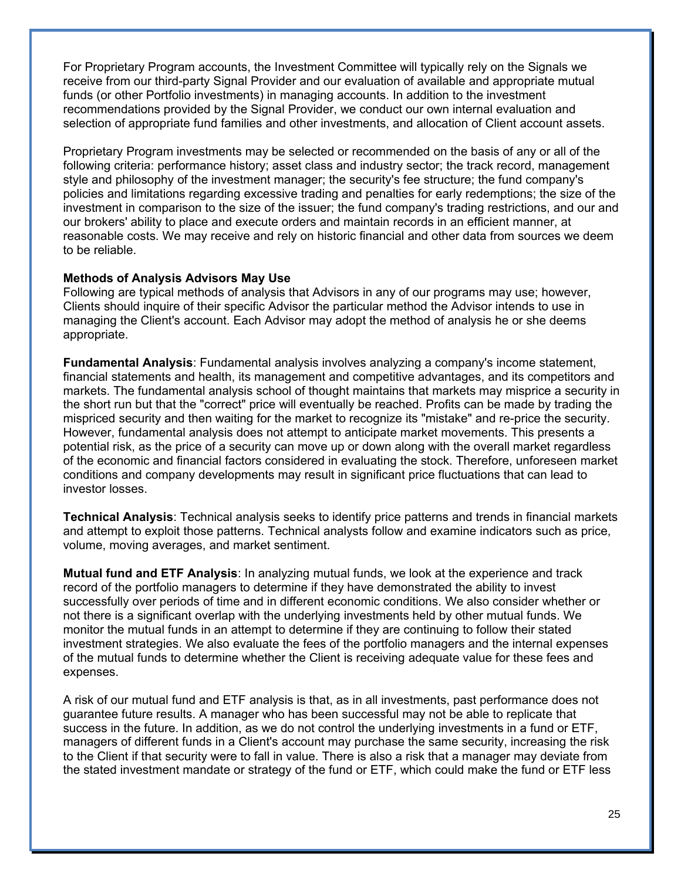For Proprietary Program accounts, the Investment Committee will typically rely on the Signals we receive from our third-party Signal Provider and our evaluation of available and appropriate mutual funds (or other Portfolio investments) in managing accounts. In addition to the investment recommendations provided by the Signal Provider, we conduct our own internal evaluation and selection of appropriate fund families and other investments, and allocation of Client account assets.

Proprietary Program investments may be selected or recommended on the basis of any or all of the following criteria: performance history; asset class and industry sector; the track record, management style and philosophy of the investment manager; the security's fee structure; the fund company's policies and limitations regarding excessive trading and penalties for early redemptions; the size of the investment in comparison to the size of the issuer; the fund company's trading restrictions, and our and our brokers' ability to place and execute orders and maintain records in an efficient manner, at reasonable costs. We may receive and rely on historic financial and other data from sources we deem to be reliable.

**Methods of Analysis Advisors May Use**

Following are typical methods of analysis that Advisors in any of our programs may use; however, Clients should inquire of their specific Advisor the particular method the Advisor intends to use in managing the Client's account. Each Advisor may adopt the method of analysis he or she deems appropriate.

**Fundamental Analysis**: Fundamental analysis involves analyzing a company's income statement, financial statements and health, its management and competitive advantages, and its competitors and markets. The fundamental analysis school of thought maintains that markets may misprice a security in the short run but that the "correct" price will eventually be reached. Profits can be made by trading the mispriced security and then waiting for the market to recognize its "mistake" and re-price the security. However, fundamental analysis does not attempt to anticipate market movements. This presents a potential risk, as the price of a security can move up or down along with the overall market regardless of the economic and financial factors considered in evaluating the stock. Therefore, unforeseen market conditions and company developments may result in significant price fluctuations that can lead to investor losses.

**Technical Analysis**: Technical analysis seeks to identify price patterns and trends in financial markets and attempt to exploit those patterns. Technical analysts follow and examine indicators such as price, volume, moving averages, and market sentiment.

**Mutual fund and ETF Analysis**: In analyzing mutual funds, we look at the experience and track record of the portfolio managers to determine if they have demonstrated the ability to invest successfully over periods of time and in different economic conditions. We also consider whether or not there is a significant overlap with the underlying investments held by other mutual funds. We monitor the mutual funds in an attempt to determine if they are continuing to follow their stated investment strategies. We also evaluate the fees of the portfolio managers and the internal expenses of the mutual funds to determine whether the Client is receiving adequate value for these fees and expenses.

A risk of our mutual fund and ETF analysis is that, as in all investments, past performance does not guarantee future results. A manager who has been successful may not be able to replicate that success in the future. In addition, as we do not control the underlying investments in a fund or ETF, managers of different funds in a Client's account may purchase the same security, increasing the risk to the Client if that security were to fall in value. There is also a risk that a manager may deviate from the stated investment mandate or strategy of the fund or ETF, which could make the fund or ETF less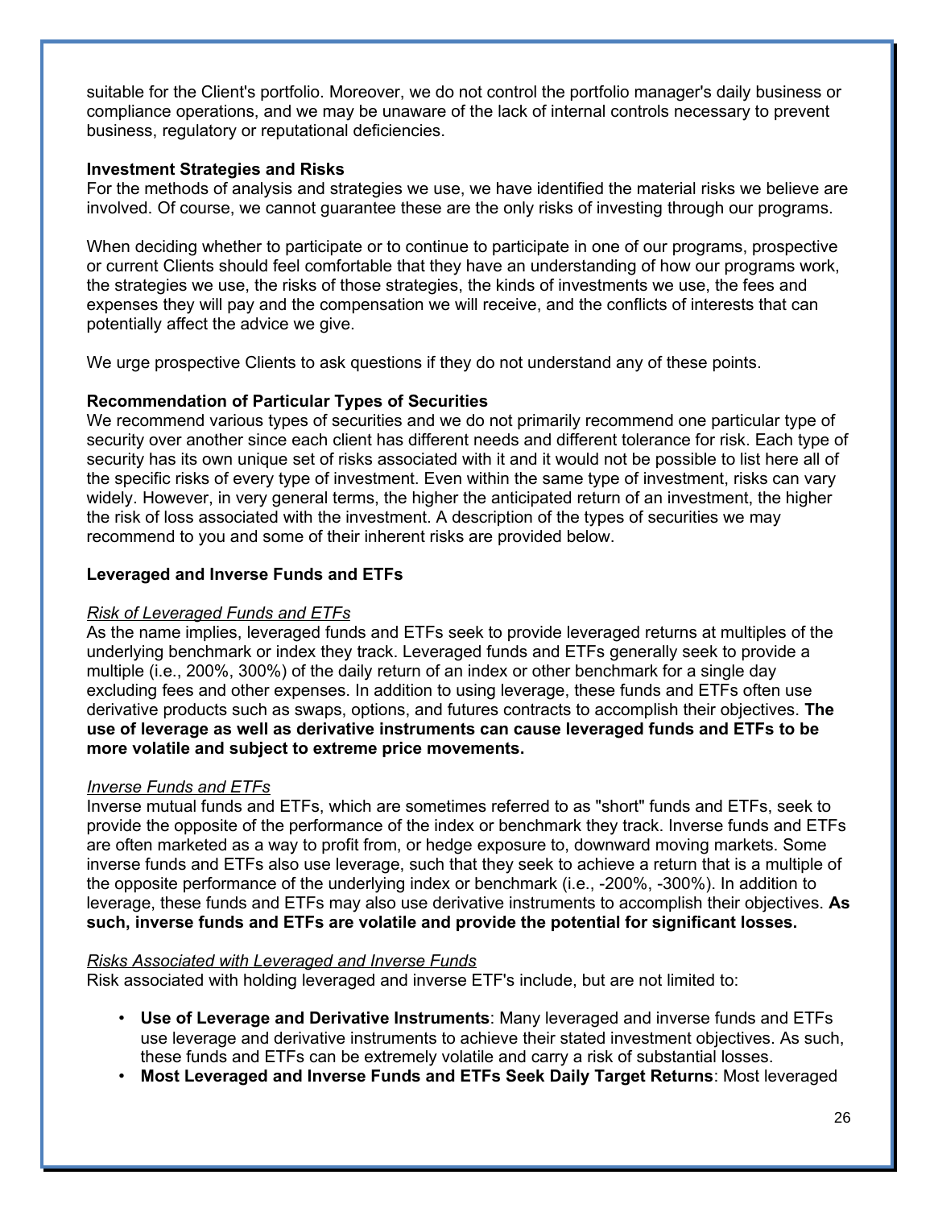suitable for the Client's portfolio. Moreover, we do not control the portfolio manager's daily business or compliance operations, and we may be unaware of the lack of internal controls necessary to prevent business, regulatory or reputational deficiencies.

**Investment Strategies and Risks**

For the methods of analysis and strategies we use, we have identified the material risks we believe are involved. Of course, we cannot guarantee these are the only risks of investing through our programs.

When deciding whether to participate or to continue to participate in one of our programs, prospective or current Clients should feel comfortable that they have an understanding of how our programs work, the strategies we use, the risks of those strategies, the kinds of investments we use, the fees and expenses they will pay and the compensation we will receive, and the conflicts of interests that can potentially affect the advice we give.

We urge prospective Clients to ask questions if they do not understand any of these points.

**Recommendation of Particular Types of Securities**

We recommend various types of securities and we do not primarily recommend one particular type of security over another since each client has different needs and different tolerance for risk. Each type of security has its own unique set of risks associated with it and it would not be possible to list here all of the specific risks of every type of investment. Even within the same type of investment, risks can vary widely. However, in very general terms, the higher the anticipated return of an investment, the higher the risk of loss associated with the investment. A description of the types of securities we may recommend to you and some of their inherent risks are provided below.

**Leveraged and Inverse Funds and ETFs**

*Risk of Leveraged Funds and ETFs*

As the name implies, leveraged funds and ETFs seek to provide leveraged returns at multiples of the underlying benchmark or index they track. Leveraged funds and ETFs generally seek to provide a multiple (i.e., 200%, 300%) of the daily return of an index or other benchmark for a single day excluding fees and other expenses. In addition to using leverage, these funds and ETFs often use derivative products such as swaps, options, and futures contracts to accomplish their objectives. **The use of leverage as well as derivative instruments can cause leveraged funds and ETFs to be more volatile and subject to extreme price movements.**

*Inverse Funds and ETFs*

Inverse mutual funds and ETFs, which are sometimes referred to as "short" funds and ETFs, seek to provide the opposite of the performance of the index or benchmark they track. Inverse funds and ETFs are often marketed as a way to profit from, or hedge exposure to, downward moving markets. Some inverse funds and ETFs also use leverage, such that they seek to achieve a return that is a multiple of the opposite performance of the underlying index or benchmark (i.e., -200%, -300%). In addition to leverage, these funds and ETFs may also use derivative instruments to accomplish their objectives. **As such, inverse funds and ETFs are volatile and provide the potential for significant losses.**

*Risks Associated with Leveraged and Inverse Funds*

Risk associated with holding leveraged and inverse ETF's include, but are not limited to:

- **Use of Leverage and Derivative Instruments**: Many leveraged and inverse funds and ETFs use leverage and derivative instruments to achieve their stated investment objectives. As such, these funds and ETFs can be extremely volatile and carry a risk of substantial losses.
- **Most Leveraged and Inverse Funds and ETFs Seek Daily Target Returns**: Most leveraged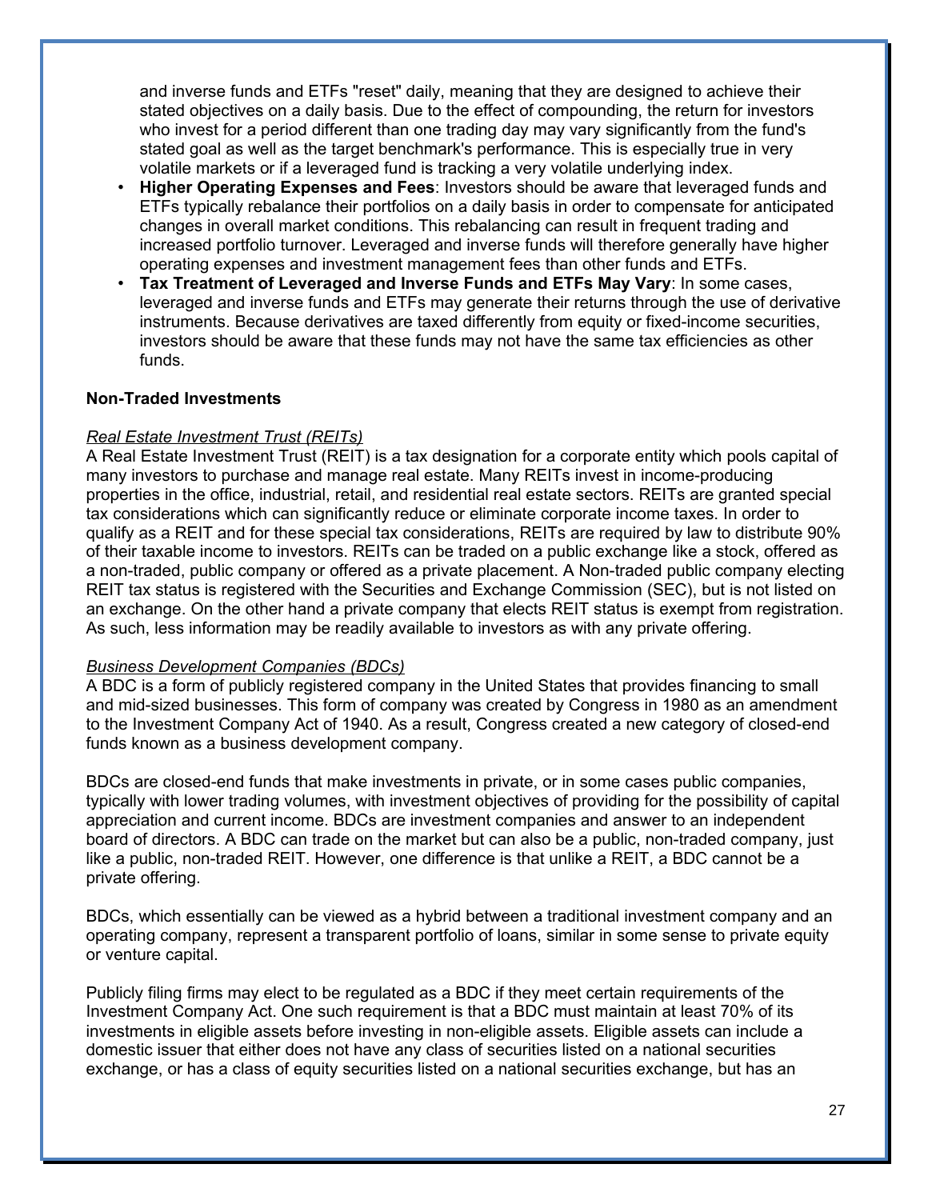and inverse funds and ETFs "reset" daily, meaning that they are designed to achieve their stated objectives on a daily basis. Due to the effect of compounding, the return for investors who invest for a period different than one trading day may vary significantly from the fund's stated goal as well as the target benchmark's performance. This is especially true in very volatile markets or if a leveraged fund is tracking a very volatile underlying index.

- **Higher Operating Expenses and Fees**: Investors should be aware that leveraged funds and ETFs typically rebalance their portfolios on a daily basis in order to compensate for anticipated changes in overall market conditions. This rebalancing can result in frequent trading and increased portfolio turnover. Leveraged and inverse funds will therefore generally have higher operating expenses and investment management fees than other funds and ETFs.
- **Tax Treatment of Leveraged and Inverse Funds and ETFs May Vary**: In some cases, leveraged and inverse funds and ETFs may generate their returns through the use of derivative instruments. Because derivatives are taxed differently from equity or fixed-income securities, investors should be aware that these funds may not have the same tax efficiencies as other funds.

**Non-Traded Investments**

*Real Estate Investment Trust (REITs)*

A Real Estate Investment Trust (REIT) is a tax designation for a corporate entity which pools capital of many investors to purchase and manage real estate. Many REITs invest in income-producing properties in the office, industrial, retail, and residential real estate sectors. REITs are granted special tax considerations which can significantly reduce or eliminate corporate income taxes. In order to qualify as a REIT and for these special tax considerations, REITs are required by law to distribute 90% of their taxable income to investors. REITs can be traded on a public exchange like a stock, offered as a non-traded, public company or offered as a private placement. A Non-traded public company electing REIT tax status is registered with the Securities and Exchange Commission (SEC), but is not listed on an exchange. On the other hand a private company that elects REIT status is exempt from registration. As such, less information may be readily available to investors as with any private offering.

*Business Development Companies (BDCs)*

A BDC is a form of publicly registered company in the United States that provides financing to small and mid-sized businesses. This form of company was created by Congress in 1980 as an amendment to the Investment Company Act of 1940. As a result, Congress created a new category of closed-end funds known as a business development company.

BDCs are closed-end funds that make investments in private, or in some cases public companies, typically with lower trading volumes, with investment objectives of providing for the possibility of capital appreciation and current income. BDCs are investment companies and answer to an independent board of directors. A BDC can trade on the market but can also be a public, non-traded company, just like a public, non-traded REIT. However, one difference is that unlike a REIT, a BDC cannot be a private offering.

BDCs, which essentially can be viewed as a hybrid between a traditional investment company and an operating company, represent a transparent portfolio of loans, similar in some sense to private equity or venture capital.

Publicly filing firms may elect to be regulated as a BDC if they meet certain requirements of the Investment Company Act. One such requirement is that a BDC must maintain at least 70% of its investments in eligible assets before investing in non-eligible assets. Eligible assets can include a domestic issuer that either does not have any class of securities listed on a national securities exchange, or has a class of equity securities listed on a national securities exchange, but has an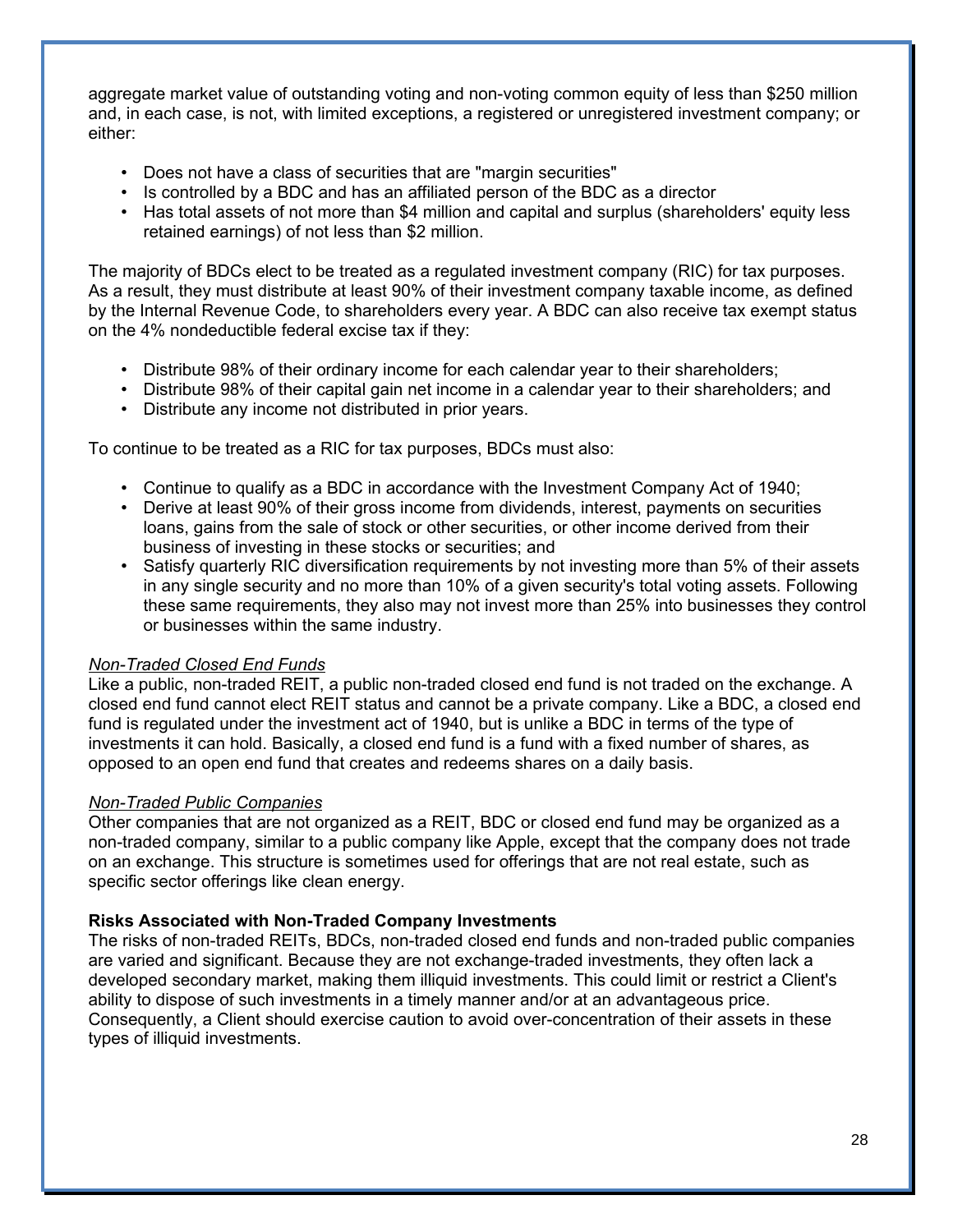aggregate market value of outstanding voting and non-voting common equity of less than $250 million and, in each case, is not, with limited exceptions, a registered or unregistered investment company; or either:

- Does not have a class of securities that are "margin securities"
- Is controlled by a BDC and has an affiliated person of the BDC as a director
- Has total assets of not more than $4 million and capital and surplus (shareholders' equity less retained earnings) of not less than $2 million.

The majority of BDCs elect to be treated as a regulated investment company (RIC) for tax purposes. As a result, they must distribute at least 90% of their investment company taxable income, as defined by the Internal Revenue Code, to shareholders every year. A BDC can also receive tax exempt status on the 4% nondeductible federal excise tax if they:

- Distribute 98% of their ordinary income for each calendar year to their shareholders;
- Distribute 98% of their capital gain net income in a calendar year to their shareholders; and
- Distribute any income not distributed in prior years.

To continue to be treated as a RIC for tax purposes, BDCs must also:

- Continue to qualify as a BDC in accordance with the Investment Company Act of 1940;
- Derive at least 90% of their gross income from dividends, interest, payments on securities loans, gains from the sale of stock or other securities, or other income derived from their business of investing in these stocks or securities; and
- Satisfy quarterly RIC diversification requirements by not investing more than 5% of their assets in any single security and no more than 10% of a given security's total voting assets. Following these same requirements, they also may not invest more than 25% into businesses they control or businesses within the same industry.

*Non-Traded Closed End Funds*
Like a public, non-traded REIT, a public non-traded closed end fund is not traded on the exchange. A closed end fund cannot elect REIT status and cannot be a private company. Like a BDC, a closed end fund is regulated under the investment act of 1940, but is unlike a BDC in terms of the type of investments it can hold. Basically, a closed end fund is a fund with a fixed number of shares, as opposed to an open end fund that creates and redeems shares on a daily basis.

*Non-Traded Public Companies*
Other companies that are not organized as a REIT, BDC or closed end fund may be organized as a non-traded company, similar to a public company like Apple, except that the company does not trade on an exchange. This structure is sometimes used for offerings that are not real estate, such as specific sector offerings like clean energy.

**Risks Associated with Non-Traded Company Investments**
The risks of non-traded REITs, BDCs, non-traded closed end funds and non-traded public companies are varied and significant. Because they are not exchange-traded investments, they often lack a developed secondary market, making them illiquid investments. This could limit or restrict a Client's ability to dispose of such investments in a timely manner and/or at an advantageous price. Consequently, a Client should exercise caution to avoid over-concentration of their assets in these types of illiquid investments.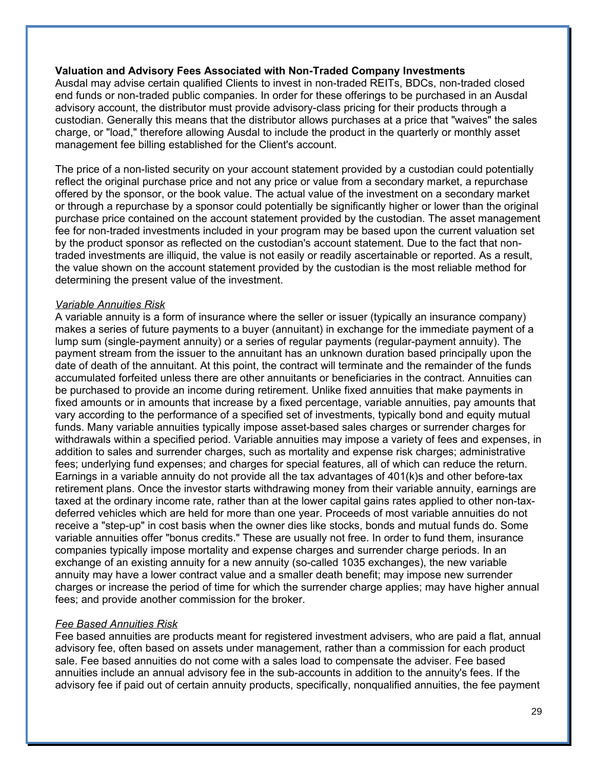**Valuation and Advisory Fees Associated with Non-Traded Company Investments**

Ausdal may advise certain qualified Clients to invest in non-traded REITs, BDCs, non-traded closed end funds or non-traded public companies. In order for these offerings to be purchased in an Ausdal advisory account, the distributor must provide advisory-class pricing for their products through a custodian. Generally this means that the distributor allows purchases at a price that "waives" the sales charge, or "load," therefore allowing Ausdal to include the product in the quarterly or monthly asset management fee billing established for the Client's account.

The price of a non-listed security on your account statement provided by a custodian could potentially reflect the original purchase price and not any price or value from a secondary market, a repurchase offered by the sponsor, or the book value. The actual value of the investment on a secondary market or through a repurchase by a sponsor could potentially be significantly higher or lower than the original purchase price contained on the account statement provided by the custodian. The asset management fee for non-traded investments included in your program may be based upon the current valuation set by the product sponsor as reflected on the custodian's account statement. Due to the fact that non-traded investments are illiquid, the value is not easily or readily ascertainable or reported. As a result, the value shown on the account statement provided by the custodian is the most reliable method for determining the present value of the investment.

*Variable Annuities Risk*

A variable annuity is a form of insurance where the seller or issuer (typically an insurance company) makes a series of future payments to a buyer (annuitant) in exchange for the immediate payment of a lump sum (single-payment annuity) or a series of regular payments (regular-payment annuity). The payment stream from the issuer to the annuitant has an unknown duration based principally upon the date of death of the annuitant. At this point, the contract will terminate and the remainder of the funds accumulated forfeited unless there are other annuitants or beneficiaries in the contract. Annuities can be purchased to provide an income during retirement. Unlike fixed annuities that make payments in fixed amounts or in amounts that increase by a fixed percentage, variable annuities, pay amounts that vary according to the performance of a specified set of investments, typically bond and equity mutual funds. Many variable annuities typically impose asset-based sales charges or surrender charges for withdrawals within a specified period. Variable annuities may impose a variety of fees and expenses, in addition to sales and surrender charges, such as mortality and expense risk charges; administrative fees; underlying fund expenses; and charges for special features, all of which can reduce the return. Earnings in a variable annuity do not provide all the tax advantages of 401(k)s and other before-tax retirement plans. Once the investor starts withdrawing money from their variable annuity, earnings are taxed at the ordinary income rate, rather than at the lower capital gains rates applied to other non-tax-deferred vehicles which are held for more than one year. Proceeds of most variable annuities do not receive a "step-up" in cost basis when the owner dies like stocks, bonds and mutual funds do. Some variable annuities offer "bonus credits." These are usually not free. In order to fund them, insurance companies typically impose mortality and expense charges and surrender charge periods. In an exchange of an existing annuity for a new annuity (so-called 1035 exchanges), the new variable annuity may have a lower contract value and a smaller death benefit; may impose new surrender charges or increase the period of time for which the surrender charge applies; may have higher annual fees; and provide another commission for the broker.

*Fee Based Annuities Risk*

Fee based annuities are products meant for registered investment advisers, who are paid a flat, annual advisory fee, often based on assets under management, rather than a commission for each product sale. Fee based annuities do not come with a sales load to compensate the adviser. Fee based annuities include an annual advisory fee in the sub-accounts in addition to the annuity's fees. If the advisory fee if paid out of certain annuity products, specifically, nonqualified annuities, the fee payment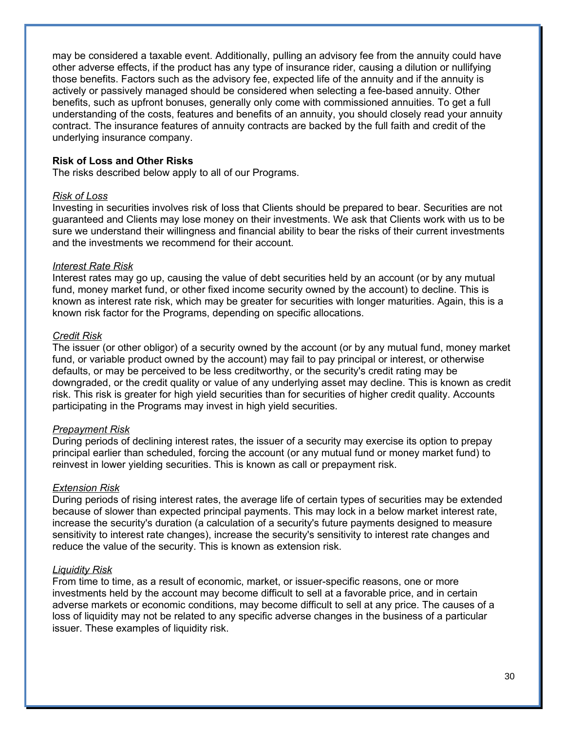may be considered a taxable event. Additionally, pulling an advisory fee from the annuity could have other adverse effects, if the product has any type of insurance rider, causing a dilution or nullifying those benefits. Factors such as the advisory fee, expected life of the annuity and if the annuity is actively or passively managed should be considered when selecting a fee-based annuity. Other benefits, such as upfront bonuses, generally only come with commissioned annuities. To get a full understanding of the costs, features and benefits of an annuity, you should closely read your annuity contract. The insurance features of annuity contracts are backed by the full faith and credit of the underlying insurance company.

**Risk of Loss and Other Risks**
The risks described below apply to all of our Programs.

*Risk of Loss*
Investing in securities involves risk of loss that Clients should be prepared to bear. Securities are not guaranteed and Clients may lose money on their investments. We ask that Clients work with us to be sure we understand their willingness and financial ability to bear the risks of their current investments and the investments we recommend for their account.

*Interest Rate Risk*
Interest rates may go up, causing the value of debt securities held by an account (or by any mutual fund, money market fund, or other fixed income security owned by the account) to decline. This is known as interest rate risk, which may be greater for securities with longer maturities. Again, this is a known risk factor for the Programs, depending on specific allocations.

*Credit Risk*
The issuer (or other obligor) of a security owned by the account (or by any mutual fund, money market fund, or variable product owned by the account) may fail to pay principal or interest, or otherwise defaults, or may be perceived to be less creditworthy, or the security's credit rating may be downgraded, or the credit quality or value of any underlying asset may decline. This is known as credit risk. This risk is greater for high yield securities than for securities of higher credit quality. Accounts participating in the Programs may invest in high yield securities.

*Prepayment Risk*
During periods of declining interest rates, the issuer of a security may exercise its option to prepay principal earlier than scheduled, forcing the account (or any mutual fund or money market fund) to reinvest in lower yielding securities. This is known as call or prepayment risk.

*Extension Risk*
During periods of rising interest rates, the average life of certain types of securities may be extended because of slower than expected principal payments. This may lock in a below market interest rate, increase the security's duration (a calculation of a security's future payments designed to measure sensitivity to interest rate changes), increase the security's sensitivity to interest rate changes and reduce the value of the security. This is known as extension risk.

*Liquidity Risk*
From time to time, as a result of economic, market, or issuer-specific reasons, one or more investments held by the account may become difficult to sell at a favorable price, and in certain adverse markets or economic conditions, may become difficult to sell at any price. The causes of a loss of liquidity may not be related to any specific adverse changes in the business of a particular issuer. These examples of liquidity risk.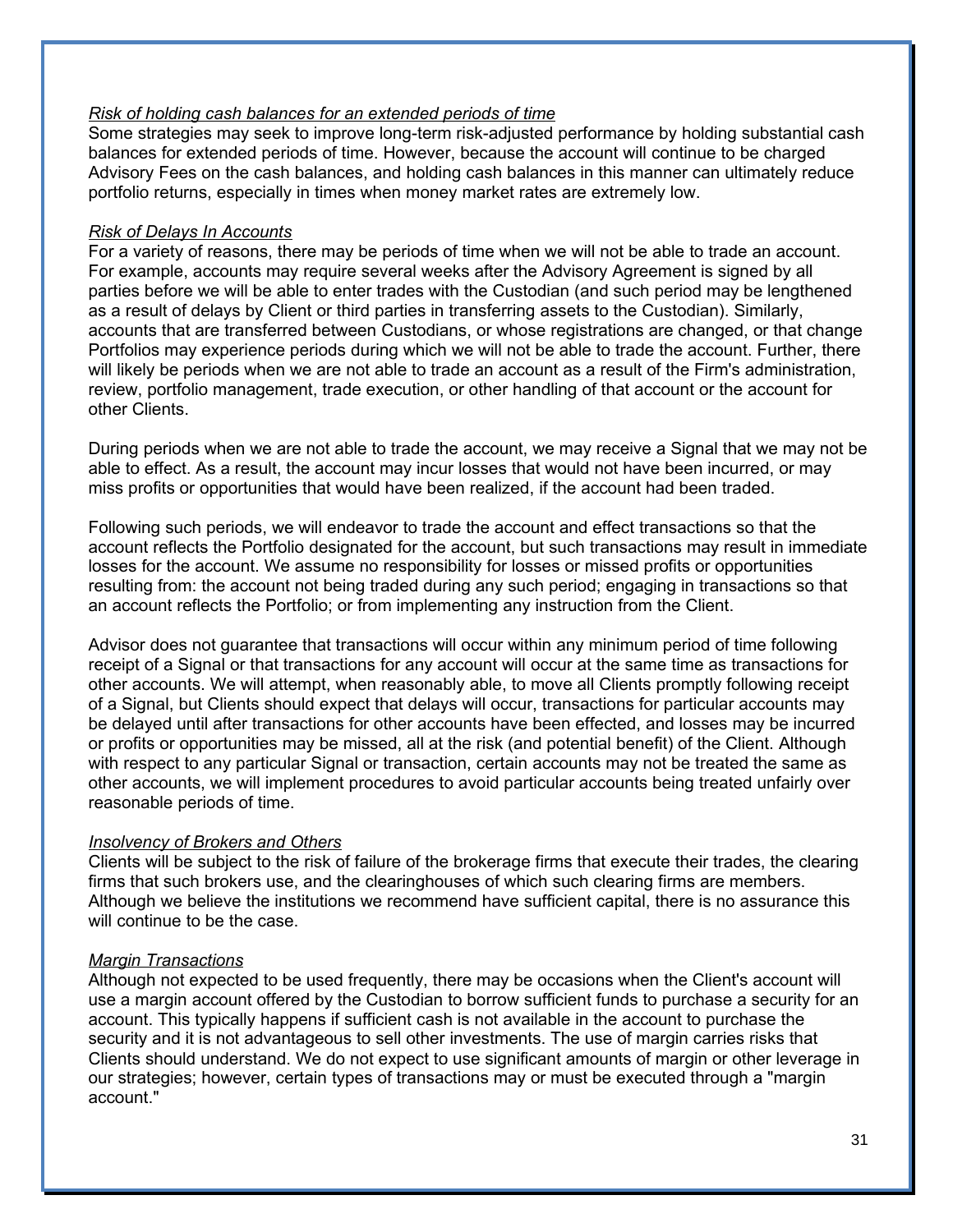*Risk of holding cash balances for an extended periods of time*

Some strategies may seek to improve long-term risk-adjusted performance by holding substantial cash balances for extended periods of time. However, because the account will continue to be charged Advisory Fees on the cash balances, and holding cash balances in this manner can ultimately reduce portfolio returns, especially in times when money market rates are extremely low.

*Risk of Delays In Accounts*

For a variety of reasons, there may be periods of time when we will not be able to trade an account. For example, accounts may require several weeks after the Advisory Agreement is signed by all parties before we will be able to enter trades with the Custodian (and such period may be lengthened as a result of delays by Client or third parties in transferring assets to the Custodian). Similarly, accounts that are transferred between Custodians, or whose registrations are changed, or that change Portfolios may experience periods during which we will not be able to trade the account. Further, there will likely be periods when we are not able to trade an account as a result of the Firm's administration, review, portfolio management, trade execution, or other handling of that account or the account for other Clients.

During periods when we are not able to trade the account, we may receive a Signal that we may not be able to effect. As a result, the account may incur losses that would not have been incurred, or may miss profits or opportunities that would have been realized, if the account had been traded.

Following such periods, we will endeavor to trade the account and effect transactions so that the account reflects the Portfolio designated for the account, but such transactions may result in immediate losses for the account. We assume no responsibility for losses or missed profits or opportunities resulting from: the account not being traded during any such period; engaging in transactions so that an account reflects the Portfolio; or from implementing any instruction from the Client.

Advisor does not guarantee that transactions will occur within any minimum period of time following receipt of a Signal or that transactions for any account will occur at the same time as transactions for other accounts. We will attempt, when reasonably able, to move all Clients promptly following receipt of a Signal, but Clients should expect that delays will occur, transactions for particular accounts may be delayed until after transactions for other accounts have been effected, and losses may be incurred or profits or opportunities may be missed, all at the risk (and potential benefit) of the Client. Although with respect to any particular Signal or transaction, certain accounts may not be treated the same as other accounts, we will implement procedures to avoid particular accounts being treated unfairly over reasonable periods of time.

*Insolvency of Brokers and Others*

Clients will be subject to the risk of failure of the brokerage firms that execute their trades, the clearing firms that such brokers use, and the clearinghouses of which such clearing firms are members. Although we believe the institutions we recommend have sufficient capital, there is no assurance this will continue to be the case.

*Margin Transactions*

Although not expected to be used frequently, there may be occasions when the Client's account will use a margin account offered by the Custodian to borrow sufficient funds to purchase a security for an account. This typically happens if sufficient cash is not available in the account to purchase the security and it is not advantageous to sell other investments. The use of margin carries risks that Clients should understand. We do not expect to use significant amounts of margin or other leverage in our strategies; however, certain types of transactions may or must be executed through a "margin account."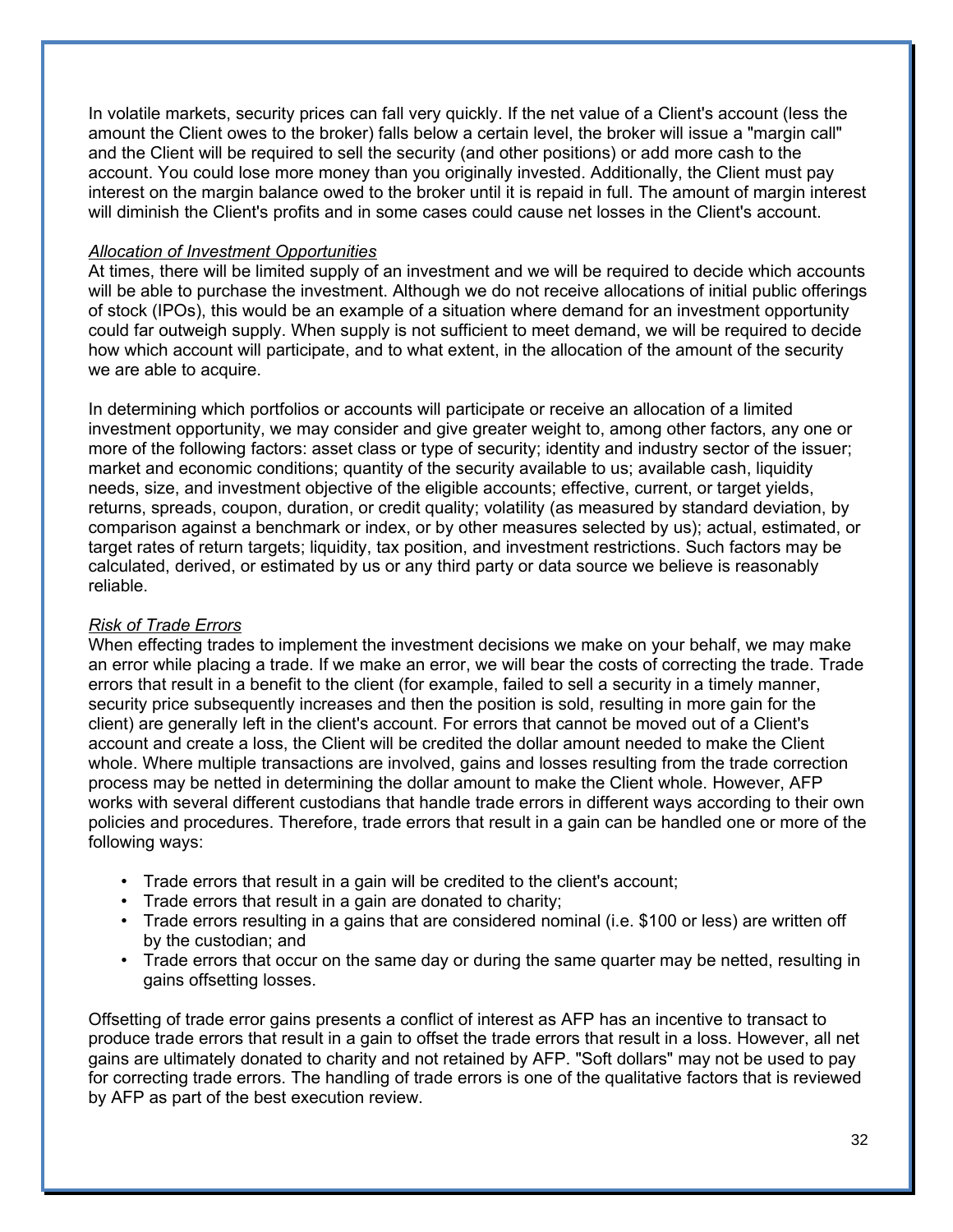In volatile markets, security prices can fall very quickly. If the net value of a Client's account (less the amount the Client owes to the broker) falls below a certain level, the broker will issue a "margin call" and the Client will be required to sell the security (and other positions) or add more cash to the account. You could lose more money than you originally invested. Additionally, the Client must pay interest on the margin balance owed to the broker until it is repaid in full. The amount of margin interest will diminish the Client's profits and in some cases could cause net losses in the Client's account.

*Allocation of Investment Opportunities*
At times, there will be limited supply of an investment and we will be required to decide which accounts will be able to purchase the investment. Although we do not receive allocations of initial public offerings of stock (IPOs), this would be an example of a situation where demand for an investment opportunity could far outweigh supply. When supply is not sufficient to meet demand, we will be required to decide how which account will participate, and to what extent, in the allocation of the amount of the security we are able to acquire.

In determining which portfolios or accounts will participate or receive an allocation of a limited investment opportunity, we may consider and give greater weight to, among other factors, any one or more of the following factors: asset class or type of security; identity and industry sector of the issuer; market and economic conditions; quantity of the security available to us; available cash, liquidity needs, size, and investment objective of the eligible accounts; effective, current, or target yields, returns, spreads, coupon, duration, or credit quality; volatility (as measured by standard deviation, by comparison against a benchmark or index, or by other measures selected by us); actual, estimated, or target rates of return targets; liquidity, tax position, and investment restrictions. Such factors may be calculated, derived, or estimated by us or any third party or data source we believe is reasonably reliable.

*Risk of Trade Errors*
When effecting trades to implement the investment decisions we make on your behalf, we may make an error while placing a trade. If we make an error, we will bear the costs of correcting the trade. Trade errors that result in a benefit to the client (for example, failed to sell a security in a timely manner, security price subsequently increases and then the position is sold, resulting in more gain for the client) are generally left in the client's account. For errors that cannot be moved out of a Client's account and create a loss, the Client will be credited the dollar amount needed to make the Client whole. Where multiple transactions are involved, gains and losses resulting from the trade correction process may be netted in determining the dollar amount to make the Client whole. However, AFP works with several different custodians that handle trade errors in different ways according to their own policies and procedures. Therefore, trade errors that result in a gain can be handled one or more of the following ways:

- Trade errors that result in a gain will be credited to the client's account;
- Trade errors that result in a gain are donated to charity;
- Trade errors resulting in a gains that are considered nominal (i.e. $100 or less) are written off by the custodian; and
- Trade errors that occur on the same day or during the same quarter may be netted, resulting in gains offsetting losses.

Offsetting of trade error gains presents a conflict of interest as AFP has an incentive to transact to produce trade errors that result in a gain to offset the trade errors that result in a loss. However, all net gains are ultimately donated to charity and not retained by AFP. "Soft dollars" may not be used to pay for correcting trade errors. The handling of trade errors is one of the qualitative factors that is reviewed by AFP as part of the best execution review.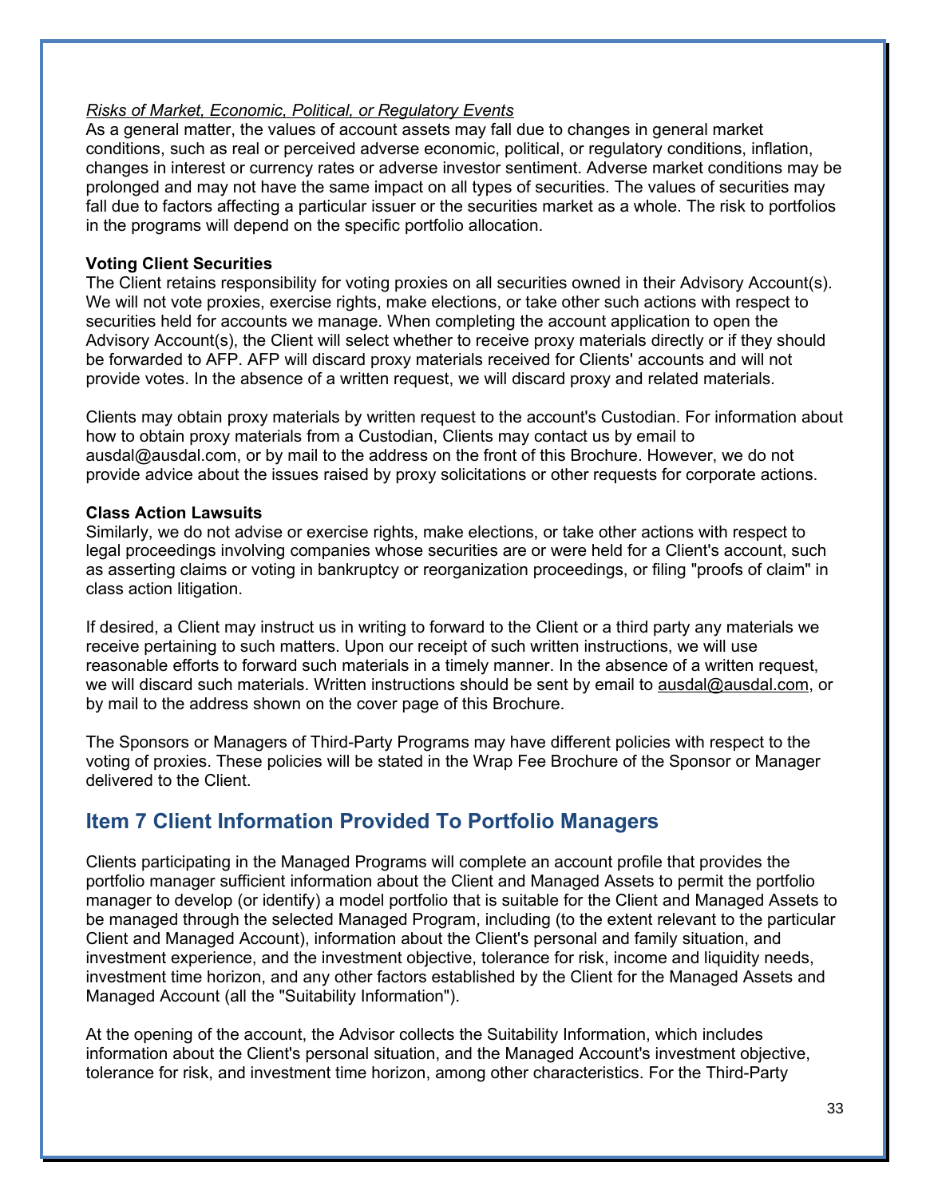*Risks of Market, Economic, Political, or Regulatory Events*

As a general matter, the values of account assets may fall due to changes in general market conditions, such as real or perceived adverse economic, political, or regulatory conditions, inflation, changes in interest or currency rates or adverse investor sentiment. Adverse market conditions may be prolonged and may not have the same impact on all types of securities. The values of securities may fall due to factors affecting a particular issuer or the securities market as a whole. The risk to portfolios in the programs will depend on the specific portfolio allocation.

**Voting Client Securities**

The Client retains responsibility for voting proxies on all securities owned in their Advisory Account(s). We will not vote proxies, exercise rights, make elections, or take other such actions with respect to securities held for accounts we manage. When completing the account application to open the Advisory Account(s), the Client will select whether to receive proxy materials directly or if they should be forwarded to AFP. AFP will discard proxy materials received for Clients' accounts and will not provide votes. In the absence of a written request, we will discard proxy and related materials.

Clients may obtain proxy materials by written request to the account's Custodian. For information about how to obtain proxy materials from a Custodian, Clients may contact us by email to ausdal@ausdal.com, or by mail to the address on the front of this Brochure. However, we do not provide advice about the issues raised by proxy solicitations or other requests for corporate actions.

**Class Action Lawsuits**

Similarly, we do not advise or exercise rights, make elections, or take other actions with respect to legal proceedings involving companies whose securities are or were held for a Client's account, such as asserting claims or voting in bankruptcy or reorganization proceedings, or filing "proofs of claim" in class action litigation.

If desired, a Client may instruct us in writing to forward to the Client or a third party any materials we receive pertaining to such matters. Upon our receipt of such written instructions, we will use reasonable efforts to forward such materials in a timely manner. In the absence of a written request, we will discard such materials. Written instructions should be sent by email to ausdal@ausdal.com, or by mail to the address shown on the cover page of this Brochure.

The Sponsors or Managers of Third-Party Programs may have different policies with respect to the voting of proxies. These policies will be stated in the Wrap Fee Brochure of the Sponsor or Manager delivered to the Client.

## Item 7 Client Information Provided To Portfolio Managers

Clients participating in the Managed Programs will complete an account profile that provides the portfolio manager sufficient information about the Client and Managed Assets to permit the portfolio manager to develop (or identify) a model portfolio that is suitable for the Client and Managed Assets to be managed through the selected Managed Program, including (to the extent relevant to the particular Client and Managed Account), information about the Client's personal and family situation, and investment experience, and the investment objective, tolerance for risk, income and liquidity needs, investment time horizon, and any other factors established by the Client for the Managed Assets and Managed Account (all the "Suitability Information").

At the opening of the account, the Advisor collects the Suitability Information, which includes information about the Client's personal situation, and the Managed Account's investment objective, tolerance for risk, and investment time horizon, among other characteristics. For the Third-Party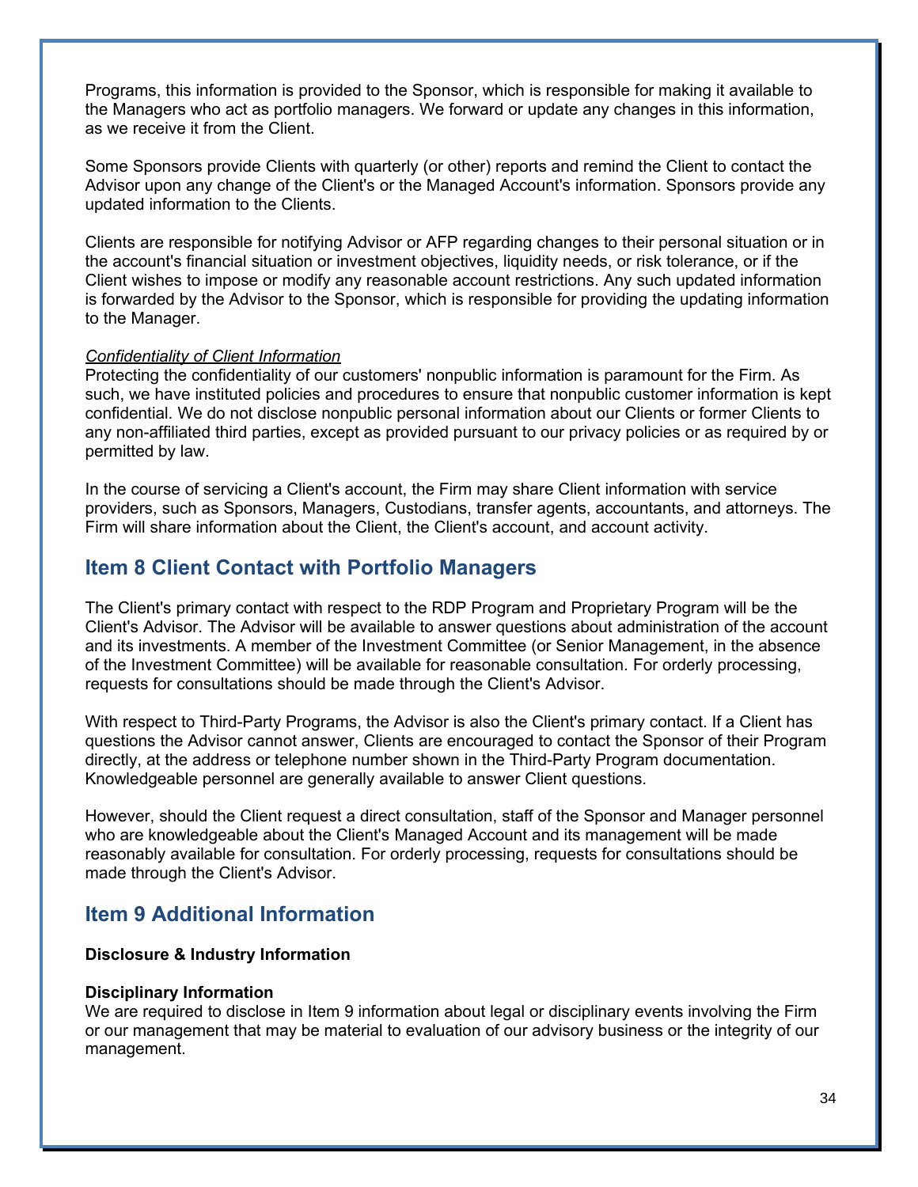Programs, this information is provided to the Sponsor, which is responsible for making it available to the Managers who act as portfolio managers. We forward or update any changes in this information, as we receive it from the Client.

Some Sponsors provide Clients with quarterly (or other) reports and remind the Client to contact the Advisor upon any change of the Client's or the Managed Account's information. Sponsors provide any updated information to the Clients.

Clients are responsible for notifying Advisor or AFP regarding changes to their personal situation or in the account's financial situation or investment objectives, liquidity needs, or risk tolerance, or if the Client wishes to impose or modify any reasonable account restrictions. Any such updated information is forwarded by the Advisor to the Sponsor, which is responsible for providing the updating information to the Manager.

*Confidentiality of Client Information*

Protecting the confidentiality of our customers' nonpublic information is paramount for the Firm. As such, we have instituted policies and procedures to ensure that nonpublic customer information is kept confidential. We do not disclose nonpublic personal information about our Clients or former Clients to any non-affiliated third parties, except as provided pursuant to our privacy policies or as required by or permitted by law.

In the course of servicing a Client's account, the Firm may share Client information with service providers, such as Sponsors, Managers, Custodians, transfer agents, accountants, and attorneys. The Firm will share information about the Client, the Client's account, and account activity.

## Item 8 Client Contact with Portfolio Managers

The Client's primary contact with respect to the RDP Program and Proprietary Program will be the Client's Advisor. The Advisor will be available to answer questions about administration of the account and its investments. A member of the Investment Committee (or Senior Management, in the absence of the Investment Committee) will be available for reasonable consultation. For orderly processing, requests for consultations should be made through the Client's Advisor.

With respect to Third-Party Programs, the Advisor is also the Client's primary contact. If a Client has questions the Advisor cannot answer, Clients are encouraged to contact the Sponsor of their Program directly, at the address or telephone number shown in the Third-Party Program documentation. Knowledgeable personnel are generally available to answer Client questions.

However, should the Client request a direct consultation, staff of the Sponsor and Manager personnel who are knowledgeable about the Client's Managed Account and its management will be made reasonably available for consultation. For orderly processing, requests for consultations should be made through the Client's Advisor.

## Item 9 Additional Information

**Disclosure & Industry Information**

**Disciplinary Information**

We are required to disclose in Item 9 information about legal or disciplinary events involving the Firm or our management that may be material to evaluation of our advisory business or the integrity of our management.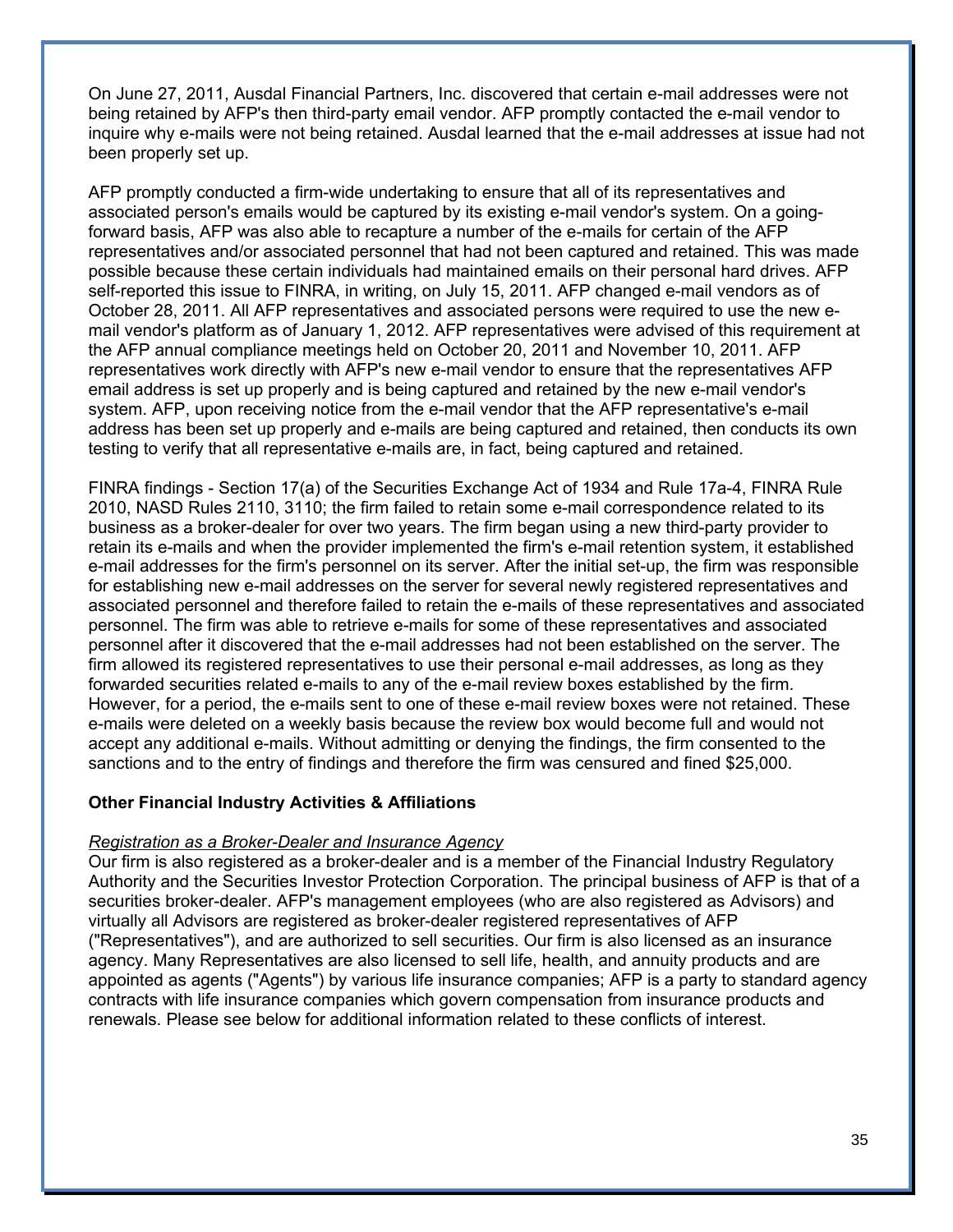On June 27, 2011, Ausdal Financial Partners, Inc. discovered that certain e-mail addresses were not being retained by AFP's then third-party email vendor. AFP promptly contacted the e-mail vendor to inquire why e-mails were not being retained. Ausdal learned that the e-mail addresses at issue had not been properly set up.

AFP promptly conducted a firm-wide undertaking to ensure that all of its representatives and associated person's emails would be captured by its existing e-mail vendor's system. On a going-forward basis, AFP was also able to recapture a number of the e-mails for certain of the AFP representatives and/or associated personnel that had not been captured and retained. This was made possible because these certain individuals had maintained emails on their personal hard drives. AFP self-reported this issue to FINRA, in writing, on July 15, 2011. AFP changed e-mail vendors as of October 28, 2011. All AFP representatives and associated persons were required to use the new e-mail vendor's platform as of January 1, 2012. AFP representatives were advised of this requirement at the AFP annual compliance meetings held on October 20, 2011 and November 10, 2011. AFP representatives work directly with AFP's new e-mail vendor to ensure that the representatives AFP email address is set up properly and is being captured and retained by the new e-mail vendor's system. AFP, upon receiving notice from the e-mail vendor that the AFP representative's e-mail address has been set up properly and e-mails are being captured and retained, then conducts its own testing to verify that all representative e-mails are, in fact, being captured and retained.

FINRA findings - Section 17(a) of the Securities Exchange Act of 1934 and Rule 17a-4, FINRA Rule 2010, NASD Rules 2110, 3110; the firm failed to retain some e-mail correspondence related to its business as a broker-dealer for over two years. The firm began using a new third-party provider to retain its e-mails and when the provider implemented the firm's e-mail retention system, it established e-mail addresses for the firm's personnel on its server. After the initial set-up, the firm was responsible for establishing new e-mail addresses on the server for several newly registered representatives and associated personnel and therefore failed to retain the e-mails of these representatives and associated personnel. The firm was able to retrieve e-mails for some of these representatives and associated personnel after it discovered that the e-mail addresses had not been established on the server. The firm allowed its registered representatives to use their personal e-mail addresses, as long as they forwarded securities related e-mails to any of the e-mail review boxes established by the firm. However, for a period, the e-mails sent to one of these e-mail review boxes were not retained. These e-mails were deleted on a weekly basis because the review box would become full and would not accept any additional e-mails. Without admitting or denying the findings, the firm consented to the sanctions and to the entry of findings and therefore the firm was censured and fined $25,000.

**Other Financial Industry Activities & Affiliations**

*Registration as a Broker-Dealer and Insurance Agency*

Our firm is also registered as a broker-dealer and is a member of the Financial Industry Regulatory Authority and the Securities Investor Protection Corporation. The principal business of AFP is that of a securities broker-dealer. AFP's management employees (who are also registered as Advisors) and virtually all Advisors are registered as broker-dealer registered representatives of AFP ("Representatives"), and are authorized to sell securities. Our firm is also licensed as an insurance agency. Many Representatives are also licensed to sell life, health, and annuity products and are appointed as agents ("Agents") by various life insurance companies; AFP is a party to standard agency contracts with life insurance companies which govern compensation from insurance products and renewals. Please see below for additional information related to these conflicts of interest.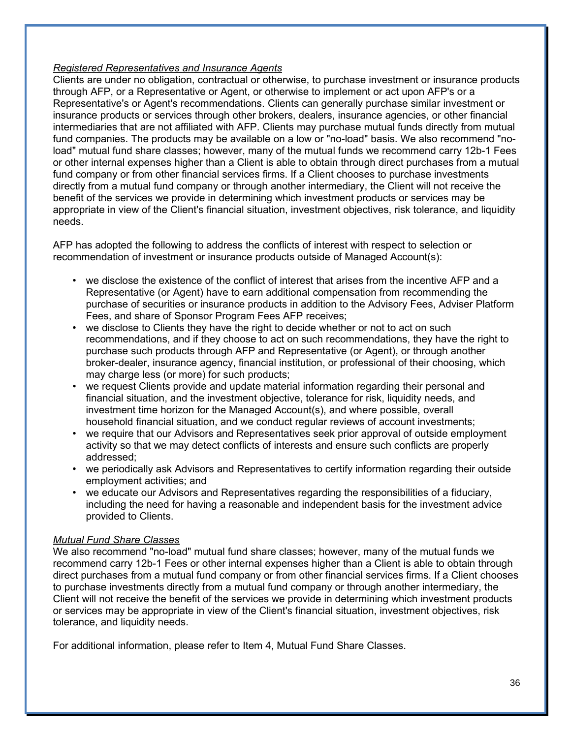*Registered Representatives and Insurance Agents*

Clients are under no obligation, contractual or otherwise, to purchase investment or insurance products through AFP, or a Representative or Agent, or otherwise to implement or act upon AFP's or a Representative's or Agent's recommendations. Clients can generally purchase similar investment or insurance products or services through other brokers, dealers, insurance agencies, or other financial intermediaries that are not affiliated with AFP. Clients may purchase mutual funds directly from mutual fund companies. The products may be available on a low or "no-load" basis. We also recommend "no-load" mutual fund share classes; however, many of the mutual funds we recommend carry 12b-1 Fees or other internal expenses higher than a Client is able to obtain through direct purchases from a mutual fund company or from other financial services firms. If a Client chooses to purchase investments directly from a mutual fund company or through another intermediary, the Client will not receive the benefit of the services we provide in determining which investment products or services may be appropriate in view of the Client's financial situation, investment objectives, risk tolerance, and liquidity needs.

AFP has adopted the following to address the conflicts of interest with respect to selection or recommendation of investment or insurance products outside of Managed Account(s):

- we disclose the existence of the conflict of interest that arises from the incentive AFP and a Representative (or Agent) have to earn additional compensation from recommending the purchase of securities or insurance products in addition to the Advisory Fees, Adviser Platform Fees, and share of Sponsor Program Fees AFP receives;
- we disclose to Clients they have the right to decide whether or not to act on such recommendations, and if they choose to act on such recommendations, they have the right to purchase such products through AFP and Representative (or Agent), or through another broker-dealer, insurance agency, financial institution, or professional of their choosing, which may charge less (or more) for such products;
- we request Clients provide and update material information regarding their personal and financial situation, and the investment objective, tolerance for risk, liquidity needs, and investment time horizon for the Managed Account(s), and where possible, overall household financial situation, and we conduct regular reviews of account investments;
- we require that our Advisors and Representatives seek prior approval of outside employment activity so that we may detect conflicts of interests and ensure such conflicts are properly addressed;
- we periodically ask Advisors and Representatives to certify information regarding their outside employment activities; and
- we educate our Advisors and Representatives regarding the responsibilities of a fiduciary, including the need for having a reasonable and independent basis for the investment advice provided to Clients.

*Mutual Fund Share Classes*

We also recommend "no-load" mutual fund share classes; however, many of the mutual funds we recommend carry 12b-1 Fees or other internal expenses higher than a Client is able to obtain through direct purchases from a mutual fund company or from other financial services firms. If a Client chooses to purchase investments directly from a mutual fund company or through another intermediary, the Client will not receive the benefit of the services we provide in determining which investment products or services may be appropriate in view of the Client's financial situation, investment objectives, risk tolerance, and liquidity needs.

For additional information, please refer to Item 4, Mutual Fund Share Classes.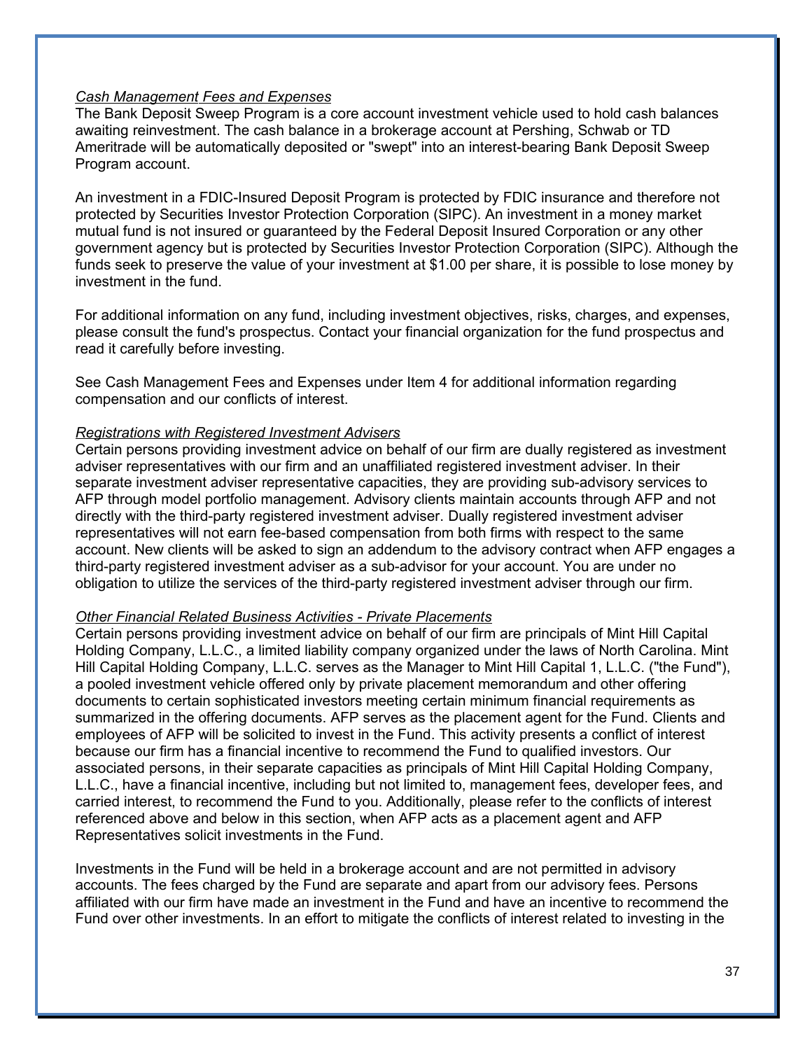*Cash Management Fees and Expenses*

The Bank Deposit Sweep Program is a core account investment vehicle used to hold cash balances awaiting reinvestment. The cash balance in a brokerage account at Pershing, Schwab or TD Ameritrade will be automatically deposited or "swept" into an interest-bearing Bank Deposit Sweep Program account.

An investment in a FDIC-Insured Deposit Program is protected by FDIC insurance and therefore not protected by Securities Investor Protection Corporation (SIPC). An investment in a money market mutual fund is not insured or guaranteed by the Federal Deposit Insured Corporation or any other government agency but is protected by Securities Investor Protection Corporation (SIPC). Although the funds seek to preserve the value of your investment at $1.00 per share, it is possible to lose money by investment in the fund.

For additional information on any fund, including investment objectives, risks, charges, and expenses, please consult the fund's prospectus. Contact your financial organization for the fund prospectus and read it carefully before investing.

See Cash Management Fees and Expenses under Item 4 for additional information regarding compensation and our conflicts of interest.

*Registrations with Registered Investment Advisers*

Certain persons providing investment advice on behalf of our firm are dually registered as investment adviser representatives with our firm and an unaffiliated registered investment adviser. In their separate investment adviser representative capacities, they are providing sub-advisory services to AFP through model portfolio management. Advisory clients maintain accounts through AFP and not directly with the third-party registered investment adviser. Dually registered investment adviser representatives will not earn fee-based compensation from both firms with respect to the same account. New clients will be asked to sign an addendum to the advisory contract when AFP engages a third-party registered investment adviser as a sub-advisor for your account. You are under no obligation to utilize the services of the third-party registered investment adviser through our firm.

*Other Financial Related Business Activities - Private Placements*

Certain persons providing investment advice on behalf of our firm are principals of Mint Hill Capital Holding Company, L.L.C., a limited liability company organized under the laws of North Carolina. Mint Hill Capital Holding Company, L.L.C. serves as the Manager to Mint Hill Capital 1, L.L.C. ("the Fund"), a pooled investment vehicle offered only by private placement memorandum and other offering documents to certain sophisticated investors meeting certain minimum financial requirements as summarized in the offering documents. AFP serves as the placement agent for the Fund. Clients and employees of AFP will be solicited to invest in the Fund. This activity presents a conflict of interest because our firm has a financial incentive to recommend the Fund to qualified investors. Our associated persons, in their separate capacities as principals of Mint Hill Capital Holding Company, L.L.C., have a financial incentive, including but not limited to, management fees, developer fees, and carried interest, to recommend the Fund to you. Additionally, please refer to the conflicts of interest referenced above and below in this section, when AFP acts as a placement agent and AFP Representatives solicit investments in the Fund.

Investments in the Fund will be held in a brokerage account and are not permitted in advisory accounts. The fees charged by the Fund are separate and apart from our advisory fees. Persons affiliated with our firm have made an investment in the Fund and have an incentive to recommend the Fund over other investments. In an effort to mitigate the conflicts of interest related to investing in the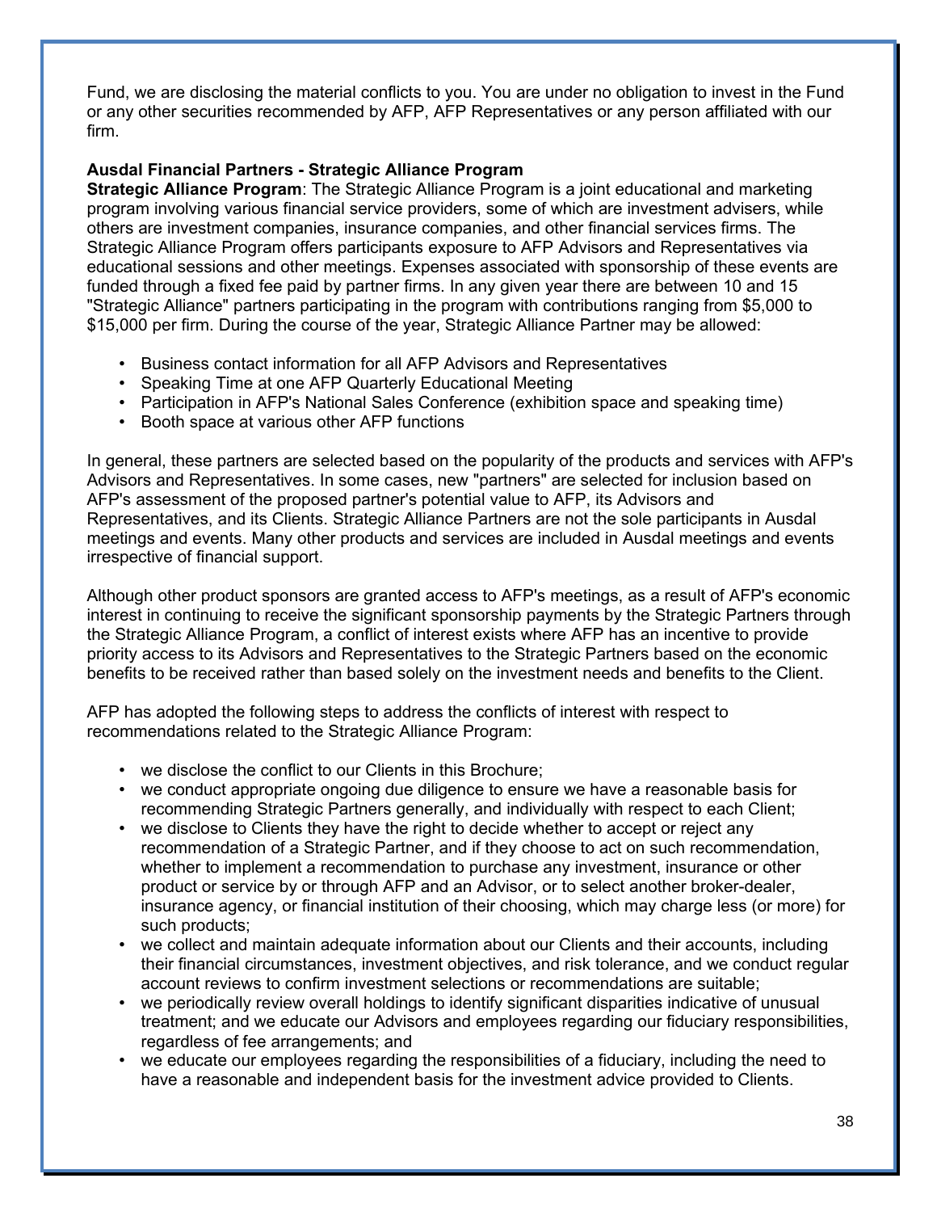Fund, we are disclosing the material conflicts to you. You are under no obligation to invest in the Fund or any other securities recommended by AFP, AFP Representatives or any person affiliated with our firm.

**Ausdal Financial Partners - Strategic Alliance Program**

**Strategic Alliance Program**: The Strategic Alliance Program is a joint educational and marketing program involving various financial service providers, some of which are investment advisers, while others are investment companies, insurance companies, and other financial services firms. The Strategic Alliance Program offers participants exposure to AFP Advisors and Representatives via educational sessions and other meetings. Expenses associated with sponsorship of these events are funded through a fixed fee paid by partner firms. In any given year there are between 10 and 15 "Strategic Alliance" partners participating in the program with contributions ranging from $5,000 to $15,000 per firm. During the course of the year, Strategic Alliance Partner may be allowed:

- Business contact information for all AFP Advisors and Representatives
- Speaking Time at one AFP Quarterly Educational Meeting
- Participation in AFP's National Sales Conference (exhibition space and speaking time)
- Booth space at various other AFP functions

In general, these partners are selected based on the popularity of the products and services with AFP's Advisors and Representatives. In some cases, new "partners" are selected for inclusion based on AFP's assessment of the proposed partner's potential value to AFP, its Advisors and Representatives, and its Clients. Strategic Alliance Partners are not the sole participants in Ausdal meetings and events. Many other products and services are included in Ausdal meetings and events irrespective of financial support.

Although other product sponsors are granted access to AFP's meetings, as a result of AFP's economic interest in continuing to receive the significant sponsorship payments by the Strategic Partners through the Strategic Alliance Program, a conflict of interest exists where AFP has an incentive to provide priority access to its Advisors and Representatives to the Strategic Partners based on the economic benefits to be received rather than based solely on the investment needs and benefits to the Client.

AFP has adopted the following steps to address the conflicts of interest with respect to recommendations related to the Strategic Alliance Program:

- we disclose the conflict to our Clients in this Brochure;
- we conduct appropriate ongoing due diligence to ensure we have a reasonable basis for recommending Strategic Partners generally, and individually with respect to each Client;
- we disclose to Clients they have the right to decide whether to accept or reject any recommendation of a Strategic Partner, and if they choose to act on such recommendation, whether to implement a recommendation to purchase any investment, insurance or other product or service by or through AFP and an Advisor, or to select another broker-dealer, insurance agency, or financial institution of their choosing, which may charge less (or more) for such products;
- we collect and maintain adequate information about our Clients and their accounts, including their financial circumstances, investment objectives, and risk tolerance, and we conduct regular account reviews to confirm investment selections or recommendations are suitable;
- we periodically review overall holdings to identify significant disparities indicative of unusual treatment; and we educate our Advisors and employees regarding our fiduciary responsibilities, regardless of fee arrangements; and
- we educate our employees regarding the responsibilities of a fiduciary, including the need to have a reasonable and independent basis for the investment advice provided to Clients.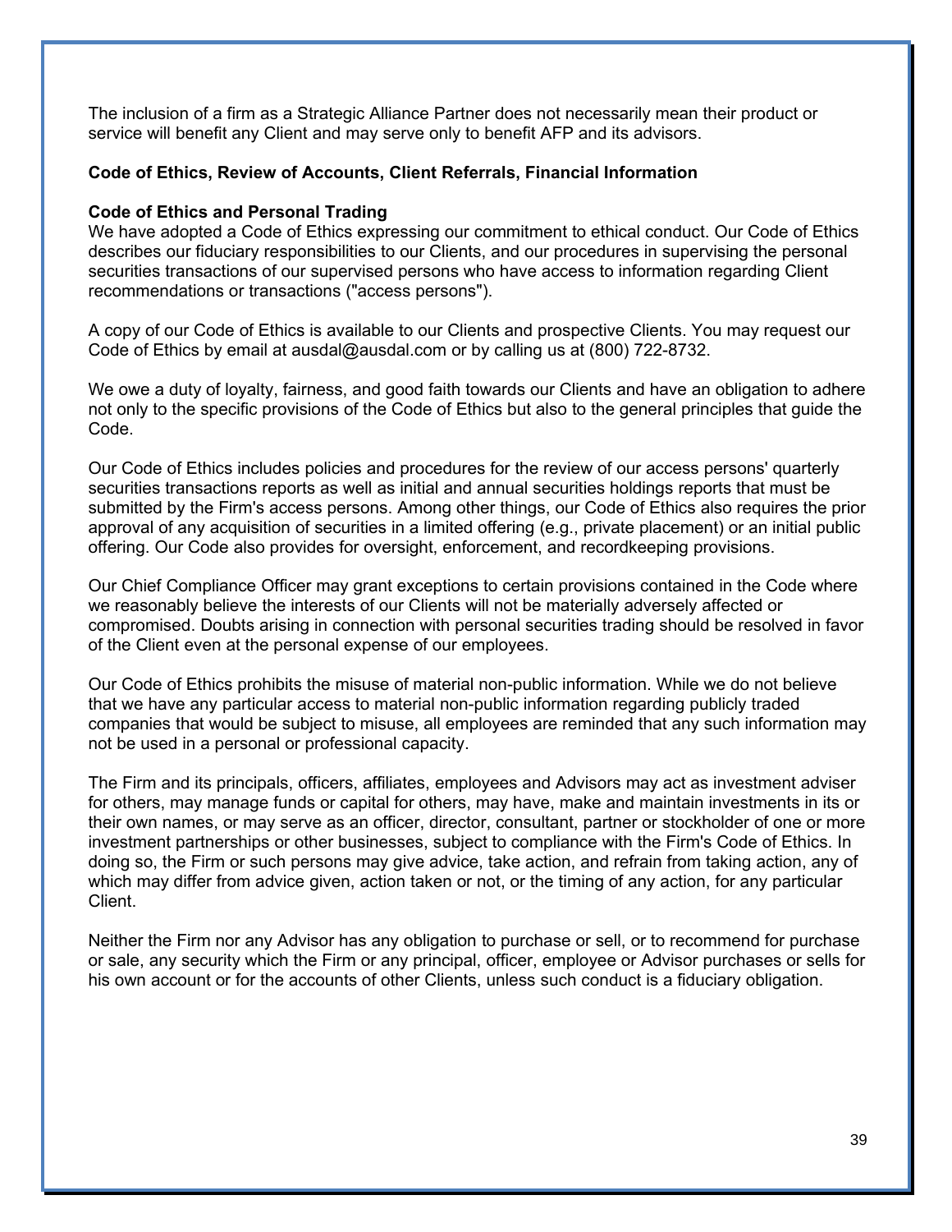The inclusion of a firm as a Strategic Alliance Partner does not necessarily mean their product or service will benefit any Client and may serve only to benefit AFP and its advisors.

## Code of Ethics, Review of Accounts, Client Referrals, Financial Information

### Code of Ethics and Personal Trading

We have adopted a Code of Ethics expressing our commitment to ethical conduct. Our Code of Ethics describes our fiduciary responsibilities to our Clients, and our procedures in supervising the personal securities transactions of our supervised persons who have access to information regarding Client recommendations or transactions ("access persons").

A copy of our Code of Ethics is available to our Clients and prospective Clients. You may request our Code of Ethics by email at ausdal@ausdal.com or by calling us at (800) 722-8732.

We owe a duty of loyalty, fairness, and good faith towards our Clients and have an obligation to adhere not only to the specific provisions of the Code of Ethics but also to the general principles that guide the Code.

Our Code of Ethics includes policies and procedures for the review of our access persons' quarterly securities transactions reports as well as initial and annual securities holdings reports that must be submitted by the Firm's access persons. Among other things, our Code of Ethics also requires the prior approval of any acquisition of securities in a limited offering (e.g., private placement) or an initial public offering. Our Code also provides for oversight, enforcement, and recordkeeping provisions.

Our Chief Compliance Officer may grant exceptions to certain provisions contained in the Code where we reasonably believe the interests of our Clients will not be materially adversely affected or compromised. Doubts arising in connection with personal securities trading should be resolved in favor of the Client even at the personal expense of our employees.

Our Code of Ethics prohibits the misuse of material non-public information. While we do not believe that we have any particular access to material non-public information regarding publicly traded companies that would be subject to misuse, all employees are reminded that any such information may not be used in a personal or professional capacity.

The Firm and its principals, officers, affiliates, employees and Advisors may act as investment adviser for others, may manage funds or capital for others, may have, make and maintain investments in its or their own names, or may serve as an officer, director, consultant, partner or stockholder of one or more investment partnerships or other businesses, subject to compliance with the Firm's Code of Ethics. In doing so, the Firm or such persons may give advice, take action, and refrain from taking action, any of which may differ from advice given, action taken or not, or the timing of any action, for any particular Client.

Neither the Firm nor any Advisor has any obligation to purchase or sell, or to recommend for purchase or sale, any security which the Firm or any principal, officer, employee or Advisor purchases or sells for his own account or for the accounts of other Clients, unless such conduct is a fiduciary obligation.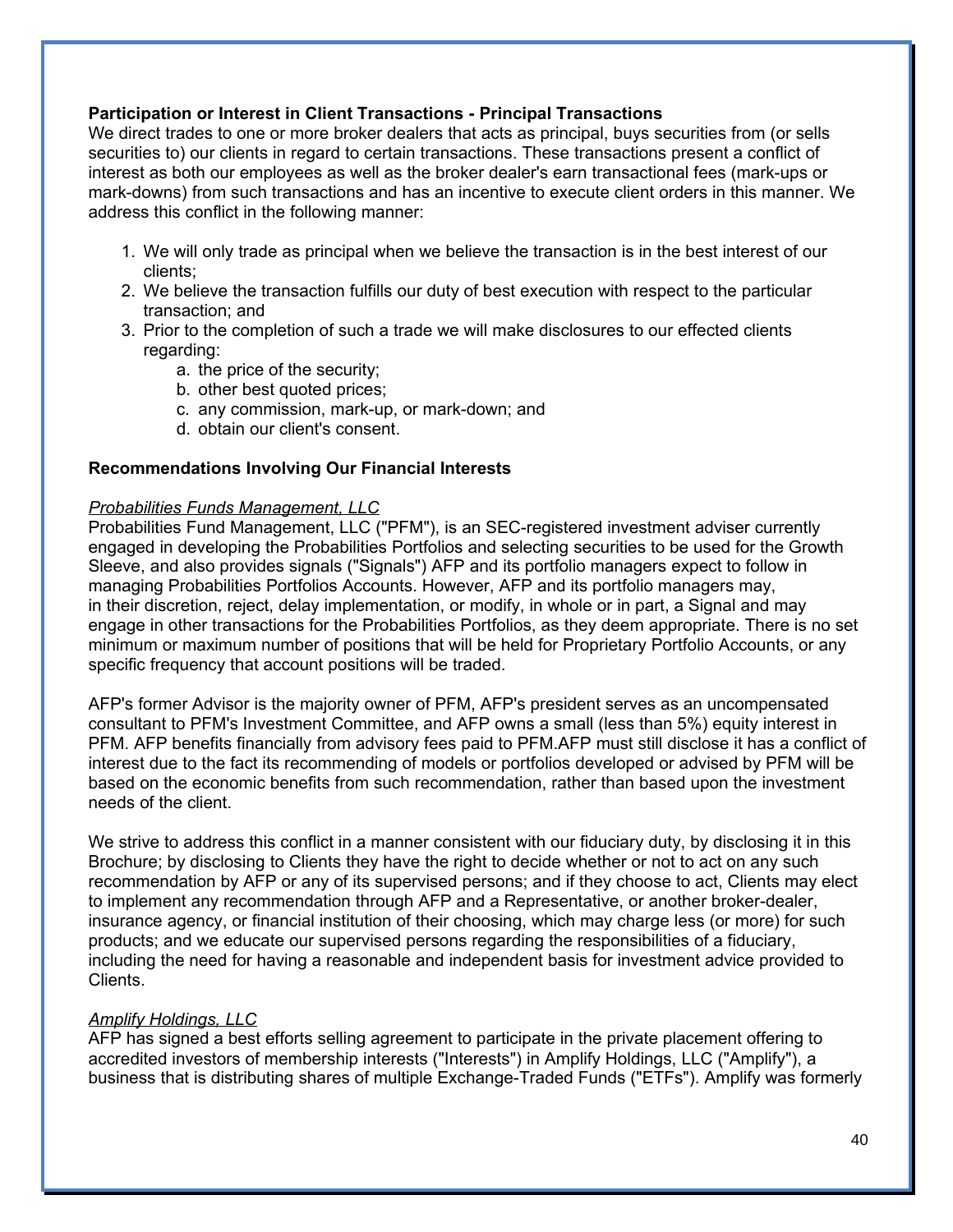**Participation or Interest in Client Transactions - Principal Transactions**
We direct trades to one or more broker dealers that acts as principal, buys securities from (or sells securities to) our clients in regard to certain transactions. These transactions present a conflict of interest as both our employees as well as the broker dealer's earn transactional fees (mark-ups or mark-downs) from such transactions and has an incentive to execute client orders in this manner. We address this conflict in the following manner:

1. We will only trade as principal when we believe the transaction is in the best interest of our clients;
2. We believe the transaction fulfills our duty of best execution with respect to the particular transaction; and
3. Prior to the completion of such a trade we will make disclosures to our effected clients regarding:
   a. the price of the security;
   b. other best quoted prices;
   c. any commission, mark-up, or mark-down; and
   d. obtain our client's consent.

**Recommendations Involving Our Financial Interests**

*Probabilities Funds Management, LLC*
Probabilities Fund Management, LLC ("PFM"), is an SEC-registered investment adviser currently engaged in developing the Probabilities Portfolios and selecting securities to be used for the Growth Sleeve, and also provides signals ("Signals") AFP and its portfolio managers expect to follow in managing Probabilities Portfolios Accounts. However, AFP and its portfolio managers may, in their discretion, reject, delay implementation, or modify, in whole or in part, a Signal and may engage in other transactions for the Probabilities Portfolios, as they deem appropriate. There is no set minimum or maximum number of positions that will be held for Proprietary Portfolio Accounts, or any specific frequency that account positions will be traded.

AFP's former Advisor is the majority owner of PFM, AFP's president serves as an uncompensated consultant to PFM's Investment Committee, and AFP owns a small (less than 5%) equity interest in PFM. AFP benefits financially from advisory fees paid to PFM.AFP must still disclose it has a conflict of interest due to the fact its recommending of models or portfolios developed or advised by PFM will be based on the economic benefits from such recommendation, rather than based upon the investment needs of the client.

We strive to address this conflict in a manner consistent with our fiduciary duty, by disclosing it in this Brochure; by disclosing to Clients they have the right to decide whether or not to act on any such recommendation by AFP or any of its supervised persons; and if they choose to act, Clients may elect to implement any recommendation through AFP and a Representative, or another broker-dealer, insurance agency, or financial institution of their choosing, which may charge less (or more) for such products; and we educate our supervised persons regarding the responsibilities of a fiduciary, including the need for having a reasonable and independent basis for investment advice provided to Clients.

*Amplify Holdings, LLC*
AFP has signed a best efforts selling agreement to participate in the private placement offering to accredited investors of membership interests ("Interests") in Amplify Holdings, LLC ("Amplify"), a business that is distributing shares of multiple Exchange-Traded Funds ("ETFs"). Amplify was formerly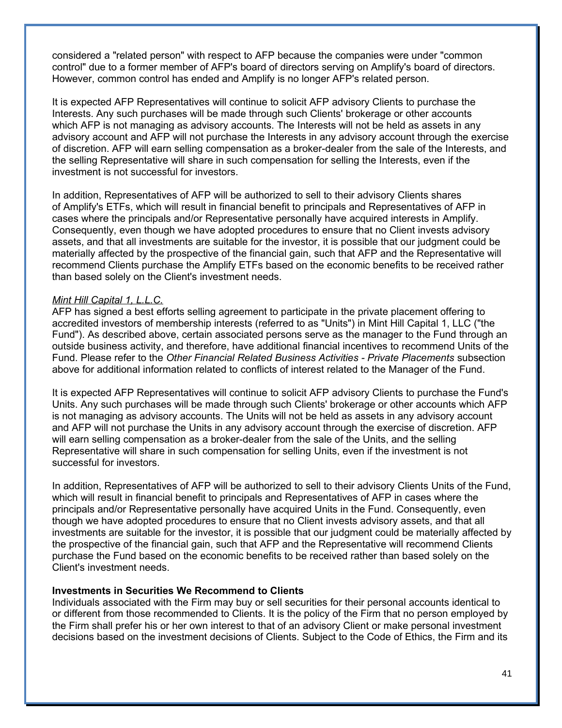considered a "related person" with respect to AFP because the companies were under "common control" due to a former member of AFP's board of directors serving on Amplify's board of directors. However, common control has ended and Amplify is no longer AFP's related person.

It is expected AFP Representatives will continue to solicit AFP advisory Clients to purchase the Interests. Any such purchases will be made through such Clients' brokerage or other accounts which AFP is not managing as advisory accounts. The Interests will not be held as assets in any advisory account and AFP will not purchase the Interests in any advisory account through the exercise of discretion. AFP will earn selling compensation as a broker-dealer from the sale of the Interests, and the selling Representative will share in such compensation for selling the Interests, even if the investment is not successful for investors.

In addition, Representatives of AFP will be authorized to sell to their advisory Clients shares of Amplify's ETFs, which will result in financial benefit to principals and Representatives of AFP in cases where the principals and/or Representative personally have acquired interests in Amplify. Consequently, even though we have adopted procedures to ensure that no Client invests advisory assets, and that all investments are suitable for the investor, it is possible that our judgment could be materially affected by the prospective of the financial gain, such that AFP and the Representative will recommend Clients purchase the Amplify ETFs based on the economic benefits to be received rather than based solely on the Client's investment needs.

*Mint Hill Capital 1, L.L.C.*

AFP has signed a best efforts selling agreement to participate in the private placement offering to accredited investors of membership interests (referred to as "Units") in Mint Hill Capital 1, LLC ("the Fund"). As described above, certain associated persons serve as the manager to the Fund through an outside business activity, and therefore, have additional financial incentives to recommend Units of the Fund. Please refer to the *Other Financial Related Business Activities - Private Placements* subsection above for additional information related to conflicts of interest related to the Manager of the Fund.

It is expected AFP Representatives will continue to solicit AFP advisory Clients to purchase the Fund's Units. Any such purchases will be made through such Clients' brokerage or other accounts which AFP is not managing as advisory accounts. The Units will not be held as assets in any advisory account and AFP will not purchase the Units in any advisory account through the exercise of discretion. AFP will earn selling compensation as a broker-dealer from the sale of the Units, and the selling Representative will share in such compensation for selling Units, even if the investment is not successful for investors.

In addition, Representatives of AFP will be authorized to sell to their advisory Clients Units of the Fund, which will result in financial benefit to principals and Representatives of AFP in cases where the principals and/or Representative personally have acquired Units in the Fund. Consequently, even though we have adopted procedures to ensure that no Client invests advisory assets, and that all investments are suitable for the investor, it is possible that our judgment could be materially affected by the prospective of the financial gain, such that AFP and the Representative will recommend Clients purchase the Fund based on the economic benefits to be received rather than based solely on the Client's investment needs.

**Investments in Securities We Recommend to Clients**

Individuals associated with the Firm may buy or sell securities for their personal accounts identical to or different from those recommended to Clients. It is the policy of the Firm that no person employed by the Firm shall prefer his or her own interest to that of an advisory Client or make personal investment decisions based on the investment decisions of Clients. Subject to the Code of Ethics, the Firm and its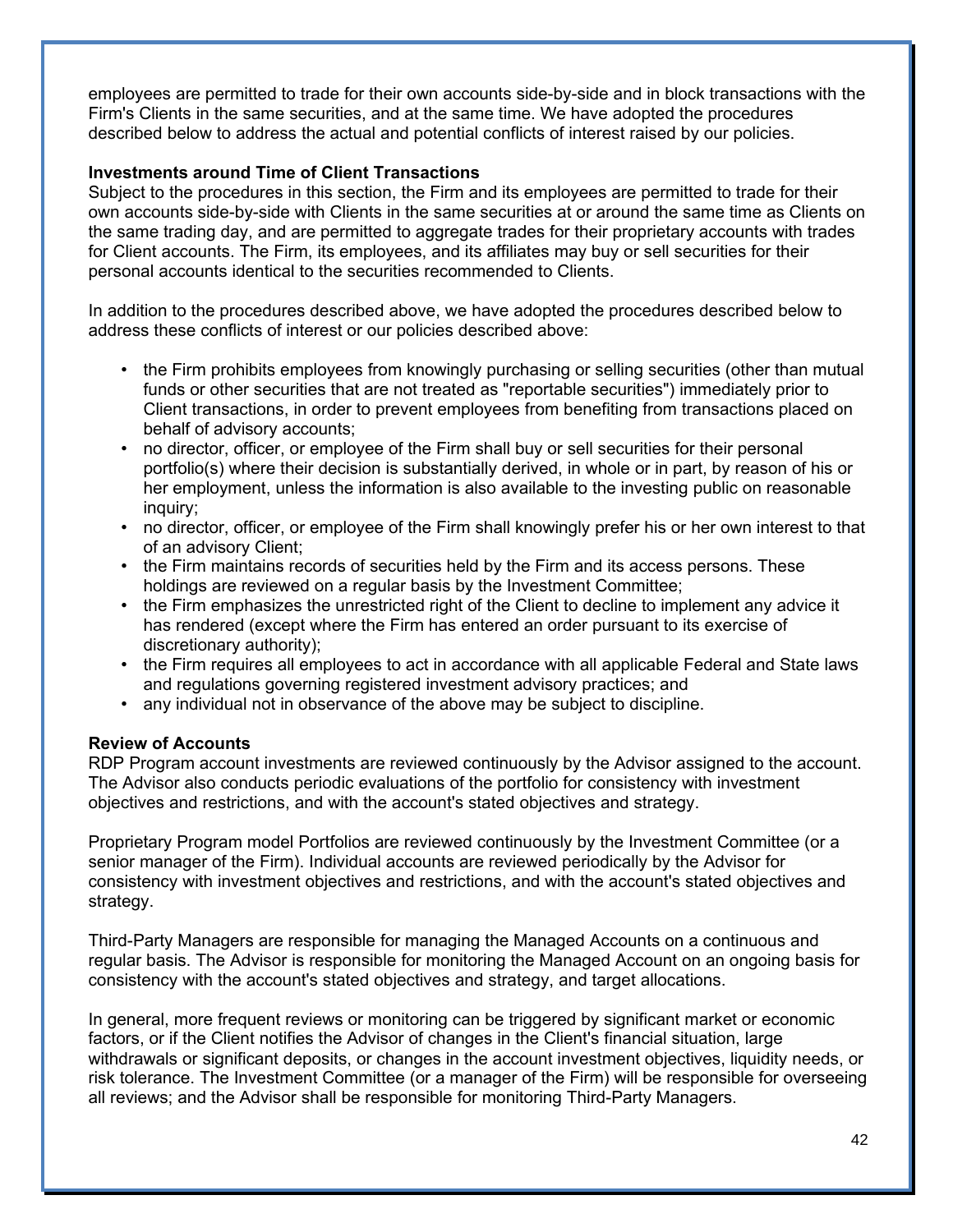employees are permitted to trade for their own accounts side-by-side and in block transactions with the Firm's Clients in the same securities, and at the same time. We have adopted the procedures described below to address the actual and potential conflicts of interest raised by our policies.

**Investments around Time of Client Transactions**
Subject to the procedures in this section, the Firm and its employees are permitted to trade for their own accounts side-by-side with Clients in the same securities at or around the same time as Clients on the same trading day, and are permitted to aggregate trades for their proprietary accounts with trades for Client accounts. The Firm, its employees, and its affiliates may buy or sell securities for their personal accounts identical to the securities recommended to Clients.

In addition to the procedures described above, we have adopted the procedures described below to address these conflicts of interest or our policies described above:

- the Firm prohibits employees from knowingly purchasing or selling securities (other than mutual funds or other securities that are not treated as "reportable securities") immediately prior to Client transactions, in order to prevent employees from benefiting from transactions placed on behalf of advisory accounts;
- no director, officer, or employee of the Firm shall buy or sell securities for their personal portfolio(s) where their decision is substantially derived, in whole or in part, by reason of his or her employment, unless the information is also available to the investing public on reasonable inquiry;
- no director, officer, or employee of the Firm shall knowingly prefer his or her own interest to that of an advisory Client;
- the Firm maintains records of securities held by the Firm and its access persons. These holdings are reviewed on a regular basis by the Investment Committee;
- the Firm emphasizes the unrestricted right of the Client to decline to implement any advice it has rendered (except where the Firm has entered an order pursuant to its exercise of discretionary authority);
- the Firm requires all employees to act in accordance with all applicable Federal and State laws and regulations governing registered investment advisory practices; and
- any individual not in observance of the above may be subject to discipline.

**Review of Accounts**
RDP Program account investments are reviewed continuously by the Advisor assigned to the account. The Advisor also conducts periodic evaluations of the portfolio for consistency with investment objectives and restrictions, and with the account's stated objectives and strategy.

Proprietary Program model Portfolios are reviewed continuously by the Investment Committee (or a senior manager of the Firm). Individual accounts are reviewed periodically by the Advisor for consistency with investment objectives and restrictions, and with the account's stated objectives and strategy.

Third-Party Managers are responsible for managing the Managed Accounts on a continuous and regular basis. The Advisor is responsible for monitoring the Managed Account on an ongoing basis for consistency with the account's stated objectives and strategy, and target allocations.

In general, more frequent reviews or monitoring can be triggered by significant market or economic factors, or if the Client notifies the Advisor of changes in the Client's financial situation, large withdrawals or significant deposits, or changes in the account investment objectives, liquidity needs, or risk tolerance. The Investment Committee (or a manager of the Firm) will be responsible for overseeing all reviews; and the Advisor shall be responsible for monitoring Third-Party Managers.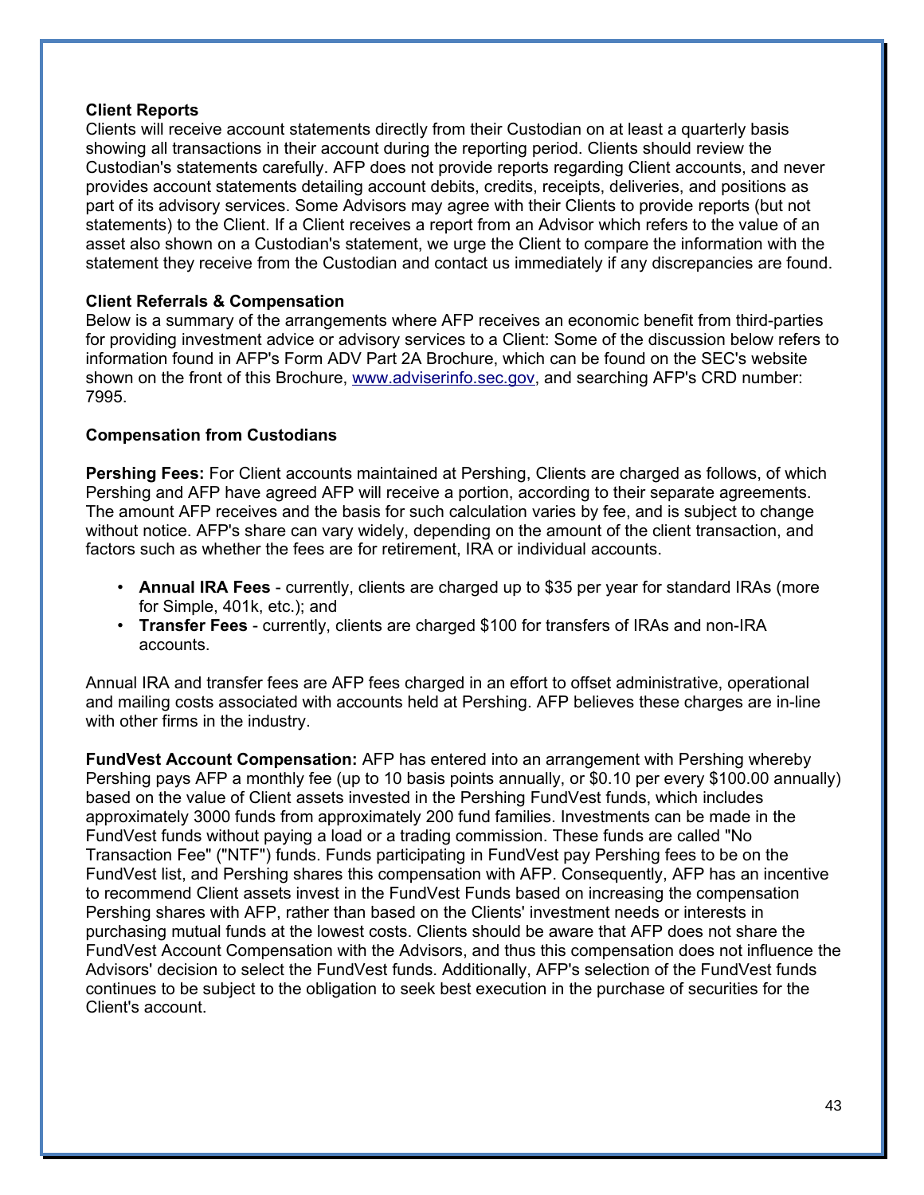**Client Reports**

Clients will receive account statements directly from their Custodian on at least a quarterly basis showing all transactions in their account during the reporting period. Clients should review the Custodian's statements carefully. AFP does not provide reports regarding Client accounts, and never provides account statements detailing account debits, credits, receipts, deliveries, and positions as part of its advisory services. Some Advisors may agree with their Clients to provide reports (but not statements) to the Client. If a Client receives a report from an Advisor which refers to the value of an asset also shown on a Custodian's statement, we urge the Client to compare the information with the statement they receive from the Custodian and contact us immediately if any discrepancies are found.

**Client Referrals & Compensation**

Below is a summary of the arrangements where AFP receives an economic benefit from third-parties for providing investment advice or advisory services to a Client: Some of the discussion below refers to information found in AFP's Form ADV Part 2A Brochure, which can be found on the SEC's website shown on the front of this Brochure, www.adviserinfo.sec.gov, and searching AFP's CRD number: 7995.

**Compensation from Custodians**

**Pershing Fees:** For Client accounts maintained at Pershing, Clients are charged as follows, of which Pershing and AFP have agreed AFP will receive a portion, according to their separate agreements. The amount AFP receives and the basis for such calculation varies by fee, and is subject to change without notice. AFP's share can vary widely, depending on the amount of the client transaction, and factors such as whether the fees are for retirement, IRA or individual accounts.

- **Annual IRA Fees** - currently, clients are charged up to $35 per year for standard IRAs (more for Simple, 401k, etc.); and
- **Transfer Fees** - currently, clients are charged $100 for transfers of IRAs and non-IRA accounts.

Annual IRA and transfer fees are AFP fees charged in an effort to offset administrative, operational and mailing costs associated with accounts held at Pershing. AFP believes these charges are in-line with other firms in the industry.

**FundVest Account Compensation:** AFP has entered into an arrangement with Pershing whereby Pershing pays AFP a monthly fee (up to 10 basis points annually, or $0.10 per every $100.00 annually) based on the value of Client assets invested in the Pershing FundVest funds, which includes approximately 3000 funds from approximately 200 fund families. Investments can be made in the FundVest funds without paying a load or a trading commission. These funds are called "No Transaction Fee" ("NTF") funds. Funds participating in FundVest pay Pershing fees to be on the FundVest list, and Pershing shares this compensation with AFP. Consequently, AFP has an incentive to recommend Client assets invest in the FundVest Funds based on increasing the compensation Pershing shares with AFP, rather than based on the Clients' investment needs or interests in purchasing mutual funds at the lowest costs. Clients should be aware that AFP does not share the FundVest Account Compensation with the Advisors, and thus this compensation does not influence the Advisors' decision to select the FundVest funds. Additionally, AFP's selection of the FundVest funds continues to be subject to the obligation to seek best execution in the purchase of securities for the Client's account.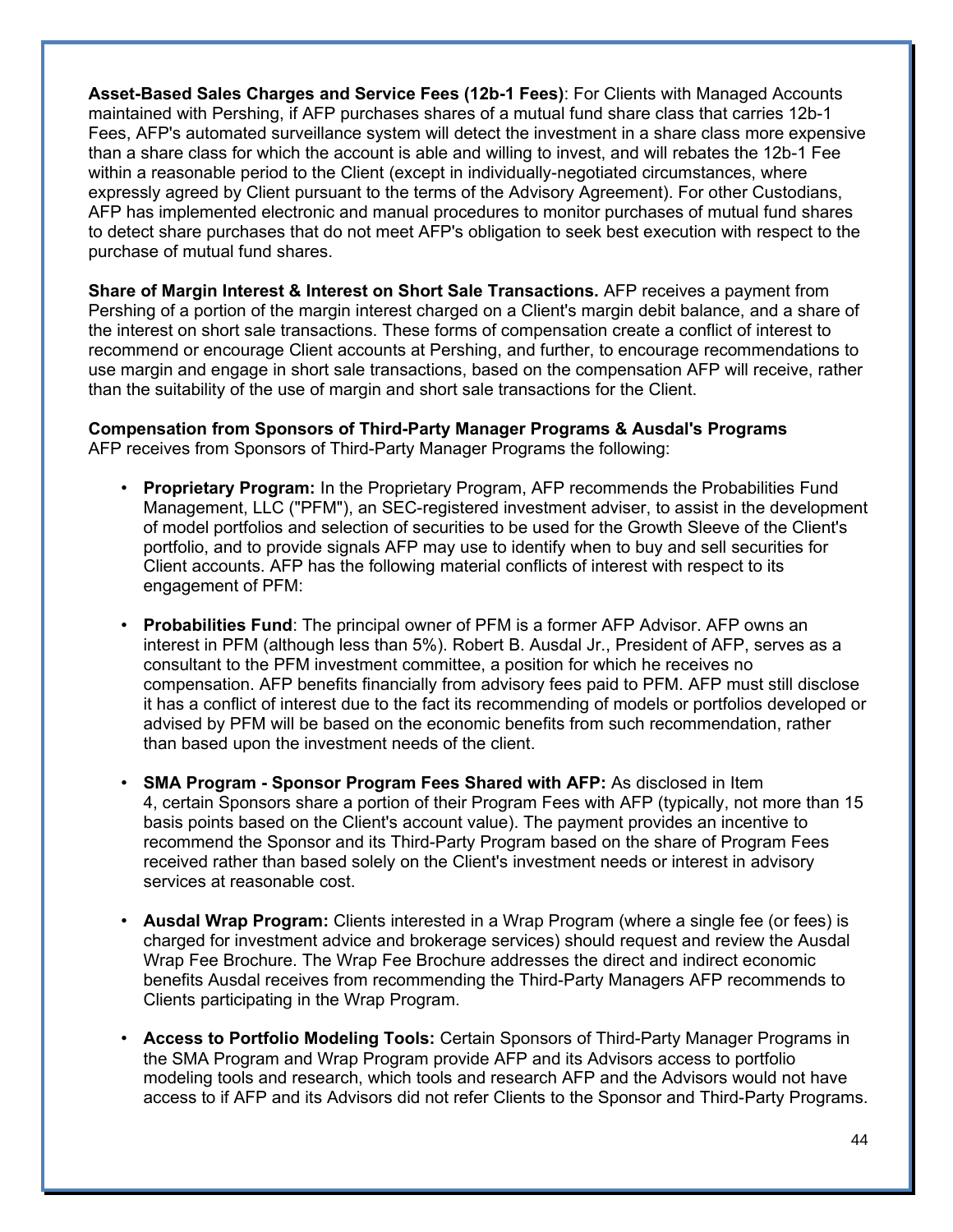**Asset-Based Sales Charges and Service Fees (12b-1 Fees)**: For Clients with Managed Accounts maintained with Pershing, if AFP purchases shares of a mutual fund share class that carries 12b-1 Fees, AFP's automated surveillance system will detect the investment in a share class more expensive than a share class for which the account is able and willing to invest, and will rebates the 12b-1 Fee within a reasonable period to the Client (except in individually-negotiated circumstances, where expressly agreed by Client pursuant to the terms of the Advisory Agreement). For other Custodians, AFP has implemented electronic and manual procedures to monitor purchases of mutual fund shares to detect share purchases that do not meet AFP's obligation to seek best execution with respect to the purchase of mutual fund shares.

**Share of Margin Interest & Interest on Short Sale Transactions.** AFP receives a payment from Pershing of a portion of the margin interest charged on a Client's margin debit balance, and a share of the interest on short sale transactions. These forms of compensation create a conflict of interest to recommend or encourage Client accounts at Pershing, and further, to encourage recommendations to use margin and engage in short sale transactions, based on the compensation AFP will receive, rather than the suitability of the use of margin and short sale transactions for the Client.

**Compensation from Sponsors of Third-Party Manager Programs & Ausdal's Programs**
AFP receives from Sponsors of Third-Party Manager Programs the following:

- **Proprietary Program:** In the Proprietary Program, AFP recommends the Probabilities Fund Management, LLC ("PFM"), an SEC-registered investment adviser, to assist in the development of model portfolios and selection of securities to be used for the Growth Sleeve of the Client's portfolio, and to provide signals AFP may use to identify when to buy and sell securities for Client accounts. AFP has the following material conflicts of interest with respect to its engagement of PFM:

- **Probabilities Fund**: The principal owner of PFM is a former AFP Advisor. AFP owns an interest in PFM (although less than 5%). Robert B. Ausdal Jr., President of AFP, serves as a consultant to the PFM investment committee, a position for which he receives no compensation. AFP benefits financially from advisory fees paid to PFM. AFP must still disclose it has a conflict of interest due to the fact its recommending of models or portfolios developed or advised by PFM will be based on the economic benefits from such recommendation, rather than based upon the investment needs of the client.

- **SMA Program - Sponsor Program Fees Shared with AFP:** As disclosed in Item 4, certain Sponsors share a portion of their Program Fees with AFP (typically, not more than 15 basis points based on the Client's account value). The payment provides an incentive to recommend the Sponsor and its Third-Party Program based on the share of Program Fees received rather than based solely on the Client's investment needs or interest in advisory services at reasonable cost.

- **Ausdal Wrap Program:** Clients interested in a Wrap Program (where a single fee (or fees) is charged for investment advice and brokerage services) should request and review the Ausdal Wrap Fee Brochure. The Wrap Fee Brochure addresses the direct and indirect economic benefits Ausdal receives from recommending the Third-Party Managers AFP recommends to Clients participating in the Wrap Program.

- **Access to Portfolio Modeling Tools:** Certain Sponsors of Third-Party Manager Programs in the SMA Program and Wrap Program provide AFP and its Advisors access to portfolio modeling tools and research, which tools and research AFP and the Advisors would not have access to if AFP and its Advisors did not refer Clients to the Sponsor and Third-Party Programs.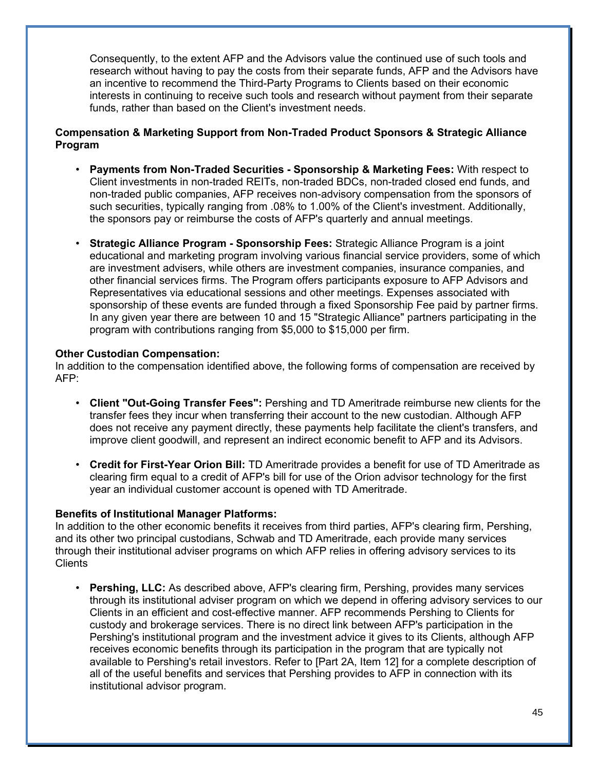Consequently, to the extent AFP and the Advisors value the continued use of such tools and research without having to pay the costs from their separate funds, AFP and the Advisors have an incentive to recommend the Third-Party Programs to Clients based on their economic interests in continuing to receive such tools and research without payment from their separate funds, rather than based on the Client's investment needs.

**Compensation & Marketing Support from Non-Traded Product Sponsors & Strategic Alliance Program**

- **Payments from Non-Traded Securities - Sponsorship & Marketing Fees:** With respect to Client investments in non-traded REITs, non-traded BDCs, non-traded closed end funds, and non-traded public companies, AFP receives non-advisory compensation from the sponsors of such securities, typically ranging from .08% to 1.00% of the Client's investment. Additionally, the sponsors pay or reimburse the costs of AFP's quarterly and annual meetings.

- **Strategic Alliance Program - Sponsorship Fees:** Strategic Alliance Program is a joint educational and marketing program involving various financial service providers, some of which are investment advisers, while others are investment companies, insurance companies, and other financial services firms. The Program offers participants exposure to AFP Advisors and Representatives via educational sessions and other meetings. Expenses associated with sponsorship of these events are funded through a fixed Sponsorship Fee paid by partner firms. In any given year there are between 10 and 15 "Strategic Alliance" partners participating in the program with contributions ranging from $5,000 to $15,000 per firm.

**Other Custodian Compensation:**
In addition to the compensation identified above, the following forms of compensation are received by AFP:

- **Client "Out-Going Transfer Fees":** Pershing and TD Ameritrade reimburse new clients for the transfer fees they incur when transferring their account to the new custodian. Although AFP does not receive any payment directly, these payments help facilitate the client's transfers, and improve client goodwill, and represent an indirect economic benefit to AFP and its Advisors.

- **Credit for First-Year Orion Bill:** TD Ameritrade provides a benefit for use of TD Ameritrade as clearing firm equal to a credit of AFP's bill for use of the Orion advisor technology for the first year an individual customer account is opened with TD Ameritrade.

**Benefits of Institutional Manager Platforms:**
In addition to the other economic benefits it receives from third parties, AFP's clearing firm, Pershing, and its other two principal custodians, Schwab and TD Ameritrade, each provide many services through their institutional adviser programs on which AFP relies in offering advisory services to its Clients

- **Pershing, LLC:** As described above, AFP's clearing firm, Pershing, provides many services through its institutional adviser program on which we depend in offering advisory services to our Clients in an efficient and cost-effective manner. AFP recommends Pershing to Clients for custody and brokerage services. There is no direct link between AFP's participation in the Pershing's institutional program and the investment advice it gives to its Clients, although AFP receives economic benefits through its participation in the program that are typically not available to Pershing's retail investors. Refer to [Part 2A, Item 12] for a complete description of all of the useful benefits and services that Pershing provides to AFP in connection with its institutional advisor program.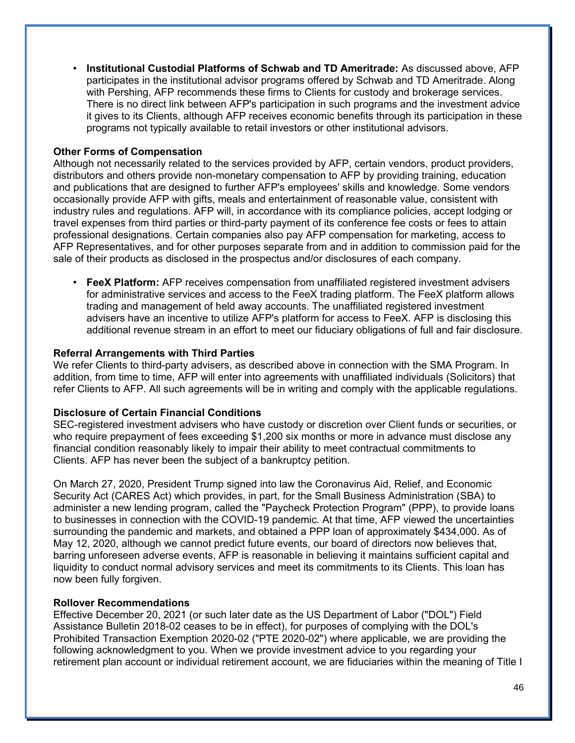- **Institutional Custodial Platforms of Schwab and TD Ameritrade:** As discussed above, AFP participates in the institutional advisor programs offered by Schwab and TD Ameritrade. Along with Pershing, AFP recommends these firms to Clients for custody and brokerage services. There is no direct link between AFP's participation in such programs and the investment advice it gives to its Clients, although AFP receives economic benefits through its participation in these programs not typically available to retail investors or other institutional advisors.

**Other Forms of Compensation**

Although not necessarily related to the services provided by AFP, certain vendors, product providers, distributors and others provide non-monetary compensation to AFP by providing training, education and publications that are designed to further AFP's employees' skills and knowledge. Some vendors occasionally provide AFP with gifts, meals and entertainment of reasonable value, consistent with industry rules and regulations. AFP will, in accordance with its compliance policies, accept lodging or travel expenses from third parties or third-party payment of its conference fee costs or fees to attain professional designations. Certain companies also pay AFP compensation for marketing, access to AFP Representatives, and for other purposes separate from and in addition to commission paid for the sale of their products as disclosed in the prospectus and/or disclosures of each company.

- **FeeX Platform:** AFP receives compensation from unaffiliated registered investment advisers for administrative services and access to the FeeX trading platform. The FeeX platform allows trading and management of held away accounts. The unaffiliated registered investment advisers have an incentive to utilize AFP's platform for access to FeeX. AFP is disclosing this additional revenue stream in an effort to meet our fiduciary obligations of full and fair disclosure.

**Referral Arrangements with Third Parties**

We refer Clients to third-party advisers, as described above in connection with the SMA Program. In addition, from time to time, AFP will enter into agreements with unaffiliated individuals (Solicitors) that refer Clients to AFP. All such agreements will be in writing and comply with the applicable regulations.

**Disclosure of Certain Financial Conditions**

SEC-registered investment advisers who have custody or discretion over Client funds or securities, or who require prepayment of fees exceeding $1,200 six months or more in advance must disclose any financial condition reasonably likely to impair their ability to meet contractual commitments to Clients. AFP has never been the subject of a bankruptcy petition.

On March 27, 2020, President Trump signed into law the Coronavirus Aid, Relief, and Economic Security Act (CARES Act) which provides, in part, for the Small Business Administration (SBA) to administer a new lending program, called the "Paycheck Protection Program" (PPP), to provide loans to businesses in connection with the COVID-19 pandemic. At that time, AFP viewed the uncertainties surrounding the pandemic and markets, and obtained a PPP loan of approximately $434,000. As of May 12, 2020, although we cannot predict future events, our board of directors now believes that, barring unforeseen adverse events, AFP is reasonable in believing it maintains sufficient capital and liquidity to conduct normal advisory services and meet its commitments to its Clients. This loan has now been fully forgiven.

**Rollover Recommendations**

Effective December 20, 2021 (or such later date as the US Department of Labor ("DOL") Field Assistance Bulletin 2018-02 ceases to be in effect), for purposes of complying with the DOL's Prohibited Transaction Exemption 2020-02 ("PTE 2020-02") where applicable, we are providing the following acknowledgment to you. When we provide investment advice to you regarding your retirement plan account or individual retirement account, we are fiduciaries within the meaning of Title I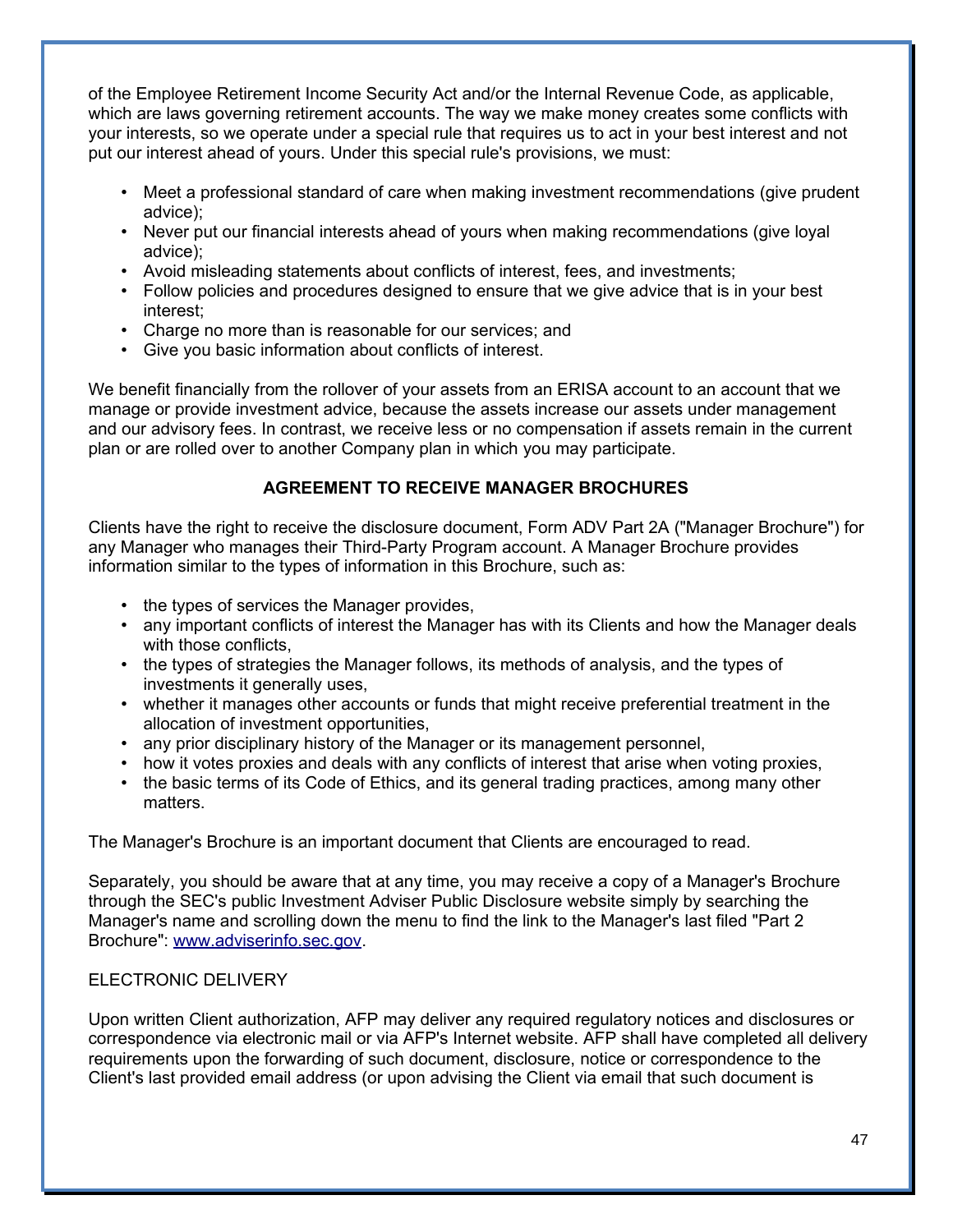of the Employee Retirement Income Security Act and/or the Internal Revenue Code, as applicable, which are laws governing retirement accounts. The way we make money creates some conflicts with your interests, so we operate under a special rule that requires us to act in your best interest and not put our interest ahead of yours. Under this special rule's provisions, we must:

- Meet a professional standard of care when making investment recommendations (give prudent advice);
- Never put our financial interests ahead of yours when making recommendations (give loyal advice);
- Avoid misleading statements about conflicts of interest, fees, and investments;
- Follow policies and procedures designed to ensure that we give advice that is in your best interest;
- Charge no more than is reasonable for our services; and
- Give you basic information about conflicts of interest.

We benefit financially from the rollover of your assets from an ERISA account to an account that we manage or provide investment advice, because the assets increase our assets under management and our advisory fees. In contrast, we receive less or no compensation if assets remain in the current plan or are rolled over to another Company plan in which you may participate.

## AGREEMENT TO RECEIVE MANAGER BROCHURES

Clients have the right to receive the disclosure document, Form ADV Part 2A ("Manager Brochure") for any Manager who manages their Third-Party Program account. A Manager Brochure provides information similar to the types of information in this Brochure, such as:

- the types of services the Manager provides,
- any important conflicts of interest the Manager has with its Clients and how the Manager deals with those conflicts,
- the types of strategies the Manager follows, its methods of analysis, and the types of investments it generally uses,
- whether it manages other accounts or funds that might receive preferential treatment in the allocation of investment opportunities,
- any prior disciplinary history of the Manager or its management personnel,
- how it votes proxies and deals with any conflicts of interest that arise when voting proxies,
- the basic terms of its Code of Ethics, and its general trading practices, among many other matters.

The Manager's Brochure is an important document that Clients are encouraged to read.

Separately, you should be aware that at any time, you may receive a copy of a Manager's Brochure through the SEC's public Investment Adviser Public Disclosure website simply by searching the Manager's name and scrolling down the menu to find the link to the Manager's last filed "Part 2 Brochure": www.adviserinfo.sec.gov.

ELECTRONIC DELIVERY

Upon written Client authorization, AFP may deliver any required regulatory notices and disclosures or correspondence via electronic mail or via AFP's Internet website. AFP shall have completed all delivery requirements upon the forwarding of such document, disclosure, notice or correspondence to the Client's last provided email address (or upon advising the Client via email that such document is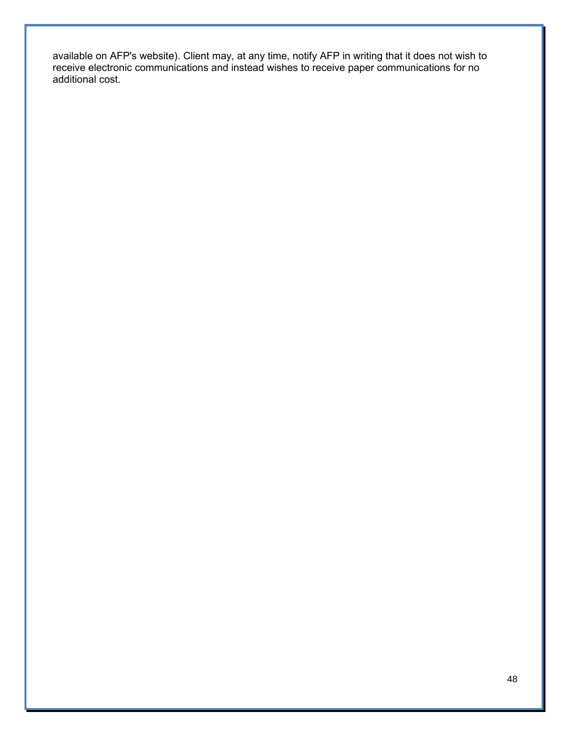available on AFP's website). Client may, at any time, notify AFP in writing that it does not wish to receive electronic communications and instead wishes to receive paper communications for no additional cost.